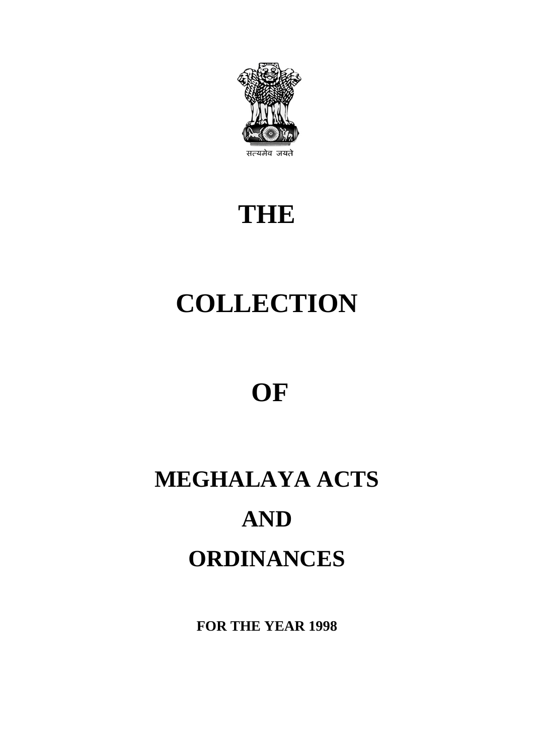सत्यमेव जयते

# THE

# COLLECTION

# OF

# MEGHALAYA ACTS

# AND

# ORDINANCES

**FOR THE YEAR 1998**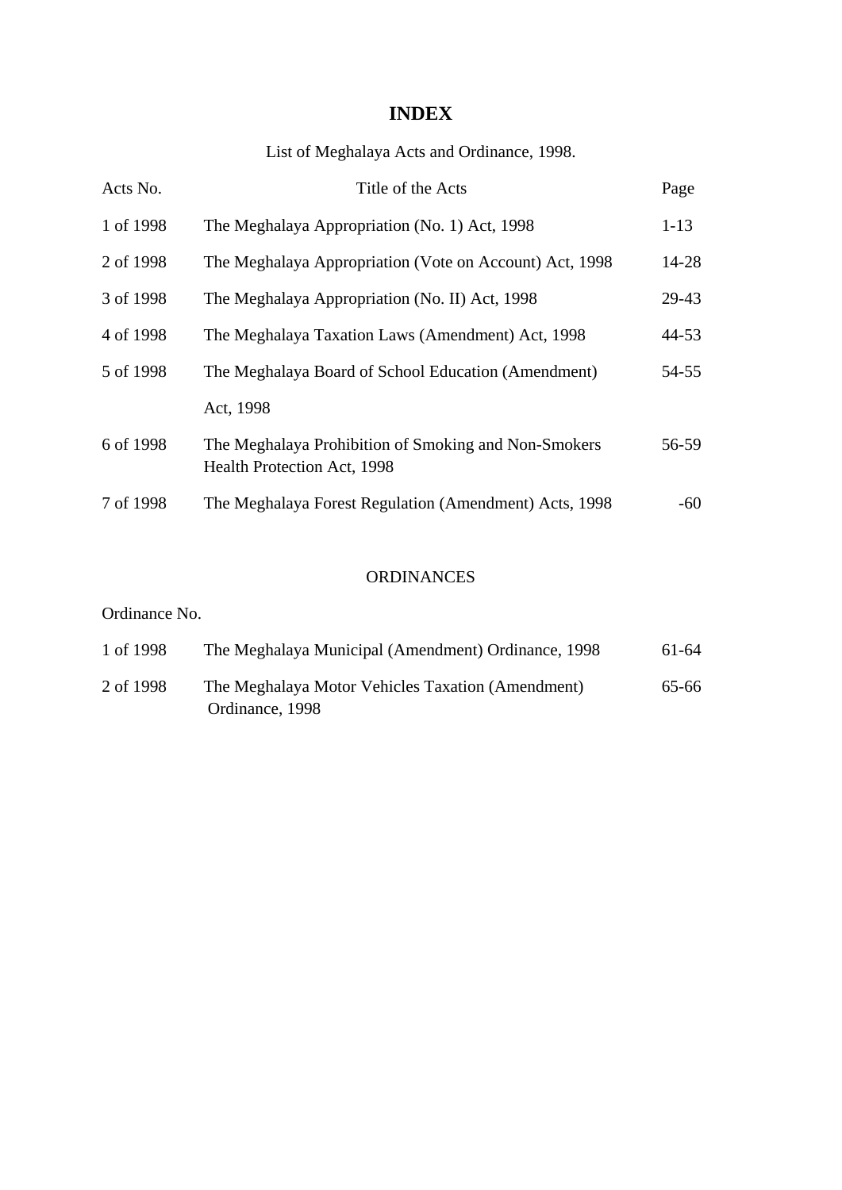# INDEX

List of Meghalaya Acts and Ordinance, 1998.

| Acts No. | Title of the Acts | Page |
|---|---|---|
| 1 of 1998 | The Meghalaya Appropriation (No. 1) Act, 1998 | 1-13 |
| 2 of 1998 | The Meghalaya Appropriation (Vote on Account) Act, 1998 | 14-28 |
| 3 of 1998 | The Meghalaya Appropriation (No. II) Act, 1998 | 29-43 |
| 4 of 1998 | The Meghalaya Taxation Laws (Amendment) Act, 1998 | 44-53 |
| 5 of 1998 | The Meghalaya Board of School Education (Amendment) Act, 1998 | 54-55 |
| 6 of 1998 | The Meghalaya Prohibition of Smoking and Non-Smokers Health Protection Act, 1998 | 56-59 |
| 7 of 1998 | The Meghalaya Forest Regulation (Amendment) Acts, 1998 | -60 |

## ORDINANCES

| Ordinance No. | | |
|---|---|---|
| 1 of 1998 | The Meghalaya Municipal (Amendment) Ordinance, 1998 | 61-64 |
| 2 of 1998 | The Meghalaya Motor Vehicles Taxation (Amendment) Ordinance, 1998 | 65-66 |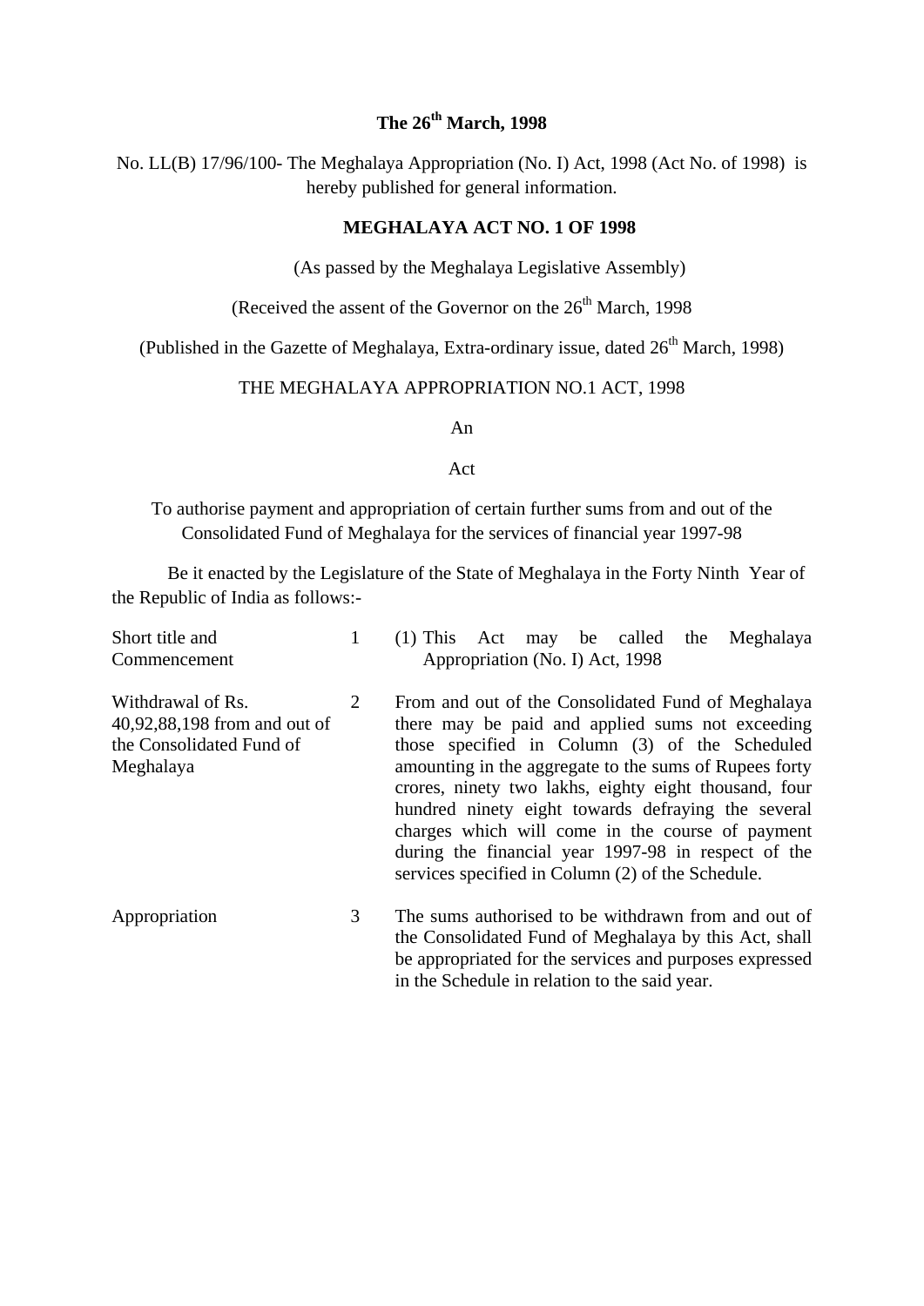**The 26th March, 1998**

No. LL(B) 17/96/100- The Meghalaya Appropriation (No. I) Act, 1998 (Act No. of 1998) is hereby published for general information.

**MEGHALAYA ACT NO. 1 OF 1998**

(As passed by the Meghalaya Legislative Assembly)

(Received the assent of the Governor on the 26th March, 1998

(Published in the Gazette of Meghalaya, Extra-ordinary issue, dated 26th March, 1998)

THE MEGHALAYA APPROPRIATION NO.1 ACT, 1998

An

Act

To authorise payment and appropriation of certain further sums from and out of the Consolidated Fund of Meghalaya for the services of financial year 1997-98

Be it enacted by the Legislature of the State of Meghalaya in the Forty Ninth Year of the Republic of India as follows:-

| | | |
|---|---|---|
| Short title and Commencement | 1 | (1) This Act may be called the Meghalaya Appropriation (No. I) Act, 1998 |
| Withdrawal of Rs. 40,92,88,198 from and out of the Consolidated Fund of Meghalaya | 2 | From and out of the Consolidated Fund of Meghalaya there may be paid and applied sums not exceeding those specified in Column (3) of the Scheduled amounting in the aggregate to the sums of Rupees forty crores, ninety two lakhs, eighty eight thousand, four hundred ninety eight towards defraying the several charges which will come in the course of payment during the financial year 1997-98 in respect of the services specified in Column (2) of the Schedule. |
| Appropriation | 3 | The sums authorised to be withdrawn from and out of the Consolidated Fund of Meghalaya by this Act, shall be appropriated for the services and purposes expressed in the Schedule in relation to the said year. |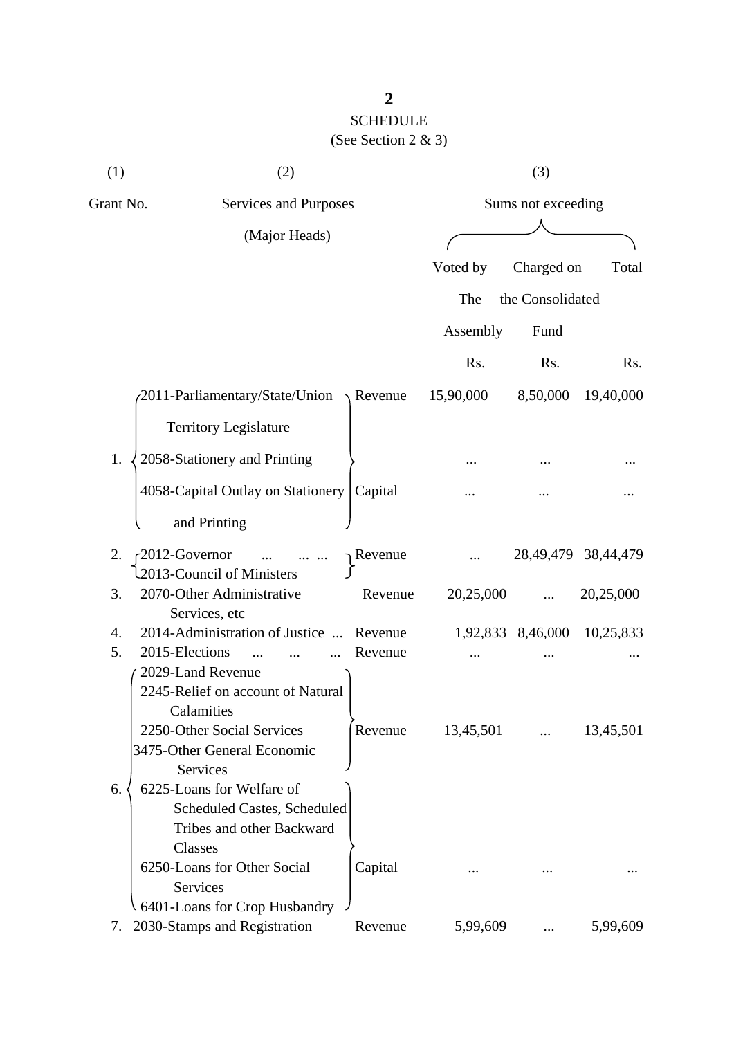## SCHEDULE

(See Section 2 & 3)

| (1) | (2) | | (3) | | |
|---|---|---|---|---|---|
| Grant No. | Services and Purposes (Major Heads) | | Sums not exceeding | | |
| | | | Voted by The Assembly | Charged on the Consolidated Fund | Total |
| | | | Rs. | Rs. | Rs. |
| 1. | 2011-Parliamentary/State/Union Territory Legislature; 2058-Stationery and Printing | Revenue | 15,90,000 | 8,50,000 | 19,40,000 |
| | | | ... | ... | ... |
| | 4058-Capital Outlay on Stationery and Printing | Capital | ... | ... | ... |
| 2. | 2012-Governor ... ... ...; 2013-Council of Ministers | Revenue | ... | 28,49,479 | 38,44,479 |
| 3. | 2070-Other Administrative Services, etc | Revenue | 20,25,000 | ... | 20,25,000 |
| 4. | 2014-Administration of Justice ... | Revenue | 1,92,833 | 8,46,000 | 10,25,833 |
| 5. | 2015-Elections ... ... ... | Revenue | ... | ... | ... |
| 6. | 2029-Land Revenue; 2245-Relief on account of Natural Calamities; 2250-Other Social Services; 3475-Other General Economic Services | Revenue | 13,45,501 | ... | 13,45,501 |
| | 6225-Loans for Welfare of Scheduled Castes, Scheduled Tribes and other Backward Classes; 6250-Loans for Other Social Services; 6401-Loans for Crop Husbandry | Capital | ... | ... | ... |
| 7. | 2030-Stamps and Registration | Revenue | 5,99,609 | ... | 5,99,609 |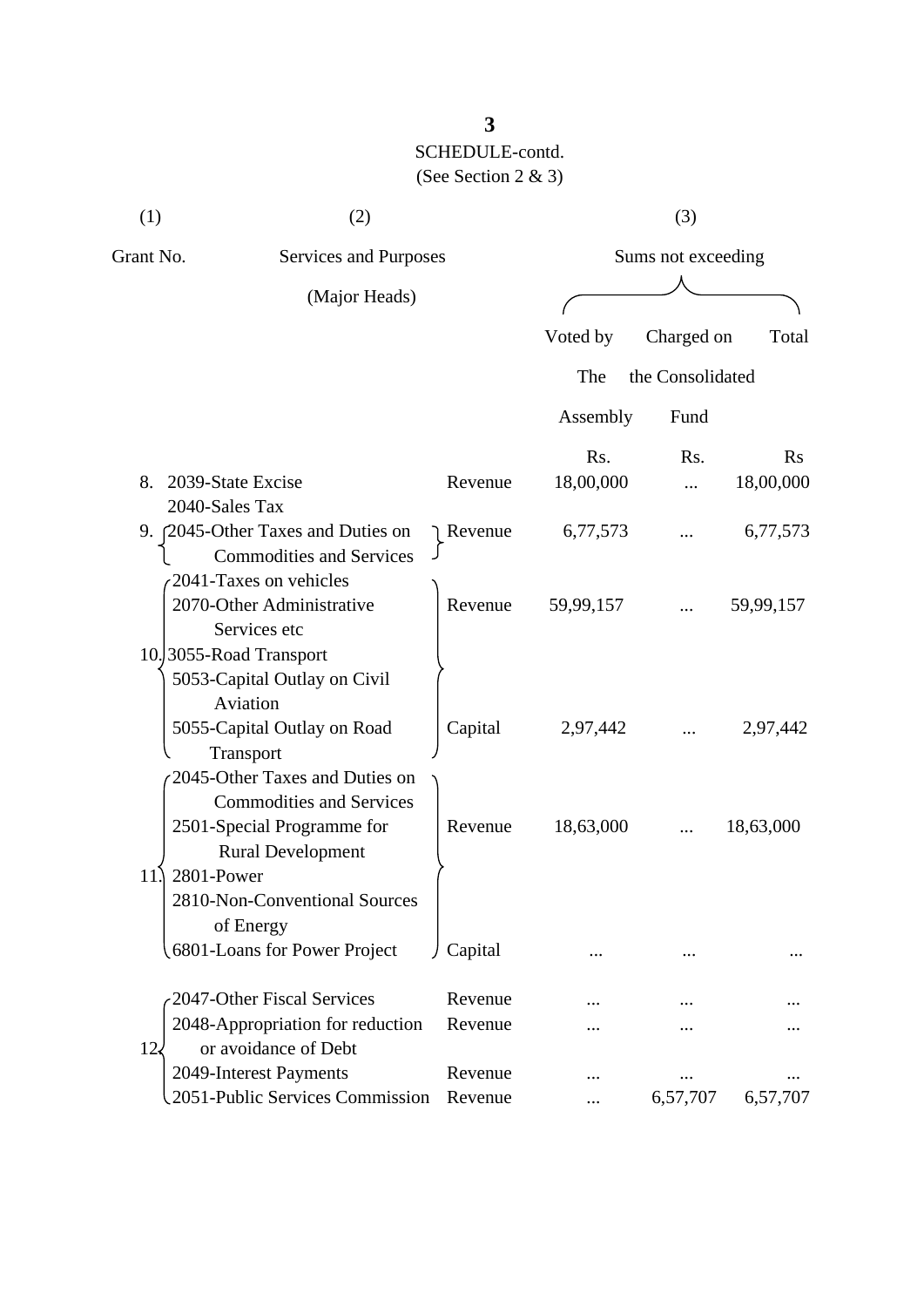SCHEDULE-contd.

(See Section 2 & 3)

| (1) | (2) | | (3) | | |
|---|---|---|---|---|---|
| Grant No. | Services and Purposes (Major Heads) | | Sums not exceeding | | |
| | | | Voted by The Assembly | Charged on the Consolidated Fund | Total |
| | | | Rs. | Rs. | Rs |
| 8. | 2039-State Excise<br>2040-Sales Tax | Revenue | 18,00,000 | ... | 18,00,000 |
| 9. | 2045-Other Taxes and Duties on Commodities and Services | Revenue | 6,77,573 | ... | 6,77,573 |
| 10. | 2041-Taxes on vehicles<br>2070-Other Administrative Services etc<br>3055-Road Transport | Revenue | 59,99,157 | ... | 59,99,157 |
| | 5053-Capital Outlay on Civil Aviation<br>5055-Capital Outlay on Road Transport | Capital | 2,97,442 | ... | 2,97,442 |
| 11. | 2045-Other Taxes and Duties on Commodities and Services<br>2501-Special Programme for Rural Development<br>2801-Power<br>2810-Non-Conventional Sources of Energy | Revenue | 18,63,000 | ... | 18,63,000 |
| | 6801-Loans for Power Project | Capital | ... | ... | ... |
| 12. | 2047-Other Fiscal Services | Revenue | ... | ... | ... |
| | 2048-Appropriation for reduction or avoidance of Debt | Revenue | ... | ... | ... |
| | 2049-Interest Payments | Revenue | ... | ... | ... |
| | 2051-Public Services Commission | Revenue | ... | 6,57,707 | 6,57,707 |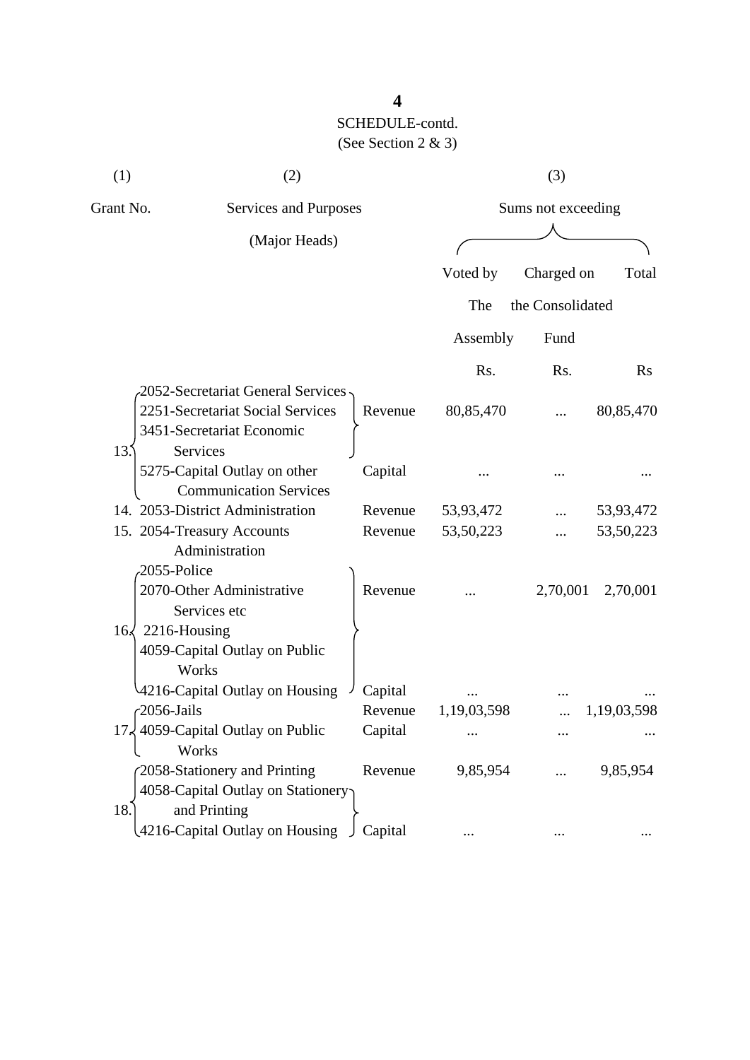SCHEDULE-contd.

(See Section 2 & 3)

| (1) | (2) | | (3) | | |
|---|---|---|---|---|---|
| Grant No. | Services and Purposes (Major Heads) | | Sums not exceeding | | |
| | | | Voted by The Assembly | Charged on the Consolidated Fund | Total |
| | | | Rs. | Rs. | Rs |
| 13. | 2052-Secretariat General Services<br>2251-Secretariat Social Services<br>3451-Secretariat Economic Services | Revenue | 80,85,470 | ... | 80,85,470 |
| | 5275-Capital Outlay on other Communication Services | Capital | ... | ... | ... |
| 14. | 2053-District Administration | Revenue | 53,93,472 | ... | 53,93,472 |
| 15. | 2054-Treasury Accounts Administration | Revenue | 53,50,223 | ... | 53,50,223 |
| 16. | 2055-Police<br>2070-Other Administrative Services etc<br>2216-Housing<br>4059-Capital Outlay on Public Works | Revenue | ... | 2,70,001 | 2,70,001 |
| | 4216-Capital Outlay on Housing | Capital | ... | ... | ... |
| 17. | 2056-Jails | Revenue | 1,19,03,598 | ... | 1,19,03,598 |
| | 4059-Capital Outlay on Public Works | Capital | ... | ... | ... |
| 18. | 2058-Stationery and Printing | Revenue | 9,85,954 | ... | 9,85,954 |
| | 4058-Capital Outlay on Stationery and Printing<br>4216-Capital Outlay on Housing | Capital | ... | ... | ... |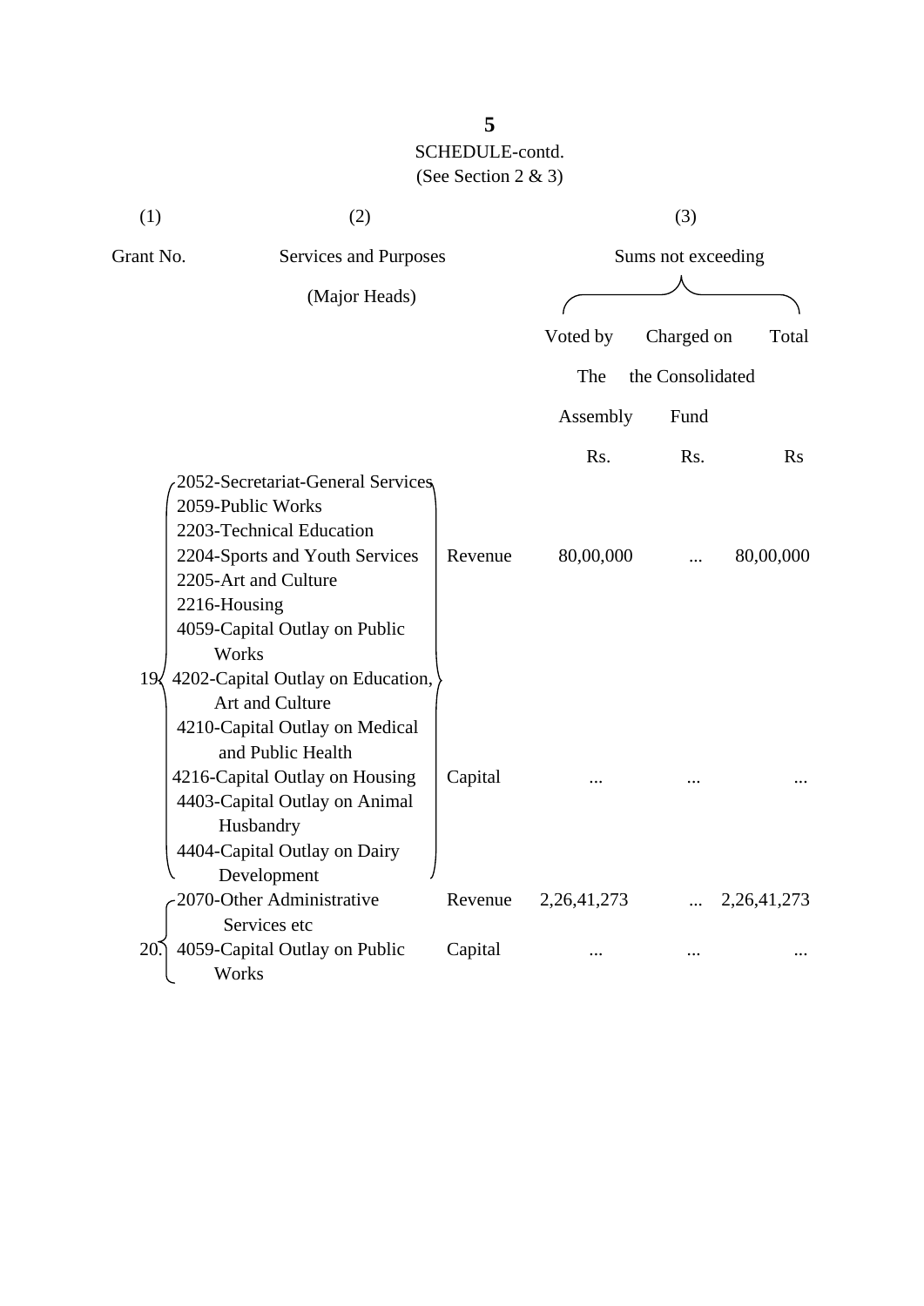SCHEDULE-contd.
(See Section 2 & 3)

| (1) | (2) | | (3) | | |
|---|---|---|---|---|---|
| Grant No. | Services and Purposes (Major Heads) | | Sums not exceeding | | |
| | | | Voted by The Assembly | Charged on the Consolidated Fund | Total |
| | | | Rs. | Rs. | Rs |
| 19 | 2052-Secretariat-General Services<br>2059-Public Works<br>2203-Technical Education<br>2204-Sports and Youth Services<br>2205-Art and Culture<br>2216-Housing | Revenue | 80,00,000 | ... | 80,00,000 |
| | 4059-Capital Outlay on Public Works<br>4202-Capital Outlay on Education, Art and Culture<br>4210-Capital Outlay on Medical and Public Health<br>4216-Capital Outlay on Housing<br>4403-Capital Outlay on Animal Husbandry<br>4404-Capital Outlay on Dairy Development | Capital | ... | ... | ... |
| 20. | 2070-Other Administrative Services etc | Revenue | 2,26,41,273 | ... | 2,26,41,273 |
| | 4059-Capital Outlay on Public Works | Capital | ... | ... | ... |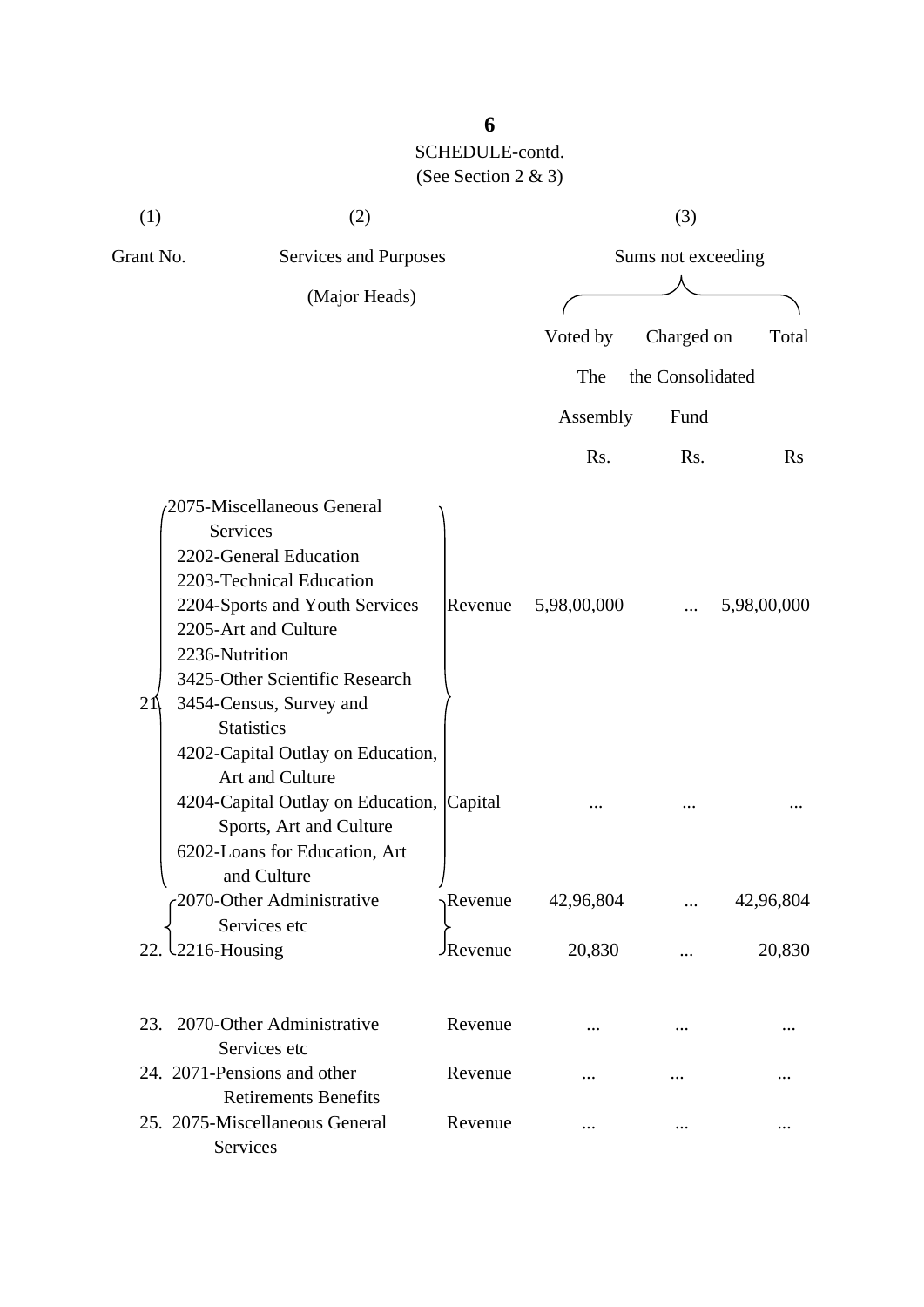**6**

SCHEDULE-contd.

(See Section 2 & 3)

| (1) | (2) | | (3) | | |
|---|---|---|---|---|---|
| Grant No. | Services and Purposes (Major Heads) | | Sums not exceeding | | |
| | | | Voted by The Assembly | Charged on the Consolidated Fund | Total |
| | | | Rs. | Rs. | Rs |
| 21. | 2075-Miscellaneous General Services<br>2202-General Education<br>2203-Technical Education<br>2204-Sports and Youth Services<br>2205-Art and Culture<br>2236-Nutrition<br>3425-Other Scientific Research<br>3454-Census, Survey and Statistics | Revenue | 5,98,00,000 | ... | 5,98,00,000 |
| | 4202-Capital Outlay on Education, Art and Culture<br>4204-Capital Outlay on Education, Sports, Art and Culture<br>6202-Loans for Education, Art and Culture | Capital | ... | ... | ... |
| 22. | 2070-Other Administrative Services etc | Revenue | 42,96,804 | ... | 42,96,804 |
| | 2216-Housing | Revenue | 20,830 | ... | 20,830 |
| 23. | 2070-Other Administrative Services etc | Revenue | ... | ... | ... |
| 24. | 2071-Pensions and other Retirements Benefits | Revenue | ... | ... | ... |
| 25. | 2075-Miscellaneous General Services | Revenue | ... | ... | ... |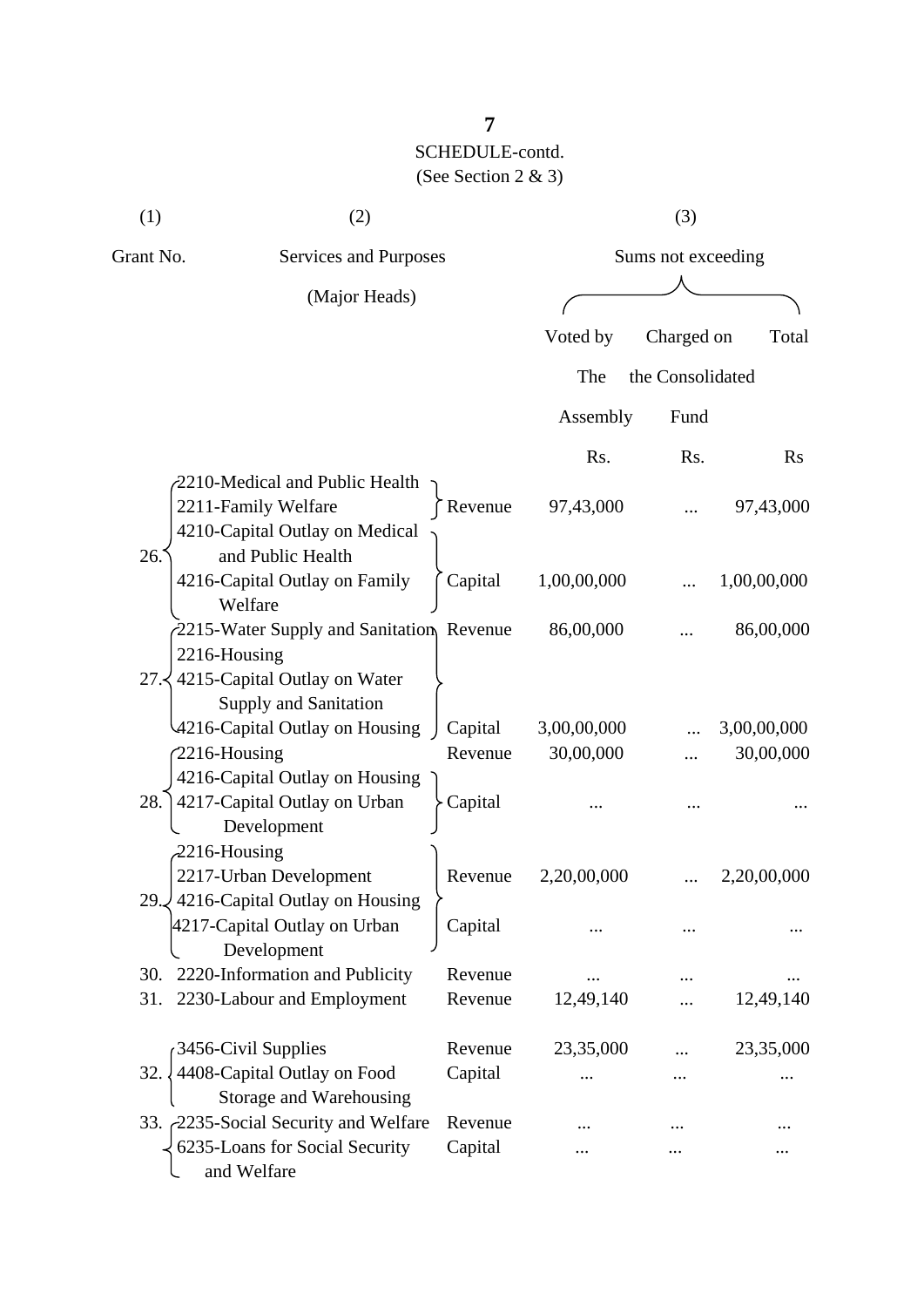SCHEDULE-contd.

(See Section 2 & 3)

| (1) | (2) | | (3) | | |
|---|---|---|---|---|---|
| Grant No. | Services and Purposes (Major Heads) | | Sums not exceeding | | |
| | | | Voted by The Assembly | Charged on the Consolidated Fund | Total |
| | | | Rs. | Rs. | Rs |
| 26. | 2210-Medical and Public Health<br>2211-Family Welfare | Revenue | 97,43,000 | ... | 97,43,000 |
| | 4210-Capital Outlay on Medical and Public Health<br>4216-Capital Outlay on Family Welfare | Capital | 1,00,00,000 | ... | 1,00,00,000 |
| 27. | 2215-Water Supply and Sanitation<br>2216-Housing | Revenue | 86,00,000 | ... | 86,00,000 |
| | 4215-Capital Outlay on Water Supply and Sanitation<br>4216-Capital Outlay on Housing | Capital | 3,00,00,000 | ... | 3,00,00,000 |
| 28. | 2216-Housing | Revenue | 30,00,000 | ... | 30,00,000 |
| | 4216-Capital Outlay on Housing<br>4217-Capital Outlay on Urban Development | Capital | ... | ... | ... |
| 29. | 2216-Housing<br>2217-Urban Development | Revenue | 2,20,00,000 | ... | 2,20,00,000 |
| | 4216-Capital Outlay on Housing<br>4217-Capital Outlay on Urban Development | Capital | ... | ... | ... |
| 30. | 2220-Information and Publicity | Revenue | ... | ... | ... |
| 31. | 2230-Labour and Employment | Revenue | 12,49,140 | ... | 12,49,140 |
| 32. | 3456-Civil Supplies | Revenue | 23,35,000 | ... | 23,35,000 |
| | 4408-Capital Outlay on Food Storage and Warehousing | Capital | ... | ... | ... |
| 33. | 2235-Social Security and Welfare | Revenue | ... | ... | ... |
| | 6235-Loans for Social Security and Welfare | Capital | ... | ... | ... |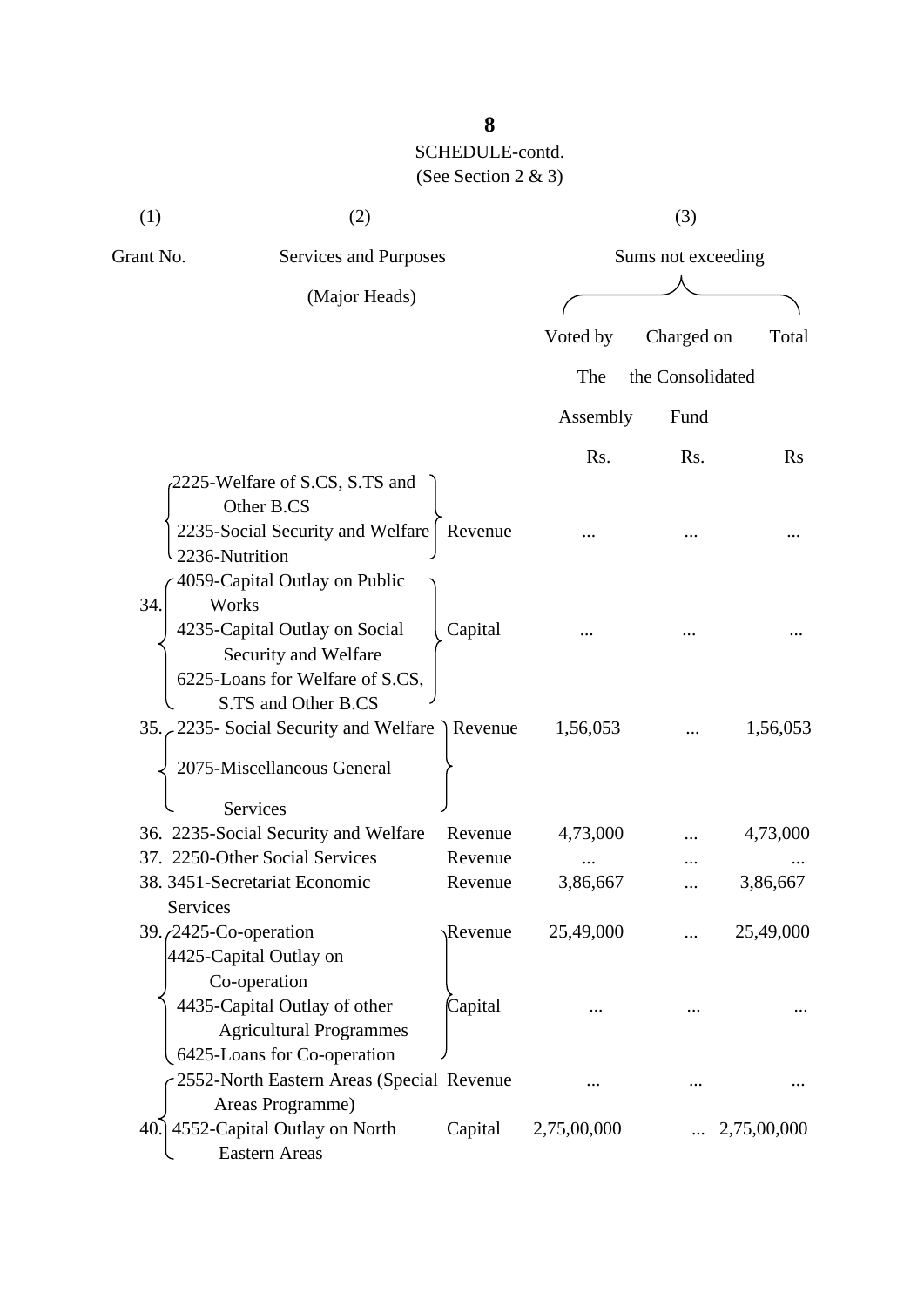SCHEDULE-contd.

(See Section 2 & 3)

| (1) | (2) | | (3) | | |
|---|---|---|---|---|---|
| Grant No. | Services and Purposes (Major Heads) | | Sums not exceeding | | |
| | | | Voted by The Assembly | Charged on the Consolidated Fund | Total |
| | | | Rs. | Rs. | Rs |
| 34. | 2225-Welfare of S.CS, S.TS and Other B.CS<br>2235-Social Security and Welfare<br>2236-Nutrition | Revenue | ... | ... | ... |
| | 4059-Capital Outlay on Public Works<br>4235-Capital Outlay on Social Security and Welfare<br>6225-Loans for Welfare of S.CS, S.TS and Other B.CS | Capital | ... | ... | ... |
| 35. | 2235- Social Security and Welfare<br>2075-Miscellaneous General Services | Revenue | 1,56,053 | ... | 1,56,053 |
| 36. | 2235-Social Security and Welfare | Revenue | 4,73,000 | ... | 4,73,000 |
| 37. | 2250-Other Social Services | Revenue | ... | ... | ... |
| 38. | 3451-Secretariat Economic Services | Revenue | 3,86,667 | ... | 3,86,667 |
| 39. | 2425-Co-operation | Revenue | 25,49,000 | ... | 25,49,000 |
| | 4425-Capital Outlay on Co-operation<br>4435-Capital Outlay of other Agricultural Programmes<br>6425-Loans for Co-operation | Capital | ... | ... | ... |
| 40. | 2552-North Eastern Areas (Special Areas Programme) | Revenue | ... | ... | ... |
| | 4552-Capital Outlay on North Eastern Areas | Capital | 2,75,00,000 | ... | 2,75,00,000 |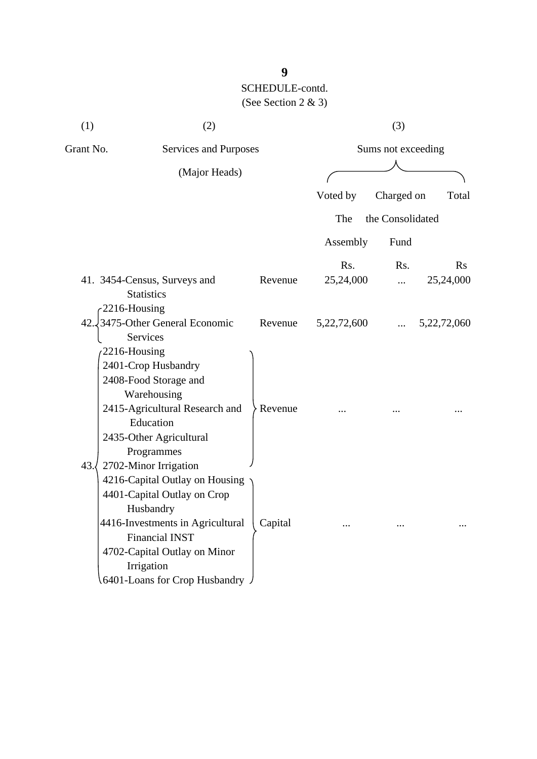## SCHEDULE-contd.

(See Section 2 & 3)

| (1) | (2) | | (3) | | |
|---|---|---|---|---|---|
| Grant No. | Services and Purposes (Major Heads) | | Sums not exceeding | | |
| | | | Voted by The Assembly | Charged on the Consolidated Fund | Total |
| | | | Rs. | Rs. | Rs |
| 41. | 3454-Census, Surveys and Statistics | Revenue | 25,24,000 | ... | 25,24,000 |
| 42. | 2216-Housing<br>3475-Other General Economic Services | Revenue | 5,22,72,600 | ... | 5,22,72,060 |
| 43. | 2216-Housing<br>2401-Crop Husbandry<br>2408-Food Storage and Warehousing<br>2415-Agricultural Research and Education<br>2435-Other Agricultural Programmes<br>2702-Minor Irrigation | Revenue | ... | ... | ... |
| | 4216-Capital Outlay on Housing<br>4401-Capital Outlay on Crop Husbandry<br>4416-Investments in Agricultural Financial INST<br>4702-Capital Outlay on Minor Irrigation<br>6401-Loans for Crop Husbandry | Capital | ... | ... | ... |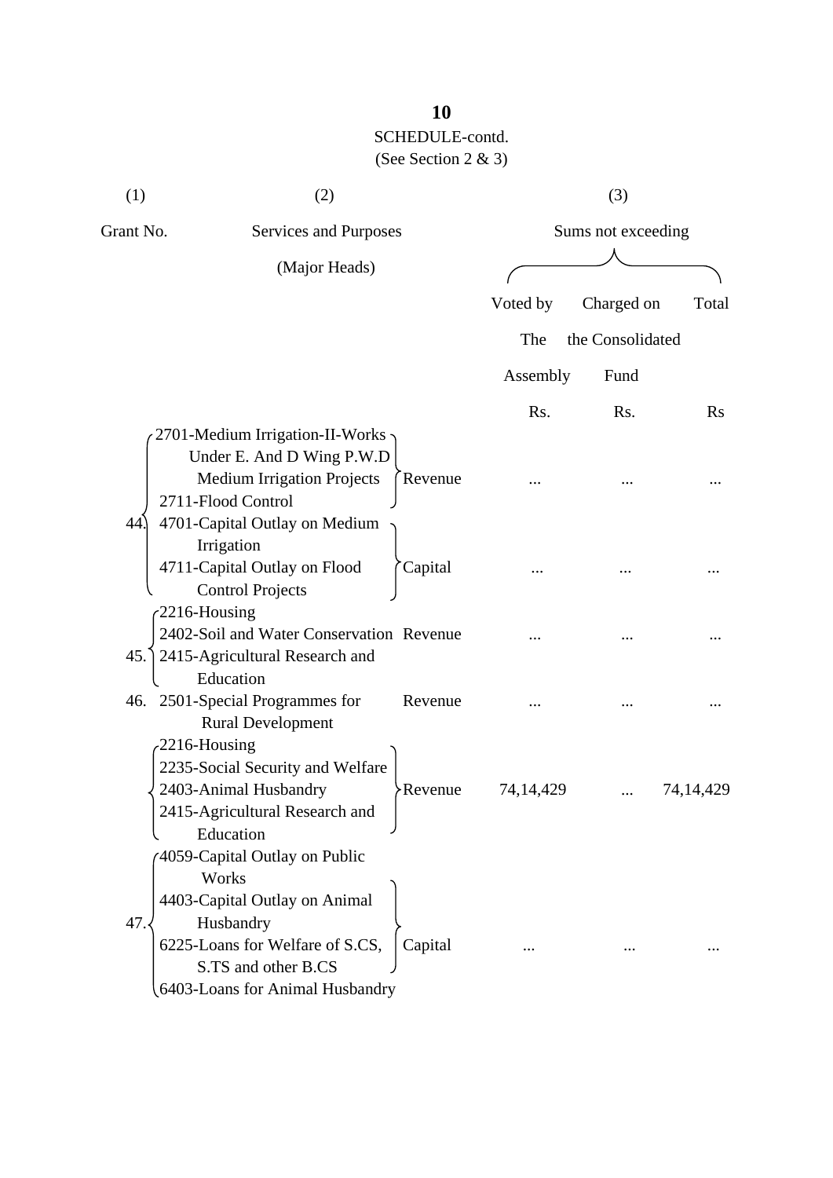SCHEDULE-contd.

(See Section 2 & 3)

| (1) | (2) | | (3) | | |
|---|---|---|---|---|---|
| Grant No. | Services and Purposes (Major Heads) | | Sums not exceeding | | |
| | | | Voted by The Assembly | Charged on the Consolidated Fund | Total |
| | | | Rs. | Rs. | Rs |
| 44. | 2701-Medium Irrigation-II-Works Under E. And D Wing P.W.D Medium Irrigation Projects<br>2711-Flood Control | Revenue | ... | ... | ... |
| | 4701-Capital Outlay on Medium Irrigation<br>4711-Capital Outlay on Flood Control Projects | Capital | ... | ... | ... |
| 45. | 2216-Housing<br>2402-Soil and Water Conservation<br>2415-Agricultural Research and Education | Revenue | ... | ... | ... |
| 46. | 2501-Special Programmes for Rural Development | Revenue | ... | ... | ... |
| 47. | 2216-Housing<br>2235-Social Security and Welfare<br>2403-Animal Husbandry<br>2415-Agricultural Research and Education | Revenue | 74,14,429 | ... | 74,14,429 |
| | 4059-Capital Outlay on Public Works<br>4403-Capital Outlay on Animal Husbandry<br>6225-Loans for Welfare of S.CS, S.TS and other B.CS<br>6403-Loans for Animal Husbandry | Capital | ... | ... | ... |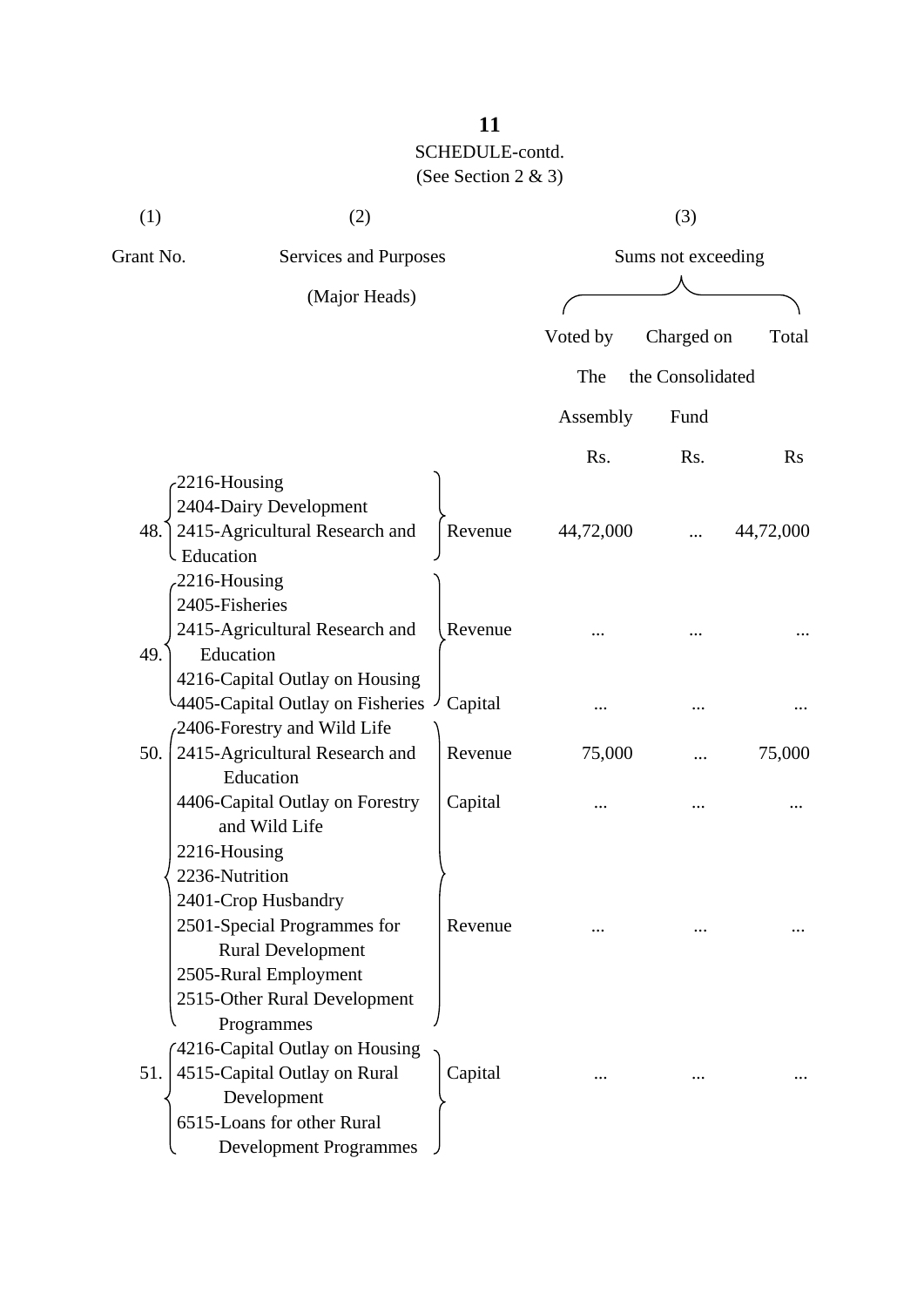SCHEDULE-contd.

(See Section 2 & 3)

| (1) | (2) | | (3) | | |
|---|---|---|---|---|---|
| Grant No. | Services and Purposes (Major Heads) | | Sums not exceeding | | |
| | | | Voted by The Assembly | Charged on the Consolidated Fund | Total |
| | | | Rs. | Rs. | Rs |
| 48. | 2216-Housing<br>2404-Dairy Development<br>2415-Agricultural Research and Education | Revenue | 44,72,000 | ... | 44,72,000 |
| 49. | 2216-Housing<br>2405-Fisheries<br>2415-Agricultural Research and Education | Revenue | ... | ... | ... |
| | 4216-Capital Outlay on Housing<br>4405-Capital Outlay on Fisheries | Capital | ... | ... | ... |
| 50. | 2406-Forestry and Wild Life<br>2415-Agricultural Research and Education | Revenue | 75,000 | ... | 75,000 |
| | 4406-Capital Outlay on Forestry and Wild Life | Capital | ... | ... | ... |
| 51. | 2216-Housing<br>2236-Nutrition<br>2401-Crop Husbandry<br>2501-Special Programmes for Rural Development<br>2505-Rural Employment<br>2515-Other Rural Development Programmes | Revenue | ... | ... | ... |
| | 4216-Capital Outlay on Housing<br>4515-Capital Outlay on Rural Development<br>6515-Loans for other Rural Development Programmes | Capital | ... | ... | ... |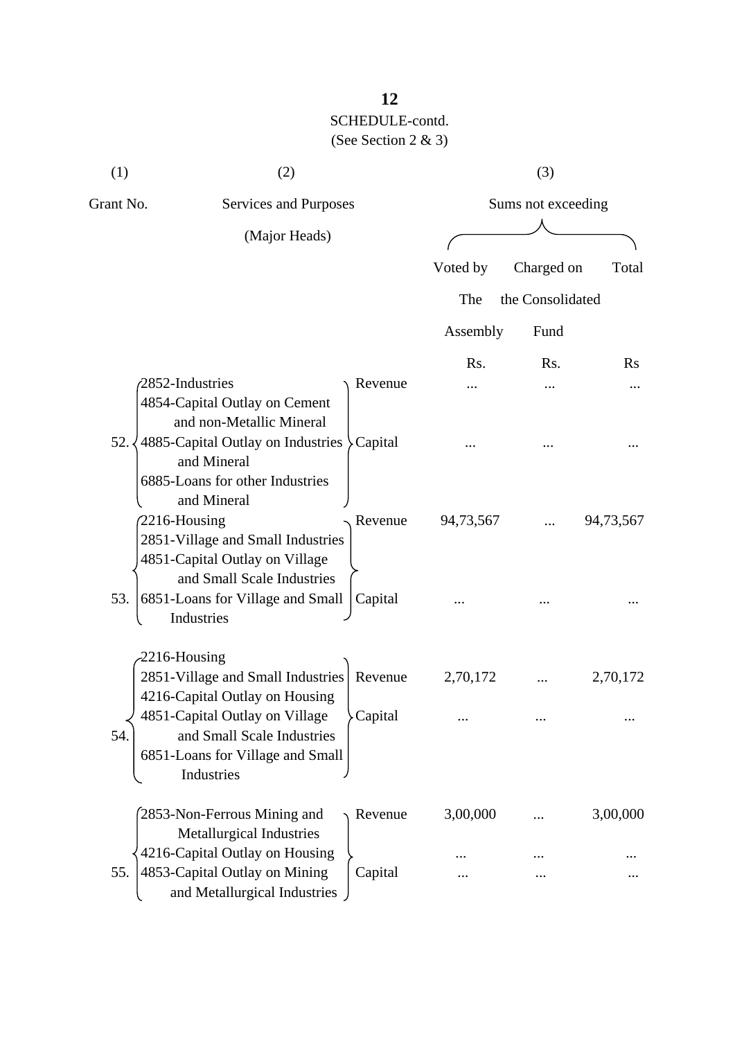SCHEDULE-contd.

(See Section 2 & 3)

| (1) | (2) | | (3) | | |
|---|---|---|---|---|---|
| Grant No. | Services and Purposes (Major Heads) | | Sums not exceeding | | |
| | | | Voted by The Assembly | Charged on the Consolidated Fund | Total |
| | | | Rs. | Rs. | Rs |
| 52. | 2852-Industries | Revenue | ... | ... | ... |
| | 4854-Capital Outlay on Cement and non-Metallic Mineral<br>4885-Capital Outlay on Industries and Mineral<br>6885-Loans for other Industries and Mineral | Capital | ... | ... | ... |
| 53. | 2216-Housing | Revenue | 94,73,567 | ... | 94,73,567 |
| | 2851-Village and Small Industries<br>4851-Capital Outlay on Village and Small Scale Industries<br>6851-Loans for Village and Small Industries | Capital | ... | ... | ... |
| 54. | 2216-Housing<br>2851-Village and Small Industries | Revenue | 2,70,172 | ... | 2,70,172 |
| | 4216-Capital Outlay on Housing<br>4851-Capital Outlay on Village and Small Scale Industries<br>6851-Loans for Village and Small Industries | Capital | ... | ... | ... |
| 55. | 2853-Non-Ferrous Mining and Metallurgical Industries | Revenue | 3,00,000 | ... | 3,00,000 |
| | 4216-Capital Outlay on Housing<br>4853-Capital Outlay on Mining and Metallurgical Industries | Capital | ...<br>... | ...<br>... | ...<br>... |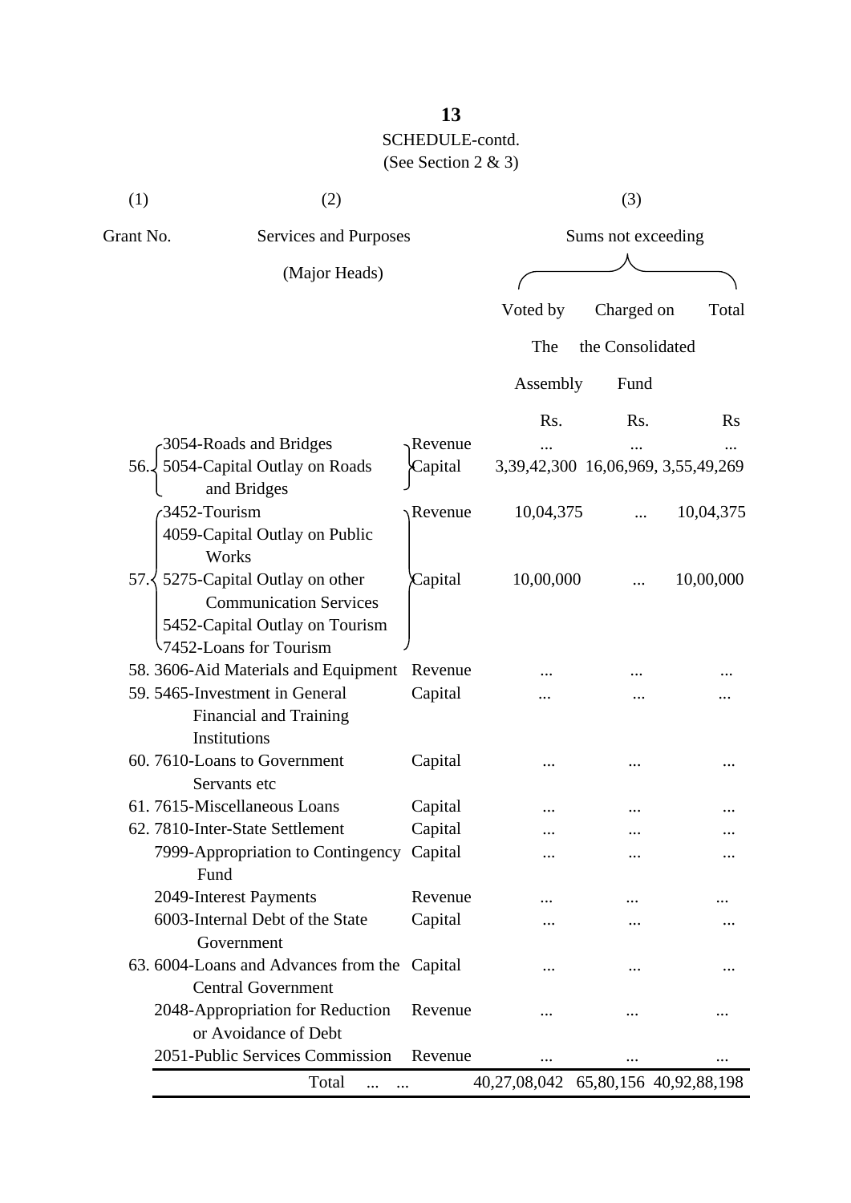## SCHEDULE-contd.

(See Section 2 & 3)

| (1) | (2) | | (3) | | |
|---|---|---|---|---|---|
| Grant No. | Services and Purposes (Major Heads) | | Sums not exceeding | | |
| | | | Voted by The Assembly | Charged on the Consolidated Fund | Total |
| | | | Rs. | Rs. | Rs |
| 56. | 3054-Roads and Bridges | Revenue | ... | ... | ... |
| | 5054-Capital Outlay on Roads and Bridges | Capital | 3,39,42,300 | 16,06,969, | 3,55,49,269 |
| 57. | 3452-Tourism | Revenue | 10,04,375 | ... | 10,04,375 |
| | 4059-Capital Outlay on Public Works<br>5275-Capital Outlay on other Communication Services<br>5452-Capital Outlay on Tourism<br>7452-Loans for Tourism | Capital | 10,00,000 | ... | 10,00,000 |
| 58. | 3606-Aid Materials and Equipment | Revenue | ... | ... | ... |
| 59. | 5465-Investment in General Financial and Training Institutions | Capital | ... | ... | ... |
| 60. | 7610-Loans to Government Servants etc | Capital | ... | ... | ... |
| 61. | 7615-Miscellaneous Loans | Capital | ... | ... | ... |
| 62. | 7810-Inter-State Settlement | Capital | ... | ... | ... |
| | 7999-Appropriation to Contingency Fund | Capital | ... | ... | ... |
| | 2049-Interest Payments | Revenue | ... | ... | ... |
| | 6003-Internal Debt of the State Government | Capital | ... | ... | ... |
| 63. | 6004-Loans and Advances from the Central Government | Capital | ... | ... | ... |
| | 2048-Appropriation for Reduction or Avoidance of Debt | Revenue | ... | ... | ... |
| | 2051-Public Services Commission | Revenue | ... | ... | ... |
| | Total ... ... | | 40,27,08,042 | 65,80,156 | 40,92,88,198 |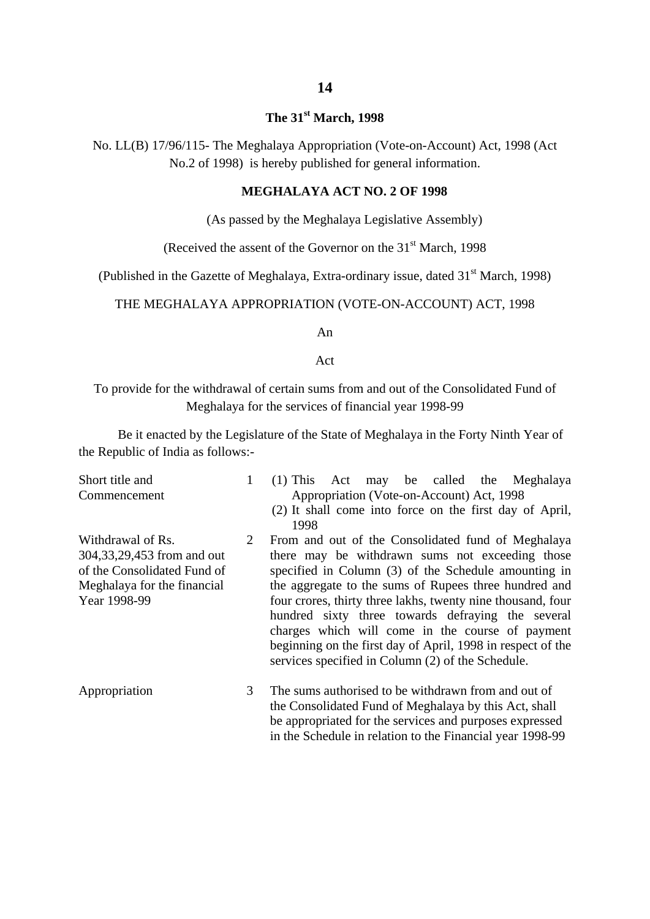**The 31st March, 1998**

No. LL(B) 17/96/115- The Meghalaya Appropriation (Vote-on-Account) Act, 1998 (Act No.2 of 1998) is hereby published for general information.

## MEGHALAYA ACT NO. 2 OF 1998

(As passed by the Meghalaya Legislative Assembly)

(Received the assent of the Governor on the 31st March, 1998

(Published in the Gazette of Meghalaya, Extra-ordinary issue, dated 31st March, 1998)

THE MEGHALAYA APPROPRIATION (VOTE-ON-ACCOUNT) ACT, 1998

An

Act

To provide for the withdrawal of certain sums from and out of the Consolidated Fund of Meghalaya for the services of financial year 1998-99

Be it enacted by the Legislature of the State of Meghalaya in the Forty Ninth Year of the Republic of India as follows:-

| | | |
|---|---|---|
| Short title and Commencement | 1 | (1) This Act may be called the Meghalaya Appropriation (Vote-on-Account) Act, 1998<br>(2) It shall come into force on the first day of April, 1998 |
| Withdrawal of Rs. 304,33,29,453 from and out of the Consolidated Fund of Meghalaya for the financial Year 1998-99 | 2 | From and out of the Consolidated fund of Meghalaya there may be withdrawn sums not exceeding those specified in Column (3) of the Schedule amounting in the aggregate to the sums of Rupees three hundred and four crores, thirty three lakhs, twenty nine thousand, four hundred sixty three towards defraying the several charges which will come in the course of payment beginning on the first day of April, 1998 in respect of the services specified in Column (2) of the Schedule. |
| Appropriation | 3 | The sums authorised to be withdrawn from and out of the Consolidated Fund of Meghalaya by this Act, shall be appropriated for the services and purposes expressed in the Schedule in relation to the Financial year 1998-99 |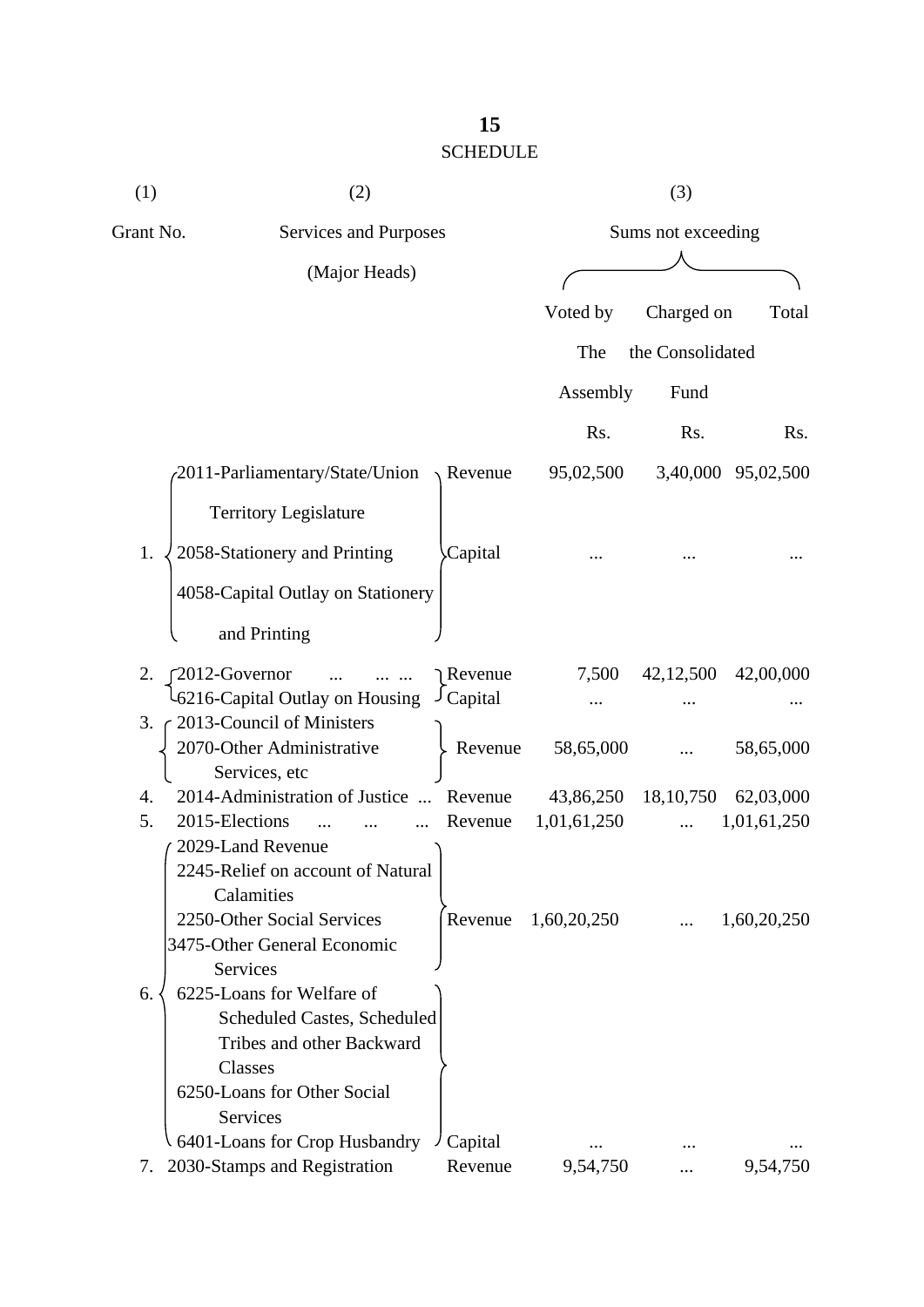# 15

SCHEDULE

| (1) | (2) | | (3) | | |
|---|---|---|---|---|---|
| Grant No. | Services and Purposes (Major Heads) | | Sums not exceeding | | |
| | | | Voted by The Assembly | Charged on the Consolidated Fund | Total |
| | | | Rs. | Rs. | Rs. |
| 1. | 2011-Parliamentary/State/Union Territory Legislature<br>2058-Stationery and Printing<br>4058-Capital Outlay on Stationery and Printing | Revenue | 95,02,500 | 3,40,000 | 95,02,500 |
| | | Capital | ... | ... | ... |
| 2. | 2012-Governor ... ... ... | Revenue | 7,500 | 42,12,500 | 42,00,000 |
| | 6216-Capital Outlay on Housing | Capital | ... | ... | ... |
| 3. | 2013-Council of Ministers<br>2070-Other Administrative Services, etc | Revenue | 58,65,000 | ... | 58,65,000 |
| 4. | 2014-Administration of Justice ... | Revenue | 43,86,250 | 18,10,750 | 62,03,000 |
| 5. | 2015-Elections ... ... ... | Revenue | 1,01,61,250 | ... | 1,01,61,250 |
| 6. | 2029-Land Revenue<br>2245-Relief on account of Natural Calamities<br>2250-Other Social Services<br>3475-Other General Economic Services | Revenue | 1,60,20,250 | ... | 1,60,20,250 |
| | 6225-Loans for Welfare of Scheduled Castes, Scheduled Tribes and other Backward Classes<br>6250-Loans for Other Social Services<br>6401-Loans for Crop Husbandry | Capital | ... | ... | ... |
| 7. | 2030-Stamps and Registration | Revenue | 9,54,750 | ... | 9,54,750 |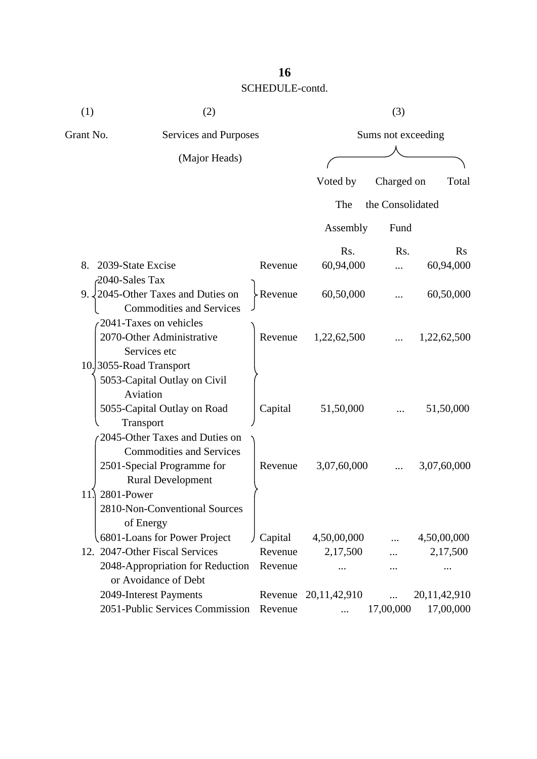SCHEDULE-contd.

| (1) | (2) | | (3) | | |
|---|---|---|---|---|---|
| Grant No. | Services and Purposes (Major Heads) | | Sums not exceeding | | |
| | | | Voted by The Assembly | Charged on the Consolidated Fund | Total |
| | | | Rs. | Rs. | Rs |
| 8. | 2039-State Excise | Revenue | 60,94,000 | ... | 60,94,000 |
| 9. | 2040-Sales Tax<br>2045-Other Taxes and Duties on Commodities and Services | Revenue | 60,50,000 | ... | 60,50,000 |
| 10. | 2041-Taxes on vehicles<br>2070-Other Administrative Services etc<br>3055-Road Transport | Revenue | 1,22,62,500 | ... | 1,22,62,500 |
| | 5053-Capital Outlay on Civil Aviation<br>5055-Capital Outlay on Road Transport | Capital | 51,50,000 | ... | 51,50,000 |
| 11. | 2045-Other Taxes and Duties on Commodities and Services<br>2501-Special Programme for Rural Development<br>2801-Power<br>2810-Non-Conventional Sources of Energy | Revenue | 3,07,60,000 | ... | 3,07,60,000 |
| | 6801-Loans for Power Project | Capital | 4,50,00,000 | ... | 4,50,00,000 |
| 12. | 2047-Other Fiscal Services | Revenue | 2,17,500 | ... | 2,17,500 |
| | 2048-Appropriation for Reduction or Avoidance of Debt | Revenue | ... | ... | ... |
| | 2049-Interest Payments | Revenue | 20,11,42,910 | ... | 20,11,42,910 |
| | 2051-Public Services Commission | Revenue | ... | 17,00,000 | 17,00,000 |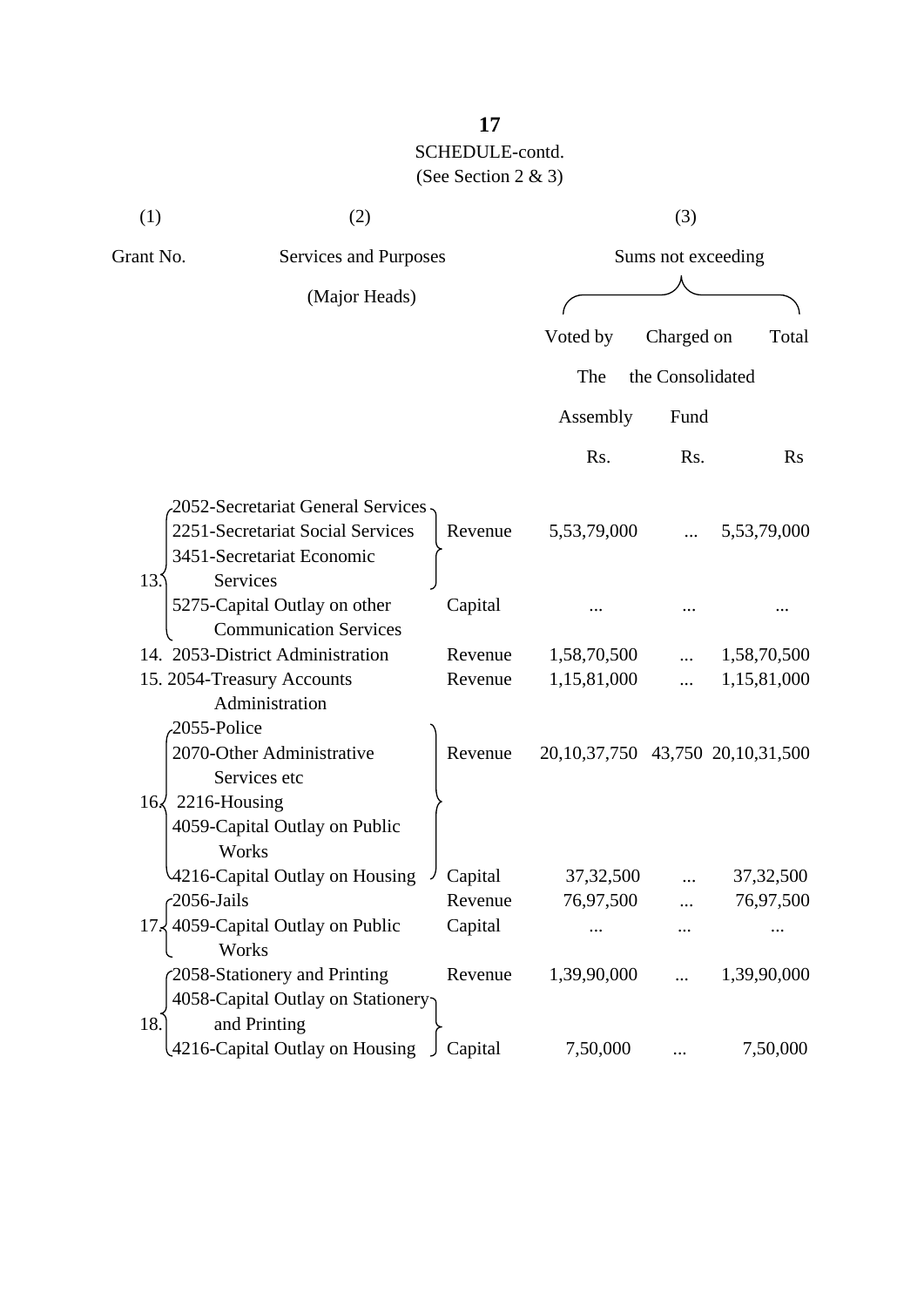SCHEDULE-contd.

(See Section 2 & 3)

| (1) | (2) | | (3) | | |
|---|---|---|---|---|---|
| Grant No. | Services and Purposes (Major Heads) | | Sums not exceeding | | |
| | | | Voted by The Assembly | Charged on the Consolidated Fund | Total |
| | | | Rs. | Rs. | Rs |
| 13. | 2052-Secretariat General Services<br>2251-Secretariat Social Services<br>3451-Secretariat Economic Services | Revenue | 5,53,79,000 | ... | 5,53,79,000 |
| | 5275-Capital Outlay on other Communication Services | Capital | ... | ... | ... |
| 14. | 2053-District Administration | Revenue | 1,58,70,500 | ... | 1,58,70,500 |
| 15. | 2054-Treasury Accounts Administration | Revenue | 1,15,81,000 | ... | 1,15,81,000 |
| 16. | 2055-Police<br>2070-Other Administrative Services etc<br>2216-Housing | Revenue | 20,10,37,750 | 43,750 | 20,10,31,500 |
| | 4059-Capital Outlay on Public Works<br>4216-Capital Outlay on Housing | Capital | 37,32,500 | ... | 37,32,500 |
| 17. | 2056-Jails | Revenue | 76,97,500 | ... | 76,97,500 |
| | 4059-Capital Outlay on Public Works | Capital | ... | ... | ... |
| 18. | 2058-Stationery and Printing | Revenue | 1,39,90,000 | ... | 1,39,90,000 |
| | 4058-Capital Outlay on Stationery and Printing<br>4216-Capital Outlay on Housing | Capital | 7,50,000 | ... | 7,50,000 |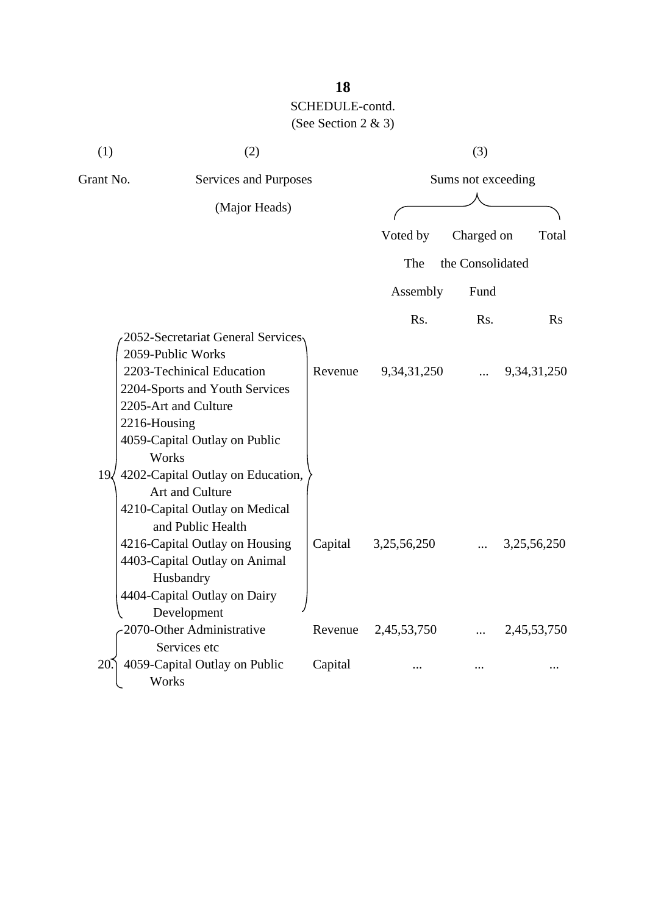SCHEDULE-contd.

(See Section 2 & 3)

| (1) | (2) | | (3) | | |
|---|---|---|---|---|---|
| Grant No. | Services and Purposes (Major Heads) | | Sums not exceeding | | |
| | | | Voted by The Assembly | Charged on the Consolidated Fund | Total |
| | | | Rs. | Rs. | Rs |
| 19 | 2052-Secretariat General Services<br>2059-Public Works<br>2203-Techinical Education<br>2204-Sports and Youth Services<br>2205-Art and Culture<br>2216-Housing | Revenue | 9,34,31,250 | ... | 9,34,31,250 |
| | 4059-Capital Outlay on Public Works<br>4202-Capital Outlay on Education, Art and Culture<br>4210-Capital Outlay on Medical and Public Health<br>4216-Capital Outlay on Housing<br>4403-Capital Outlay on Animal Husbandry<br>4404-Capital Outlay on Dairy Development | Capital | 3,25,56,250 | ... | 3,25,56,250 |
| 20. | 2070-Other Administrative Services etc | Revenue | 2,45,53,750 | ... | 2,45,53,750 |
| | 4059-Capital Outlay on Public Works | Capital | ... | ... | ... |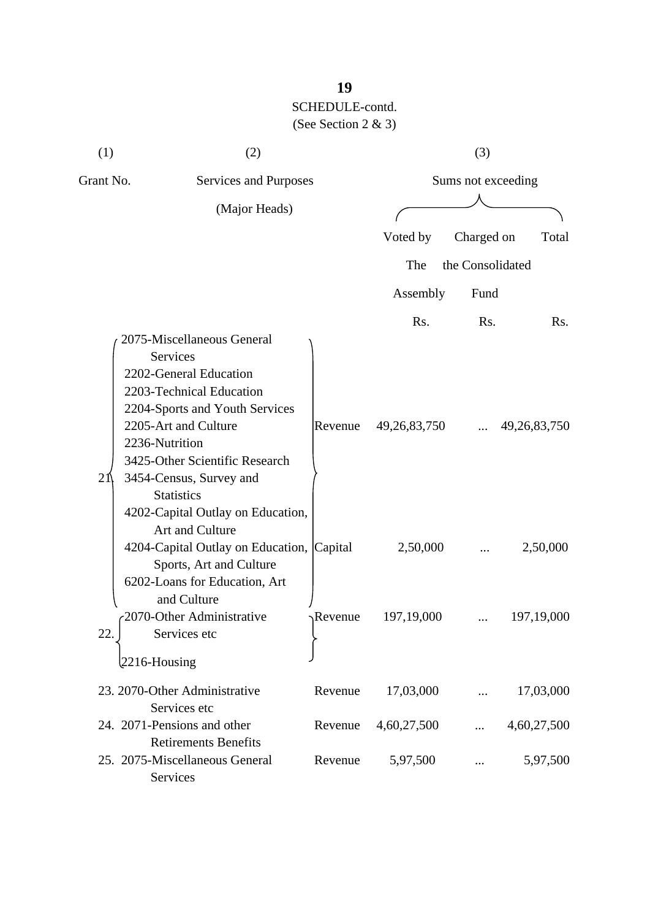SCHEDULE-contd.

(See Section 2 & 3)

| (1) | (2) | | (3) | | |
|---|---|---|---|---|---|
| Grant No. | Services and Purposes (Major Heads) | | Sums not exceeding | | |
| | | | Voted by The Assembly | Charged on the Consolidated Fund | Total |
| | | | Rs. | Rs. | Rs. |
| 21 | 2075-Miscellaneous General Services<br>2202-General Education<br>2203-Technical Education<br>2204-Sports and Youth Services<br>2205-Art and Culture<br>2236-Nutrition<br>3425-Other Scientific Research<br>3454-Census, Survey and Statistics | Revenue | 49,26,83,750 | ... | 49,26,83,750 |
| | 4202-Capital Outlay on Education, Art and Culture<br>4204-Capital Outlay on Education, Sports, Art and Culture<br>6202-Loans for Education, Art and Culture | Capital | 2,50,000 | ... | 2,50,000 |
| 22. | 2070-Other Administrative Services etc<br>2216-Housing | Revenue | 197,19,000 | ... | 197,19,000 |
| 23. | 2070-Other Administrative Services etc | Revenue | 17,03,000 | ... | 17,03,000 |
| 24. | 2071-Pensions and other Retirements Benefits | Revenue | 4,60,27,500 | ... | 4,60,27,500 |
| 25. | 2075-Miscellaneous General Services | Revenue | 5,97,500 | ... | 5,97,500 |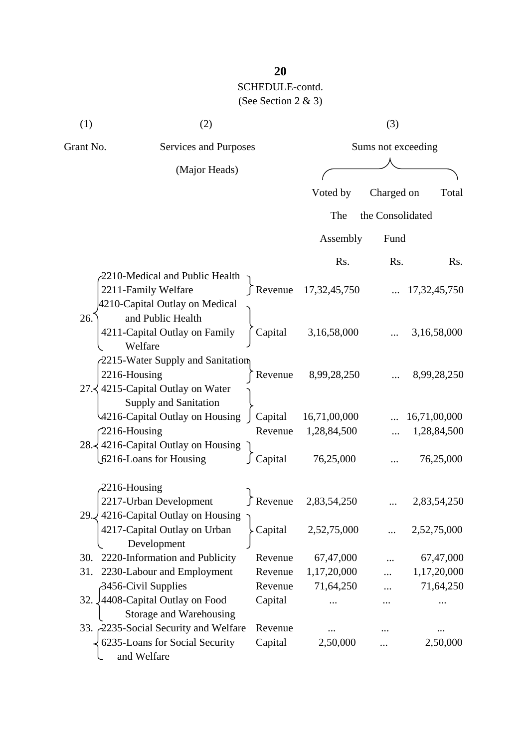SCHEDULE-contd.
(See Section 2 & 3)

| (1) | (2) | | (3) | | |
|---|---|---|---|---|---|
| Grant No. | Services and Purposes (Major Heads) | | Sums not exceeding | | |
| | | | Voted by The Assembly | Charged on the Consolidated Fund | Total |
| | | | Rs. | Rs. | Rs. |
| 26. | 2210-Medical and Public Health<br>2211-Family Welfare | Revenue | 17,32,45,750 | ... | 17,32,45,750 |
| | 4210-Capital Outlay on Medical and Public Health<br>4211-Capital Outlay on Family Welfare | Capital | 3,16,58,000 | ... | 3,16,58,000 |
| 27. | 2215-Water Supply and Sanitation<br>2216-Housing | Revenue | 8,99,28,250 | ... | 8,99,28,250 |
| | 4215-Capital Outlay on Water Supply and Sanitation<br>4216-Capital Outlay on Housing | Capital | 16,71,00,000 | ... | 16,71,00,000 |
| 28. | 2216-Housing | Revenue | 1,28,84,500 | ... | 1,28,84,500 |
| | 4216-Capital Outlay on Housing<br>6216-Loans for Housing | Capital | 76,25,000 | ... | 76,25,000 |
| 29. | 2216-Housing<br>2217-Urban Development | Revenue | 2,83,54,250 | ... | 2,83,54,250 |
| | 4216-Capital Outlay on Housing<br>4217-Capital Outlay on Urban Development | Capital | 2,52,75,000 | ... | 2,52,75,000 |
| 30. | 2220-Information and Publicity | Revenue | 67,47,000 | ... | 67,47,000 |
| 31. | 2230-Labour and Employment | Revenue | 1,17,20,000 | ... | 1,17,20,000 |
| 32. | 3456-Civil Supplies | Revenue | 71,64,250 | ... | 71,64,250 |
| | 4408-Capital Outlay on Food Storage and Warehousing | Capital | ... | ... | ... |
| 33. | 2235-Social Security and Welfare | Revenue | ... | ... | ... |
| | 6235-Loans for Social Security and Welfare | Capital | 2,50,000 | ... | 2,50,000 |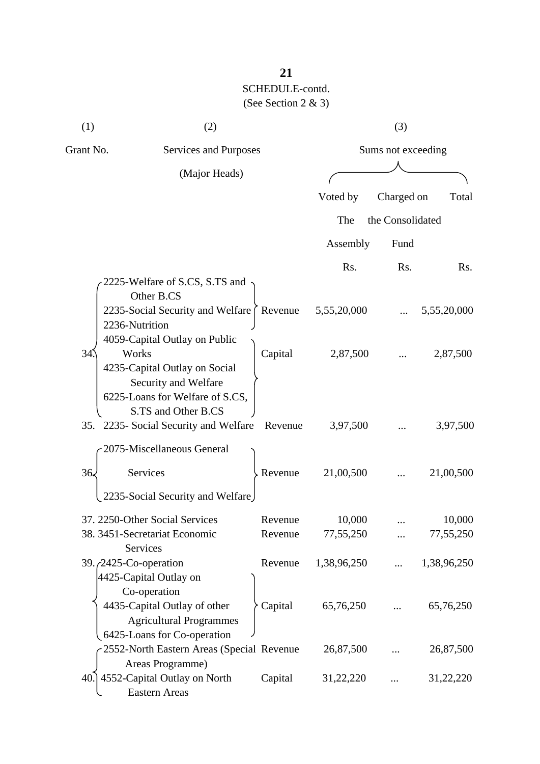SCHEDULE-contd.

(See Section 2 & 3)

| (1) | (2) | | (3) | | |
|---|---|---|---|---|---|
| Grant No. | Services and Purposes (Major Heads) | | Sums not exceeding | | |
| | | | Voted by The Assembly | Charged on the Consolidated Fund | Total |
| | | | Rs. | Rs. | Rs. |
| 34. | 2225-Welfare of S.CS, S.TS and Other B.CS<br>2235-Social Security and Welfare<br>2236-Nutrition | Revenue | 5,55,20,000 | ... | 5,55,20,000 |
| | 4059-Capital Outlay on Public Works<br>4235-Capital Outlay on Social Security and Welfare<br>6225-Loans for Welfare of S.CS, S.TS and Other B.CS | Capital | 2,87,500 | ... | 2,87,500 |
| 35. | 2235- Social Security and Welfare | Revenue | 3,97,500 | ... | 3,97,500 |
| 36. | 2075-Miscellaneous General Services<br>2235-Social Security and Welfare | Revenue | 21,00,500 | ... | 21,00,500 |
| 37. | 2250-Other Social Services | Revenue | 10,000 | ... | 10,000 |
| 38. | 3451-Secretariat Economic Services | Revenue | 77,55,250 | ... | 77,55,250 |
| 39. | 2425-Co-operation | Revenue | 1,38,96,250 | ... | 1,38,96,250 |
| | 4425-Capital Outlay on Co-operation<br>4435-Capital Outlay of other Agricultural Programmes<br>6425-Loans for Co-operation | Capital | 65,76,250 | ... | 65,76,250 |
| 40. | 2552-North Eastern Areas (Special Areas Programme) | Revenue | 26,87,500 | ... | 26,87,500 |
| | 4552-Capital Outlay on North Eastern Areas | Capital | 31,22,220 | ... | 31,22,220 |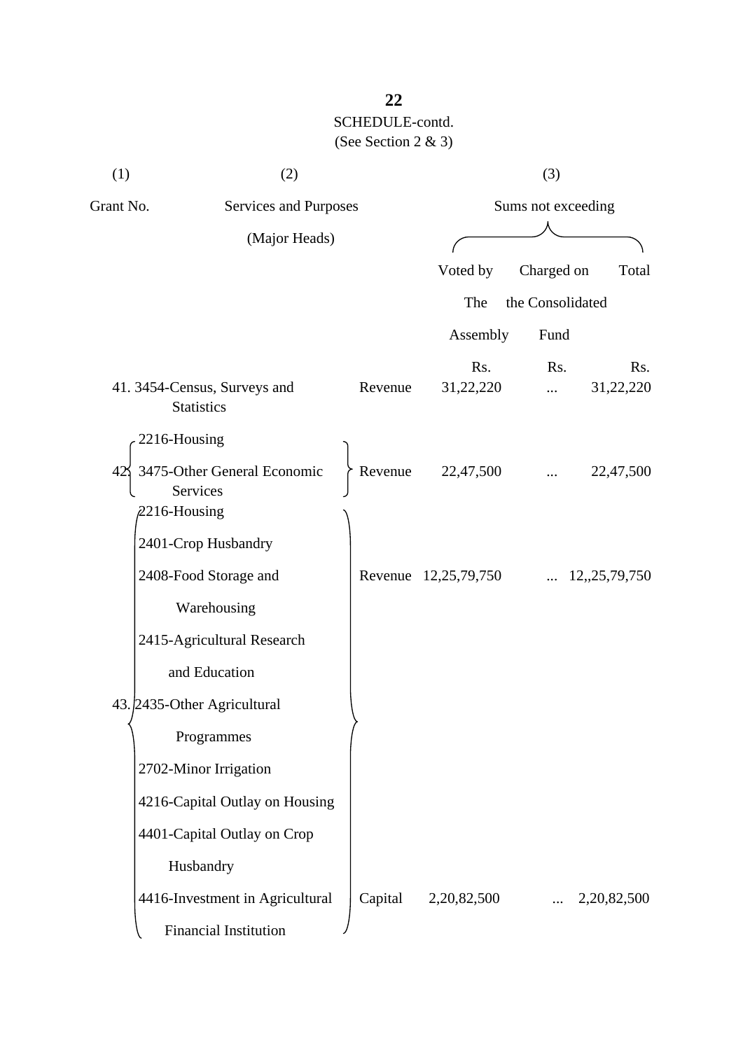SCHEDULE-contd.

(See Section 2 & 3)

| (1) | (2) | | (3) | | |
|---|---|---|---|---|---|
| Grant No. | Services and Purposes (Major Heads) | | Sums not exceeding | | |
| | | | Voted by The Assembly | Charged on the Consolidated Fund | Total |
| | | | Rs. | Rs. | Rs. |
| 41. | 3454-Census, Surveys and Statistics | Revenue | 31,22,220 | ... | 31,22,220 |
| 42. | 2216-Housing<br>3475-Other General Economic Services | Revenue | 22,47,500 | ... | 22,47,500 |
| 43. | 2216-Housing<br>2401-Crop Husbandry<br>2408-Food Storage and Warehousing<br>2415-Agricultural Research and Education<br>2435-Other Agricultural Programmes<br>2702-Minor Irrigation | Revenue | 12,25,79,750 | ... | 12,,25,79,750 |
| | 4216-Capital Outlay on Housing<br>4401-Capital Outlay on Crop Husbandry<br>4416-Investment in Agricultural Financial Institution | Capital | 2,20,82,500 | ... | 2,20,82,500 |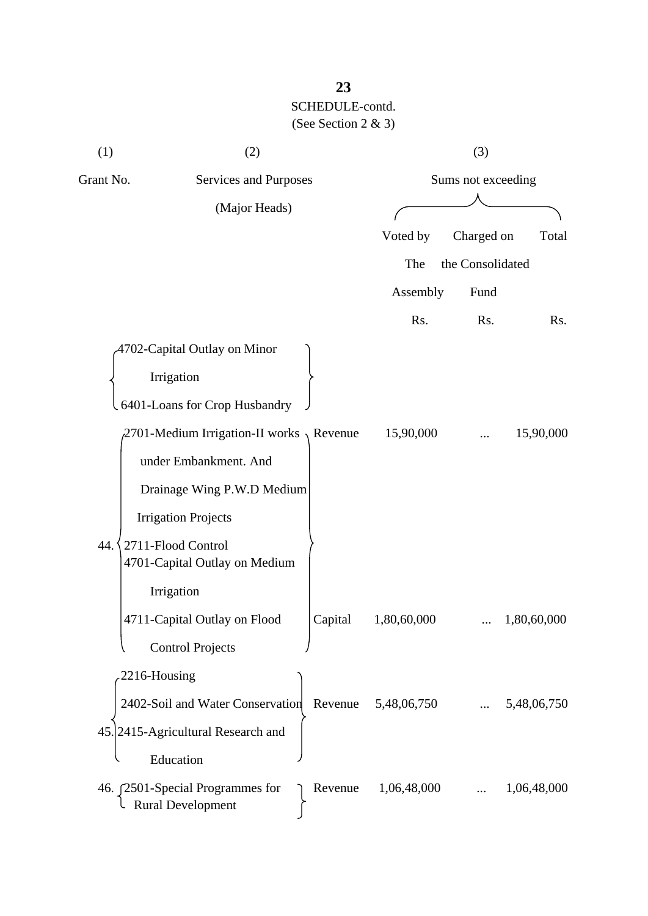SCHEDULE-contd.

(See Section 2 & 3)

| (1) | (2) | | (3) | | |
|---|---|---|---|---|---|
| Grant No. | Services and Purposes (Major Heads) | | Sums not exceeding | | |
| | | | Voted by The Assembly | Charged on the Consolidated Fund | Total |
| | | | Rs. | Rs. | Rs. |
| | 4702-Capital Outlay on Minor Irrigation<br>6401-Loans for Crop Husbandry | | | | |
| 44. | 2701-Medium Irrigation-II works under Embankment. And Drainage Wing P.W.D Medium Irrigation Projects<br>2711-Flood Control | Revenue | 15,90,000 | ... | 15,90,000 |
| | 4701-Capital Outlay on Medium Irrigation<br>4711-Capital Outlay on Flood Control Projects | Capital | 1,80,60,000 | ... | 1,80,60,000 |
| 45. | 2216-Housing<br>2402-Soil and Water Conservation<br>2415-Agricultural Research and Education | Revenue | 5,48,06,750 | ... | 5,48,06,750 |
| 46. | 2501-Special Programmes for Rural Development | Revenue | 1,06,48,000 | ... | 1,06,48,000 |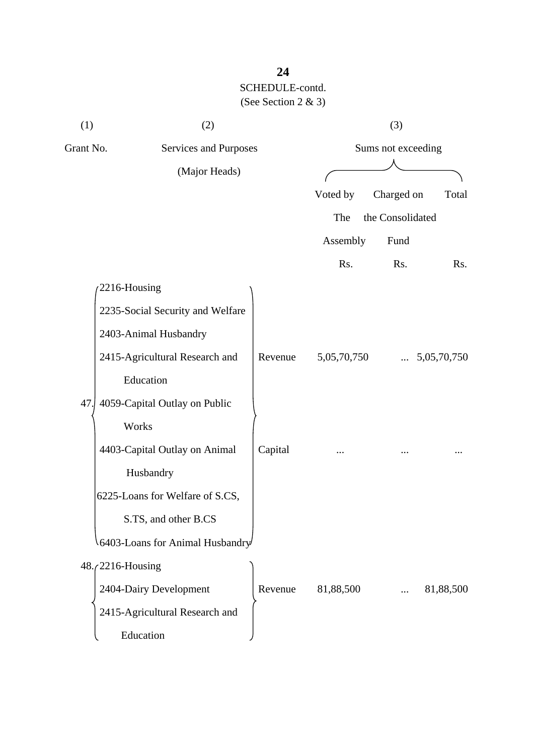SCHEDULE-contd.

(See Section 2 & 3)

| (1) | (2) | | (3) | | |
|---|---|---|---|---|---|
| Grant No. | Services and Purposes (Major Heads) | | Sums not exceeding | | |
| | | | Voted by The Assembly | Charged on the Consolidated Fund | Total |
| | | | Rs. | Rs. | Rs. |
| 47. | 2216-Housing<br>2235-Social Security and Welfare<br>2403-Animal Husbandry<br>2415-Agricultural Research and Education | Revenue | 5,05,70,750 | ... | 5,05,70,750 |
| | 4059-Capital Outlay on Public Works<br>4403-Capital Outlay on Animal Husbandry<br>6225-Loans for Welfare of S.CS, S.TS, and other B.CS<br>6403-Loans for Animal Husbandry | Capital | ... | ... | ... |
| 48. | 2216-Housing<br>2404-Dairy Development<br>2415-Agricultural Research and Education | Revenue | 81,88,500 | ... | 81,88,500 |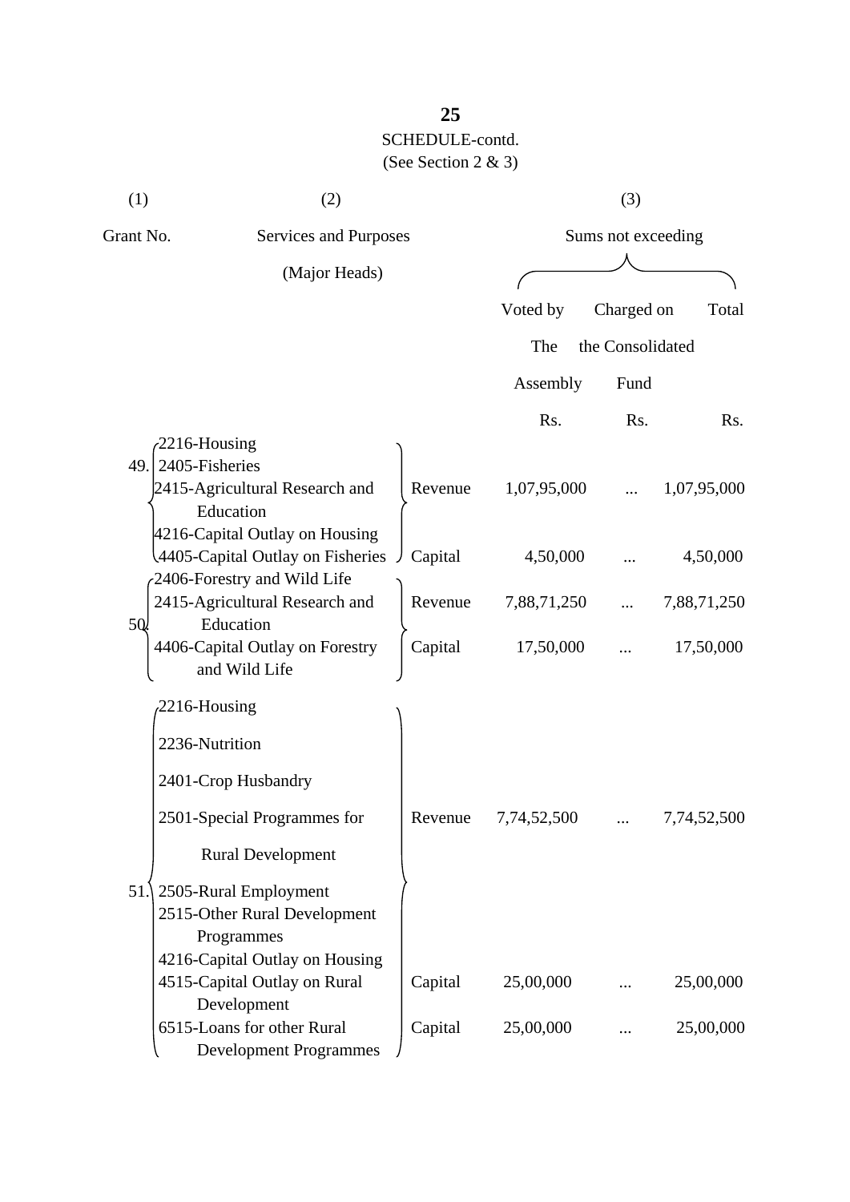SCHEDULE-contd.
(See Section 2 & 3)

| (1) | (2) | | (3) | | |
|---|---|---|---|---|---|
| Grant No. | Services and Purposes (Major Heads) | | Sums not exceeding | | |
| | | | Voted by The Assembly | Charged on the Consolidated Fund | Total |
| | | | Rs. | Rs. | Rs. |
| 49. | 2216-Housing<br>2405-Fisheries<br>2415-Agricultural Research and Education | Revenue | 1,07,95,000 | ... | 1,07,95,000 |
| | 4216-Capital Outlay on Housing<br>4405-Capital Outlay on Fisheries | Capital | 4,50,000 | ... | 4,50,000 |
| 50. | 2406-Forestry and Wild Life<br>2415-Agricultural Research and Education | Revenue | 7,88,71,250 | ... | 7,88,71,250 |
| | 4406-Capital Outlay on Forestry and Wild Life | Capital | 17,50,000 | ... | 17,50,000 |
| 51. | 2216-Housing<br>2236-Nutrition<br>2401-Crop Husbandry<br>2501-Special Programmes for Rural Development<br>2505-Rural Employment<br>2515-Other Rural Development Programmes | Revenue | 7,74,52,500 | ... | 7,74,52,500 |
| | 4216-Capital Outlay on Housing<br>4515-Capital Outlay on Rural Development | Capital | 25,00,000 | ... | 25,00,000 |
| | 6515-Loans for other Rural Development Programmes | Capital | 25,00,000 | ... | 25,00,000 |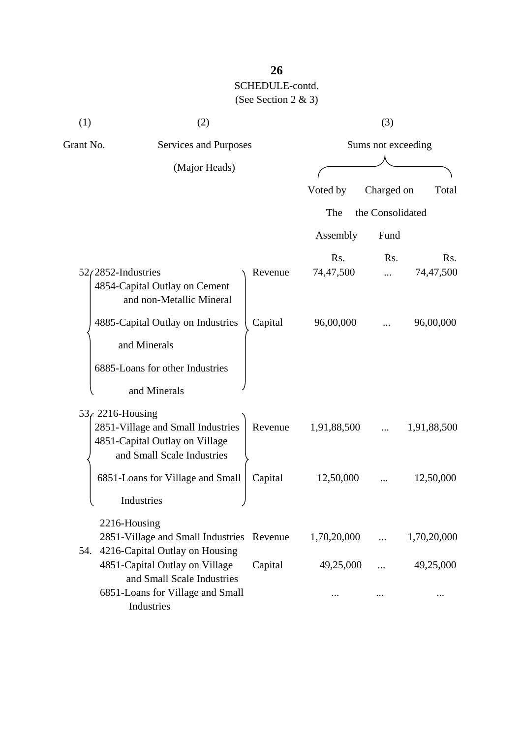SCHEDULE-contd.

(See Section 2 & 3)

| (1) | (2) | | (3) | | |
|---|---|---|---|---|---|
| Grant No. | Services and Purposes (Major Heads) | | Sums not exceeding | | |
| | | | Voted by The Assembly | Charged on the Consolidated Fund | Total |
| | | | Rs. | Rs. | Rs. |
| 52 | 2852-Industries<br>4854-Capital Outlay on Cement and non-Metallic Mineral<br>4885-Capital Outlay on Industries and Minerals<br>6885-Loans for other Industries and Minerals | Revenue | 74,47,500 | ... | 74,47,500 |
| | | Capital | 96,00,000 | ... | 96,00,000 |
| 53 | 2216-Housing<br>2851-Village and Small Industries<br>4851-Capital Outlay on Village and Small Scale Industries<br>6851-Loans for Village and Small Industries | Revenue | 1,91,88,500 | ... | 1,91,88,500 |
| | | Capital | 12,50,000 | ... | 12,50,000 |
| 54. | 2216-Housing<br>2851-Village and Small Industries | Revenue | 1,70,20,000 | ... | 1,70,20,000 |
| | 4216-Capital Outlay on Housing<br>4851-Capital Outlay on Village and Small Scale Industries | Capital | 49,25,000 | ... | 49,25,000 |
| | 6851-Loans for Village and Small Industries | | ... | ... | ... |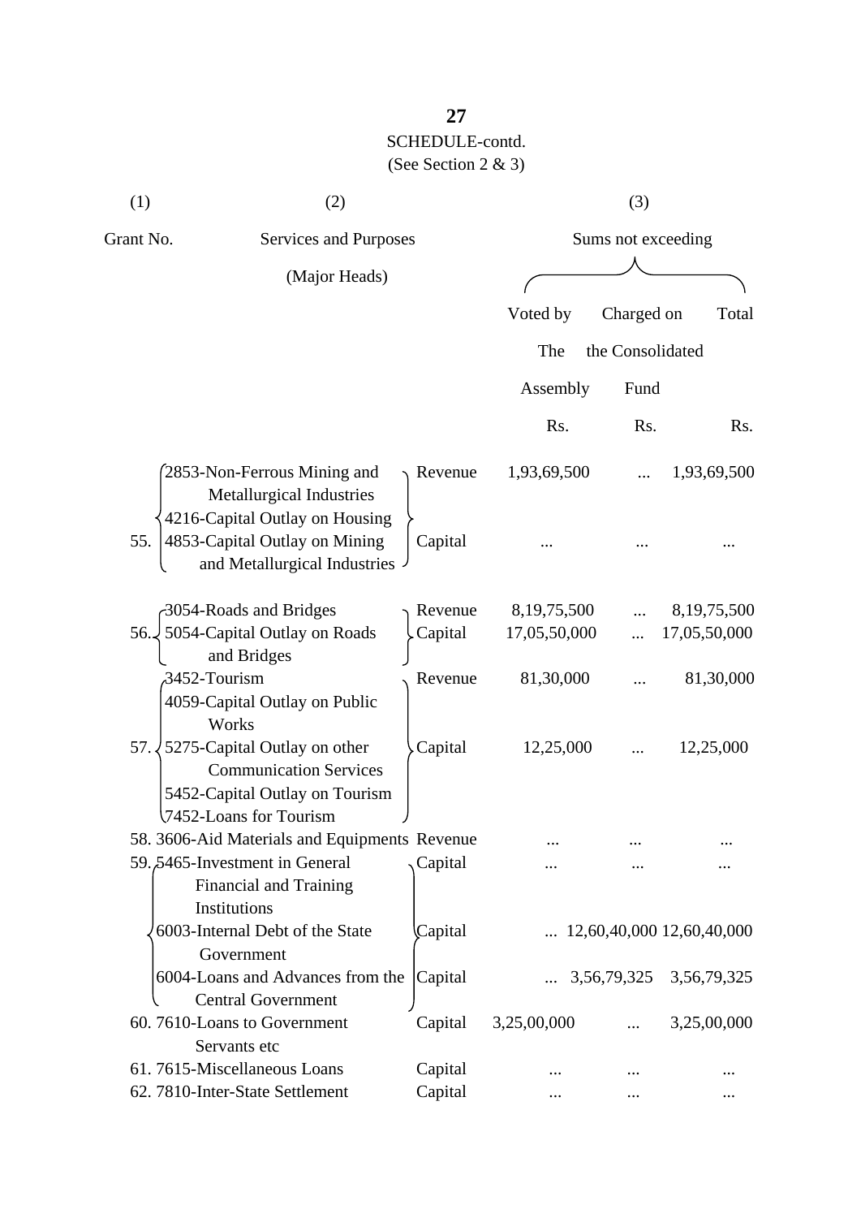SCHEDULE-contd.
(See Section 2 & 3)

| (1) | (2) | | (3) | | |
|---|---|---|---|---|---|
| Grant No. | Services and Purposes (Major Heads) | | Sums not exceeding | | |
| | | | Voted by The Assembly | Charged on the Consolidated Fund | Total |
| | | | Rs. | Rs. | Rs. |
| 55. | 2853-Non-Ferrous Mining and Metallurgical Industries | Revenue | 1,93,69,500 | ... | 1,93,69,500 |
| | 4216-Capital Outlay on Housing<br>4853-Capital Outlay on Mining and Metallurgical Industries | Capital | ... | ... | ... |
| 56. | 3054-Roads and Bridges | Revenue | 8,19,75,500 | ... | 8,19,75,500 |
| | 5054-Capital Outlay on Roads and Bridges | Capital | 17,05,50,000 | ... | 17,05,50,000 |
| 57. | 3452-Tourism | Revenue | 81,30,000 | ... | 81,30,000 |
| | 4059-Capital Outlay on Public Works<br>5275-Capital Outlay on other Communication Services<br>5452-Capital Outlay on Tourism<br>7452-Loans for Tourism | Capital | 12,25,000 | ... | 12,25,000 |
| 58. | 3606-Aid Materials and Equipments | Revenue | ... | ... | ... |
| 59. | 5465-Investment in General Financial and Training Institutions | Capital | ... | ... | ... |
| | 6003-Internal Debt of the State Government | Capital | ... | 12,60,40,000 | 12,60,40,000 |
| | 6004-Loans and Advances from the Central Government | Capital | ... | 3,56,79,325 | 3,56,79,325 |
| 60. | 7610-Loans to Government Servants etc | Capital | 3,25,00,000 | ... | 3,25,00,000 |
| 61. | 7615-Miscellaneous Loans | Capital | ... | ... | ... |
| 62. | 7810-Inter-State Settlement | Capital | ... | ... | ... |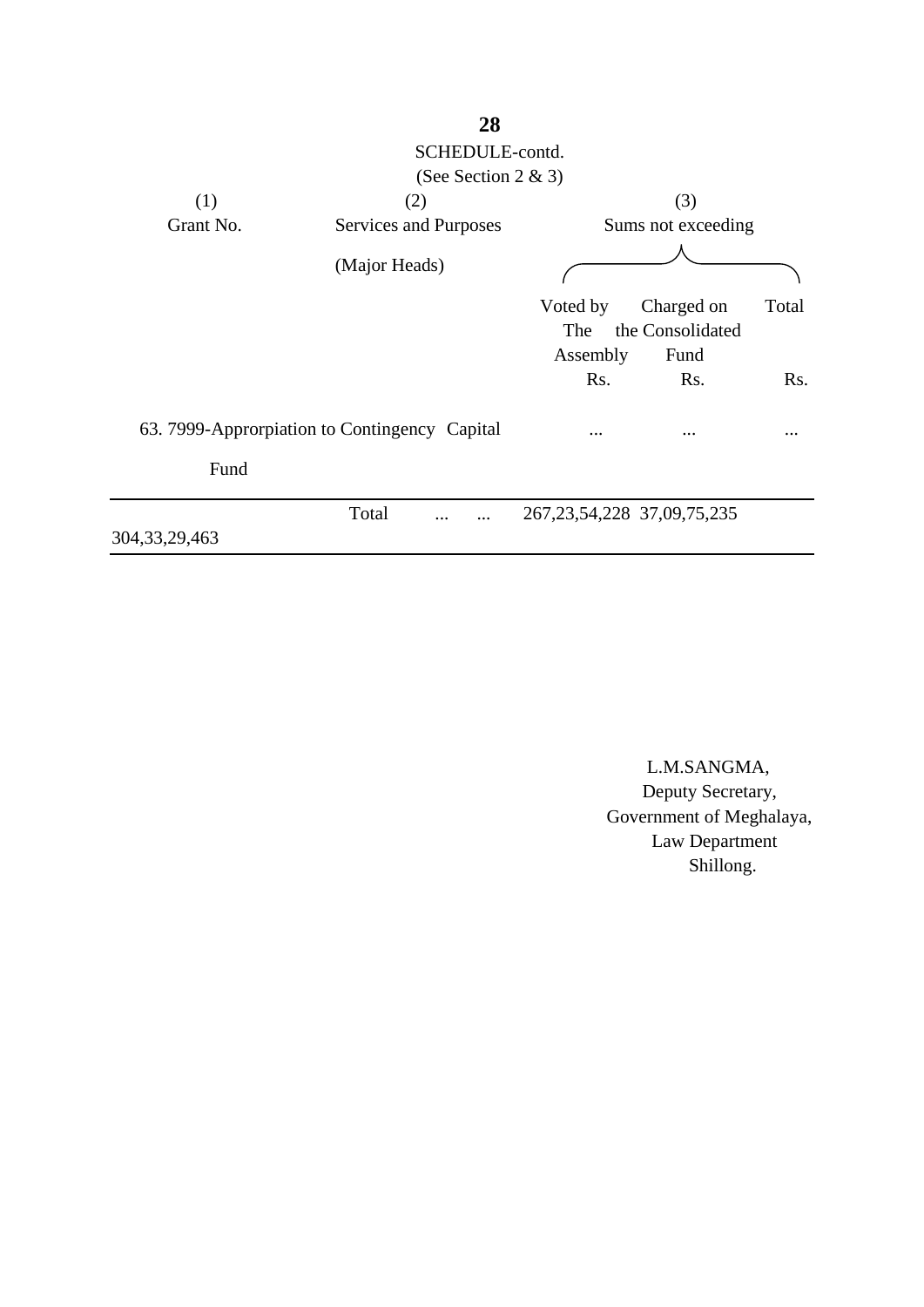SCHEDULE-contd.

(See Section 2 & 3)

| (1) Grant No. | (2) Services and Purposes (Major Heads) | (3) Sums not exceeding | | |
|---|---|---|---|---|
| | | Voted by The Assembly Rs. | Charged on the Consolidated Fund Rs. | Total Rs. |
| 63. | 7999-Approrpiation to Contingency Capital Fund | ... | ... | ... |
| | Total ... ... | 267,23,54,228 | 37,09,75,235 | 304,33,29,463 |

L.M.SANGMA,
Deputy Secretary,
Government of Meghalaya,
Law Department
Shillong.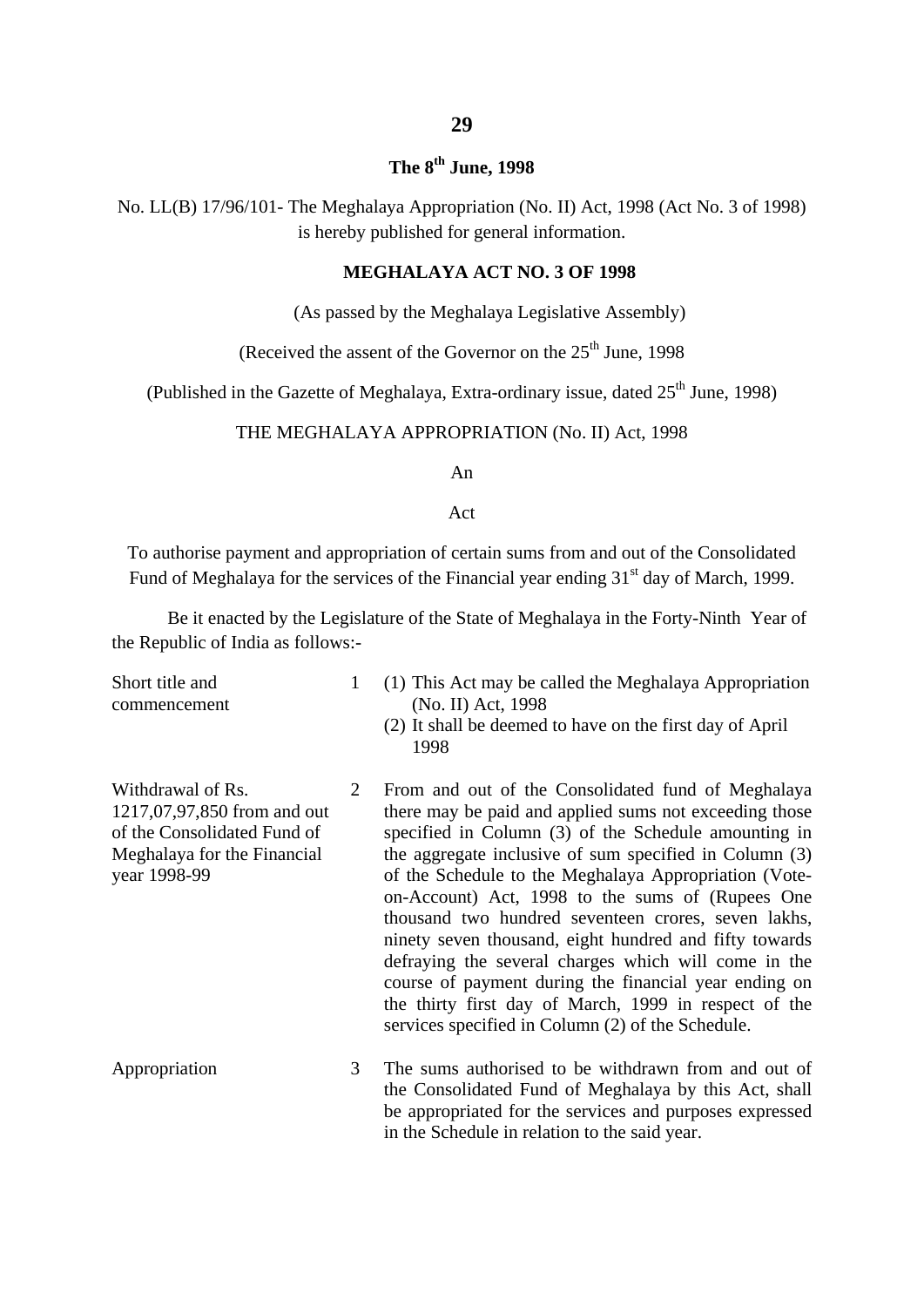**The 8th June, 1998**

No. LL(B) 17/96/101- The Meghalaya Appropriation (No. II) Act, 1998 (Act No. 3 of 1998) is hereby published for general information.

**MEGHALAYA ACT NO. 3 OF 1998**

(As passed by the Meghalaya Legislative Assembly)

(Received the assent of the Governor on the 25th June, 1998

(Published in the Gazette of Meghalaya, Extra-ordinary issue, dated 25th June, 1998)

THE MEGHALAYA APPROPRIATION (No. II) Act, 1998

An

Act

To authorise payment and appropriation of certain sums from and out of the Consolidated Fund of Meghalaya for the services of the Financial year ending 31st day of March, 1999.

Be it enacted by the Legislature of the State of Meghalaya in the Forty-Ninth Year of the Republic of India as follows:-

Short title and commencement

1 (1) This Act may be called the Meghalaya Appropriation (No. II) Act, 1998

(2) It shall be deemed to have on the first day of April 1998

Withdrawal of Rs. 1217,07,97,850 from and out of the Consolidated Fund of Meghalaya for the Financial year 1998-99

2 From and out of the Consolidated fund of Meghalaya there may be paid and applied sums not exceeding those specified in Column (3) of the Schedule amounting in the aggregate inclusive of sum specified in Column (3) of the Schedule to the Meghalaya Appropriation (Vote-on-Account) Act, 1998 to the sums of (Rupees One thousand two hundred seventeen crores, seven lakhs, ninety seven thousand, eight hundred and fifty towards defraying the several charges which will come in the course of payment during the financial year ending on the thirty first day of March, 1999 in respect of the services specified in Column (2) of the Schedule.

Appropriation

3 The sums authorised to be withdrawn from and out of the Consolidated Fund of Meghalaya by this Act, shall be appropriated for the services and purposes expressed in the Schedule in relation to the said year.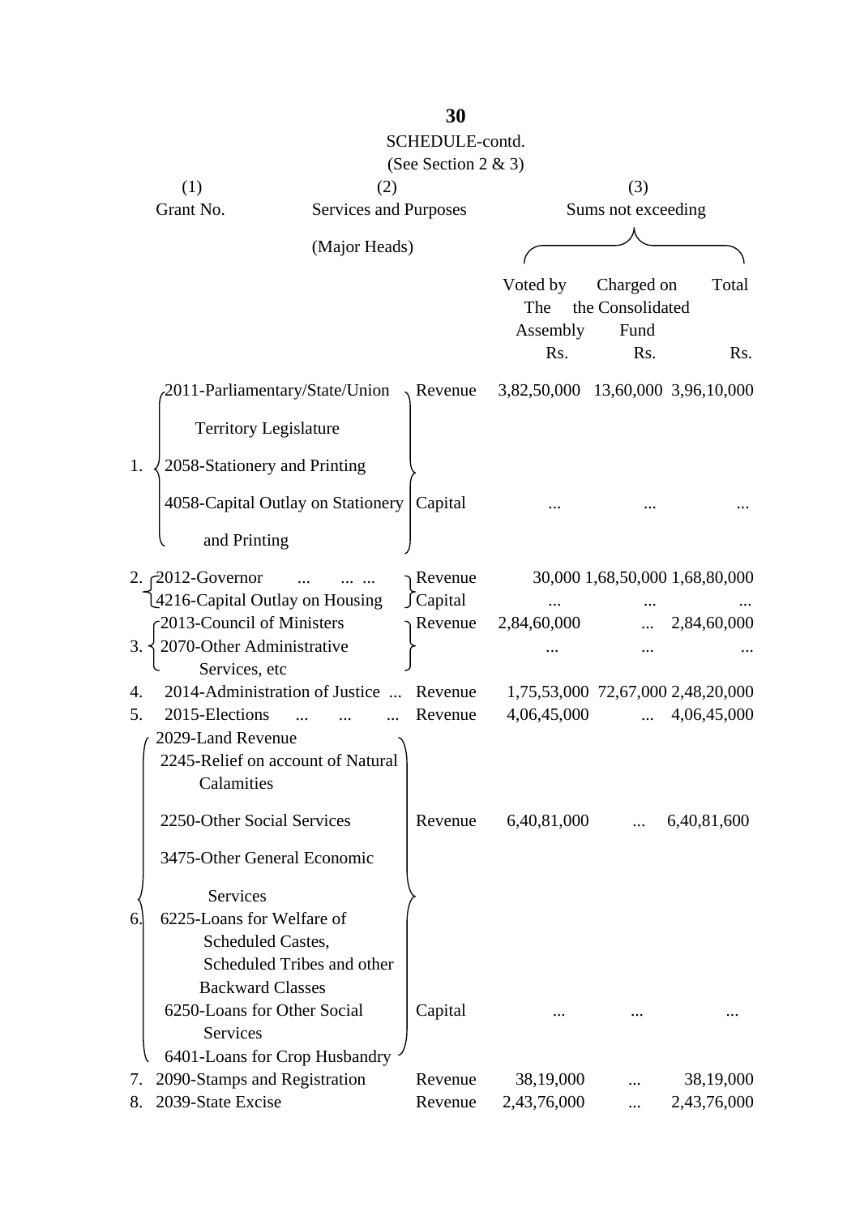SCHEDULE-contd.

(See Section 2 & 3)

| (1) Grant No. | (2) Services and Purposes (Major Heads) | | (3) Sums not exceeding | | |
|---|---|---|---|---|---|
| | | | Voted by The Assembly Rs. | Charged on the Consolidated Fund Rs. | Total Rs. |
| 1. | 2011-Parliamentary/State/Union Territory Legislature; 2058-Stationery and Printing | Revenue | 3,82,50,000 | 13,60,000 | 3,96,10,000 |
| | 4058-Capital Outlay on Stationery and Printing | Capital | ... | ... | ... |
| 2. | 2012-Governor ... ... ... | Revenue | 30,000 | 1,68,50,000 | 1,68,80,000 |
| | 4216-Capital Outlay on Housing | Capital | ... | ... | ... |
| 3. | 2013-Council of Ministers; 2070-Other Administrative Services, etc | Revenue | 2,84,60,000 | ... | 2,84,60,000 |
| | | | ... | ... | ... |
| 4. | 2014-Administration of Justice ... | Revenue | 1,75,53,000 | 72,67,000 | 2,48,20,000 |
| 5. | 2015-Elections ... ... ... | Revenue | 4,06,45,000 | ... | 4,06,45,000 |
| 6. | 2029-Land Revenue; 2245-Relief on account of Natural Calamities; 2250-Other Social Services; 3475-Other General Economic Services | Revenue | 6,40,81,000 | ... | 6,40,81,600 |
| | 6225-Loans for Welfare of Scheduled Castes, Scheduled Tribes and other Backward Classes; 6250-Loans for Other Social Services; 6401-Loans for Crop Husbandry | Capital | ... | ... | ... |
| 7. | 2090-Stamps and Registration | Revenue | 38,19,000 | ... | 38,19,000 |
| 8. | 2039-State Excise | Revenue | 2,43,76,000 | ... | 2,43,76,000 |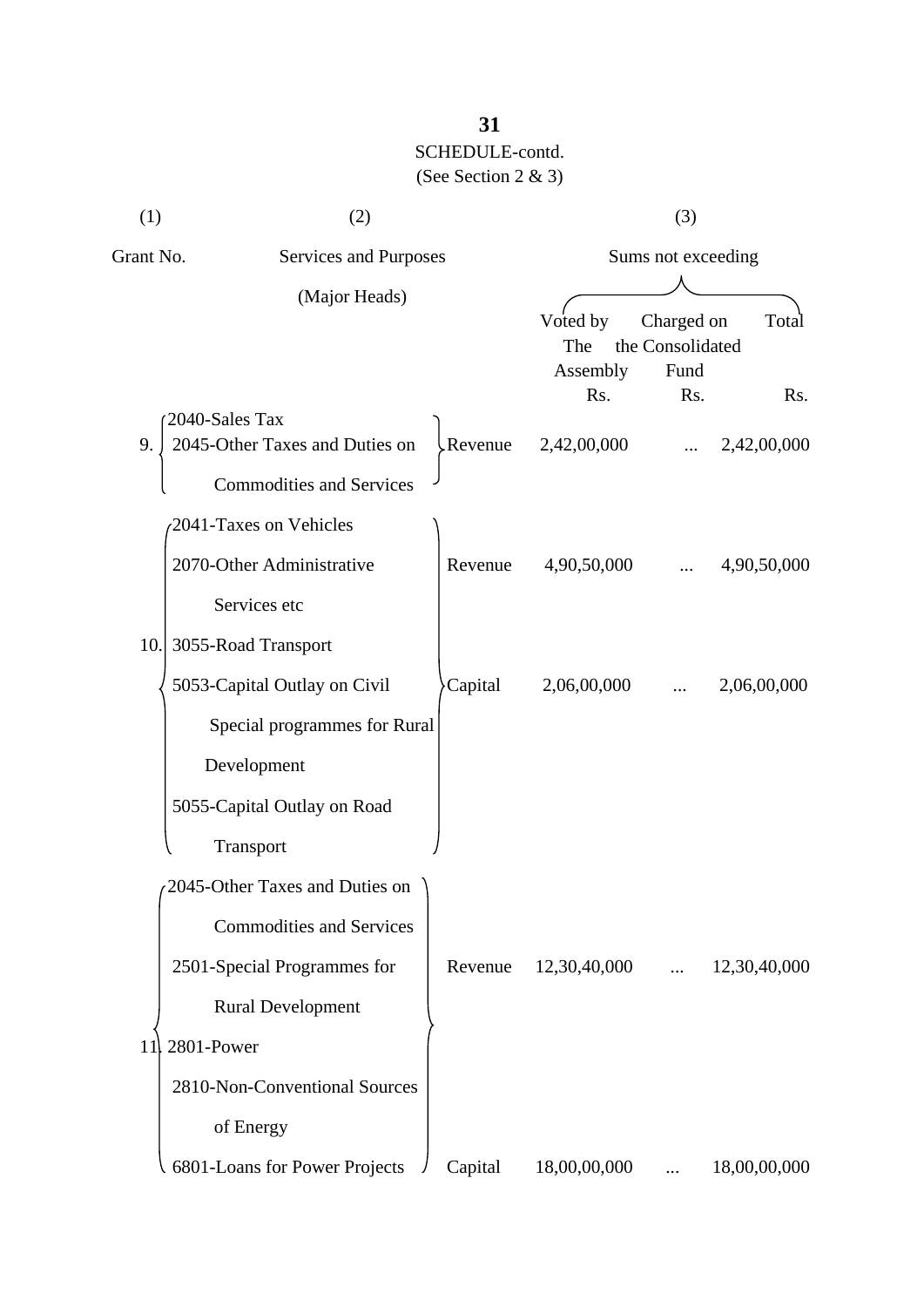SCHEDULE-contd.

(See Section 2 & 3)

| (1) | (2) | | (3) | | |
|---|---|---|---|---|---|
| Grant No. | Services and Purposes (Major Heads) | | Sums not exceeding | | |
| | | | Voted by The Assembly Rs. | Charged on the Consolidated Fund Rs. | Total Rs. |
| 9. | 2040-Sales Tax<br>2045-Other Taxes and Duties on Commodities and Services | Revenue | 2,42,00,000 | ... | 2,42,00,000 |
| 10. | 2041-Taxes on Vehicles<br>2070-Other Administrative Services etc<br>3055-Road Transport<br>5053-Capital Outlay on Civil Special programmes for Rural Development<br>5055-Capital Outlay on Road Transport | Revenue | 4,90,50,000 | ... | 4,90,50,000 |
| | | Capital | 2,06,00,000 | ... | 2,06,00,000 |
| 11. | 2045-Other Taxes and Duties on Commodities and Services<br>2501-Special Programmes for Rural Development<br>2801-Power<br>2810-Non-Conventional Sources of Energy<br>6801-Loans for Power Projects | Revenue | 12,30,40,000 | ... | 12,30,40,000 |
| | | Capital | 18,00,00,000 | ... | 18,00,00,000 |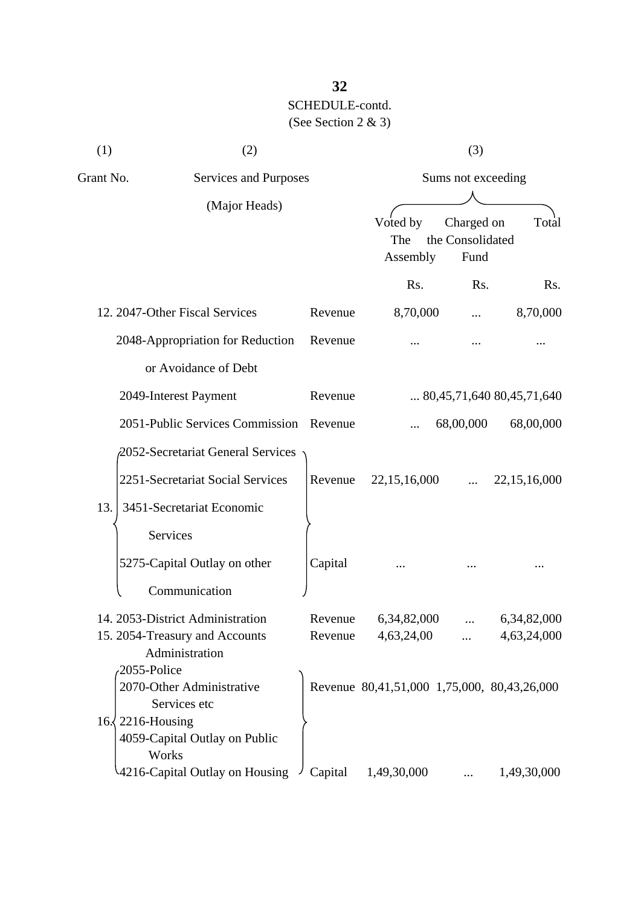SCHEDULE-contd.
(See Section 2 & 3)

| (1) | (2) | | (3) | | |
|---|---|---|---|---|---|
| Grant No. | Services and Purposes (Major Heads) | | Sums not exceeding | | |
| | | | Voted by The Assembly | Charged on the Consolidated Fund | Total |
| | | | Rs. | Rs. | Rs. |
| 12. | 2047-Other Fiscal Services | Revenue | 8,70,000 | ... | 8,70,000 |
| | 2048-Appropriation for Reduction or Avoidance of Debt | Revenue | ... | ... | ... |
| | 2049-Interest Payment | Revenue | ... | 80,45,71,640 | 80,45,71,640 |
| | 2051-Public Services Commission | Revenue | ... | 68,00,000 | 68,00,000 |
| 13. | 2052-Secretariat General Services<br>2251-Secretariat Social Services<br>3451-Secretariat Economic Services | Revenue | 22,15,16,000 | ... | 22,15,16,000 |
| | 5275-Capital Outlay on other Communication | Capital | ... | ... | ... |
| 14. | 2053-District Administration | Revenue | 6,34,82,000 | ... | 6,34,82,000 |
| 15. | 2054-Treasury and Accounts Administration | Revenue | 4,63,24,00 | ... | 4,63,24,000 |
| 16. | 2055-Police<br>2070-Other Administrative Services etc<br>2216-Housing | Revenue | 80,41,51,000 | 1,75,000, | 80,43,26,000 |
| | 4059-Capital Outlay on Public Works<br>4216-Capital Outlay on Housing | Capital | 1,49,30,000 | ... | 1,49,30,000 |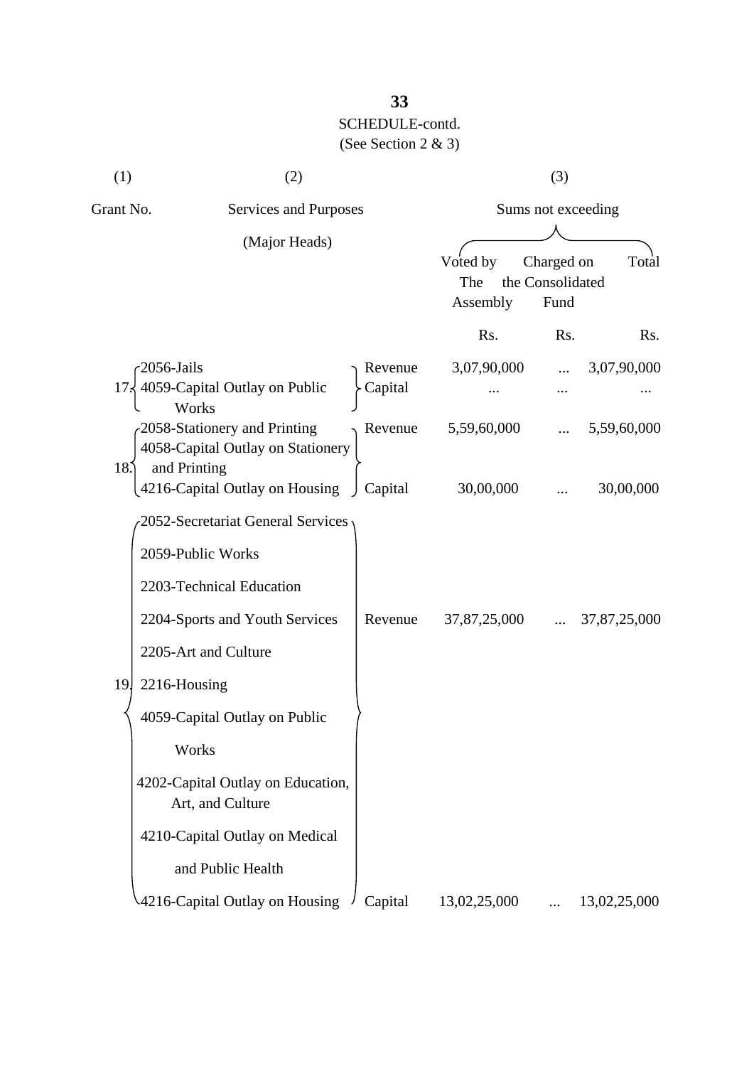SCHEDULE-contd.
(See Section 2 & 3)

| (1) | (2) | | (3) | | |
|---|---|---|---|---|---|
| Grant No. | Services and Purposes (Major Heads) | | Sums not exceeding | | |
| | | | Voted by The Assembly | Charged on the Consolidated Fund | Total |
| | | | Rs. | Rs. | Rs. |
| 17. | 2056-Jails | Revenue | 3,07,90,000 | ... | 3,07,90,000 |
| | 4059-Capital Outlay on Public Works | Capital | ... | ... | ... |
| 18. | 2058-Stationery and Printing | Revenue | 5,59,60,000 | ... | 5,59,60,000 |
| | 4058-Capital Outlay on Stationery and Printing<br>4216-Capital Outlay on Housing | Capital | 30,00,000 | ... | 30,00,000 |
| 19. | 2052-Secretariat General Services<br>2059-Public Works<br>2203-Technical Education<br>2204-Sports and Youth Services<br>2205-Art and Culture<br>2216-Housing | Revenue | 37,87,25,000 | ... | 37,87,25,000 |
| | 4059-Capital Outlay on Public Works<br>4202-Capital Outlay on Education, Art, and Culture<br>4210-Capital Outlay on Medical and Public Health<br>4216-Capital Outlay on Housing | Capital | 13,02,25,000 | ... | 13,02,25,000 |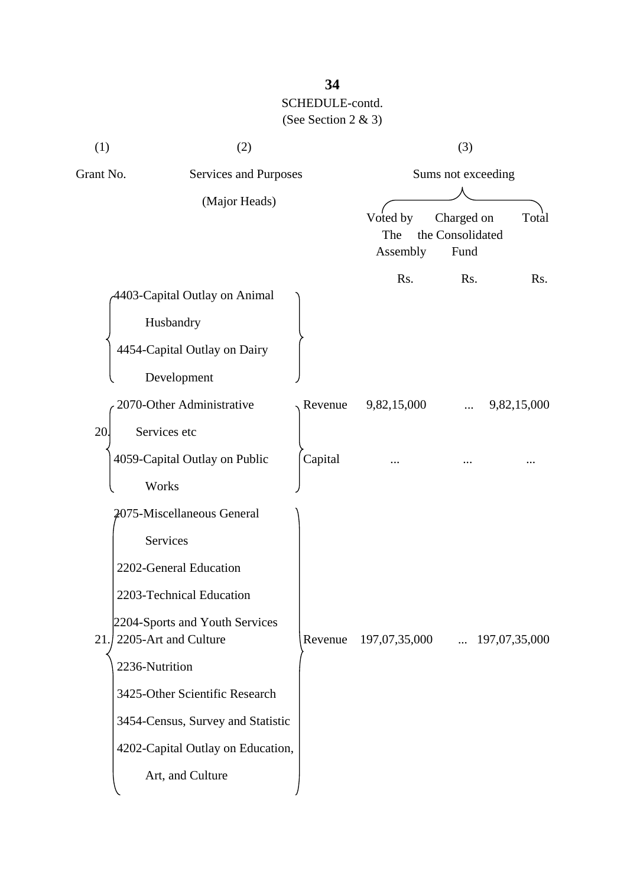SCHEDULE-contd.

(See Section 2 & 3)

| (1) | (2) | | (3) | | |
|---|---|---|---|---|---|
| Grant No. | Services and Purposes (Major Heads) | | Sums not exceeding | | |
| | | | Voted by The Assembly | Charged on the Consolidated Fund | Total |
| | | | Rs. | Rs. | Rs. |
| | 4403-Capital Outlay on Animal Husbandry<br>4454-Capital Outlay on Dairy Development | | | | |
| 20. | 2070-Other Administrative Services etc | Revenue | 9,82,15,000 | ... | 9,82,15,000 |
| | 4059-Capital Outlay on Public Works | Capital | ... | ... | ... |
| 21. | 2075-Miscellaneous General Services<br>2202-General Education<br>2203-Technical Education<br>2204-Sports and Youth Services<br>2205-Art and Culture<br>2236-Nutrition<br>3425-Other Scientific Research<br>3454-Census, Survey and Statistic<br>4202-Capital Outlay on Education, Art, and Culture | Revenue | 197,07,35,000 | ... | 197,07,35,000 |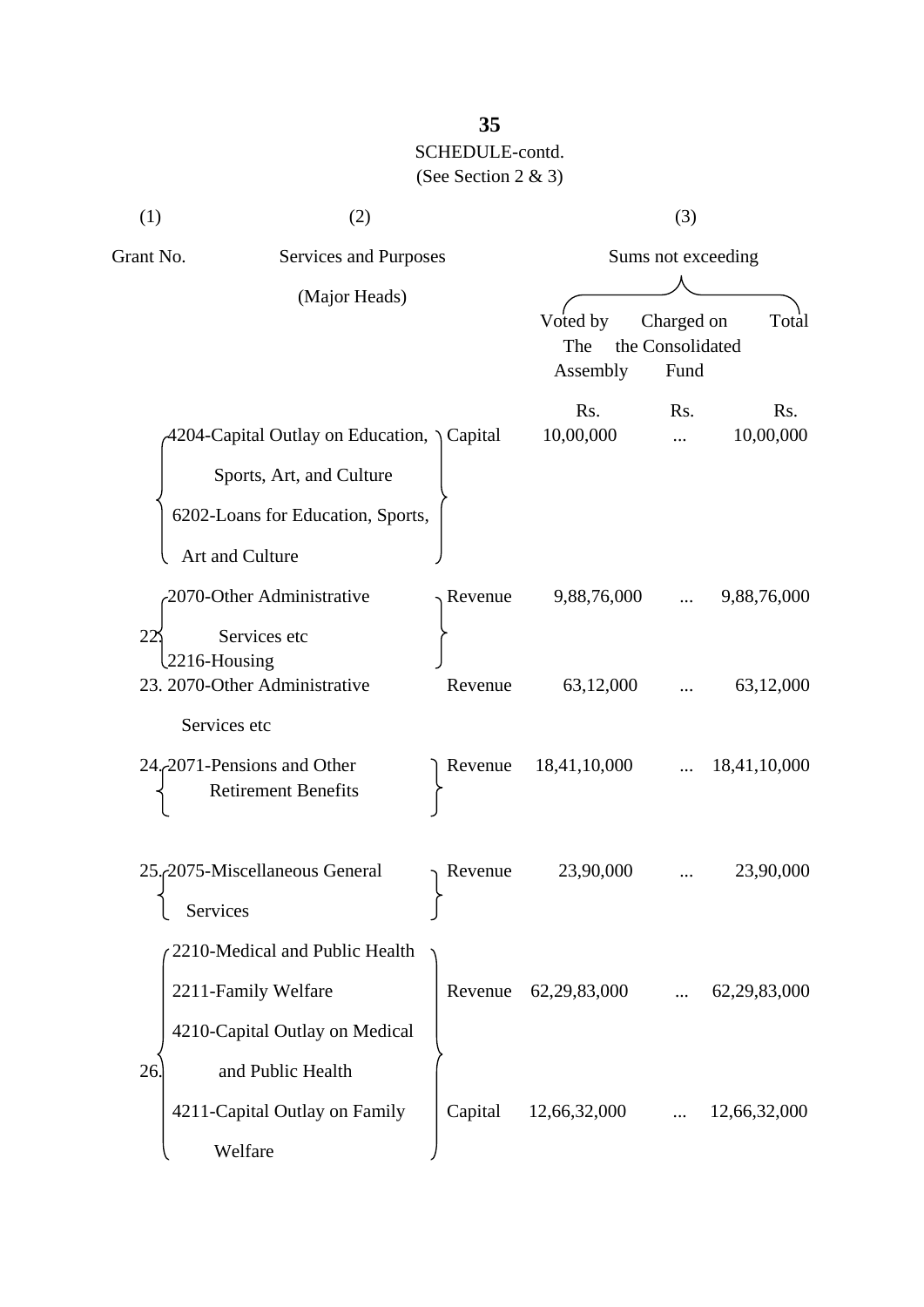SCHEDULE-contd.

(See Section 2 & 3)

| (1) | (2) | | (3) | | |
|---|---|---|---|---|---|
| Grant No. | Services and Purposes (Major Heads) | | Sums not exceeding | | |
| | | | Voted by The Assembly | Charged on the Consolidated Fund | Total |
| | | | Rs. | Rs. | Rs. |
| | 4204-Capital Outlay on Education, Sports, Art, and Culture<br>6202-Loans for Education, Sports, Art and Culture | Capital | 10,00,000 | ... | 10,00,000 |
| 22. | 2070-Other Administrative Services etc<br>2216-Housing | Revenue | 9,88,76,000 | ... | 9,88,76,000 |
| 23. | 2070-Other Administrative Services etc | Revenue | 63,12,000 | ... | 63,12,000 |
| 24. | 2071-Pensions and Other Retirement Benefits | Revenue | 18,41,10,000 | ... | 18,41,10,000 |
| 25. | 2075-Miscellaneous General Services | Revenue | 23,90,000 | ... | 23,90,000 |
| 26. | 2210-Medical and Public Health<br>2211-Family Welfare | Revenue | 62,29,83,000 | ... | 62,29,83,000 |
| | 4210-Capital Outlay on Medical and Public Health<br>4211-Capital Outlay on Family Welfare | Capital | 12,66,32,000 | ... | 12,66,32,000 |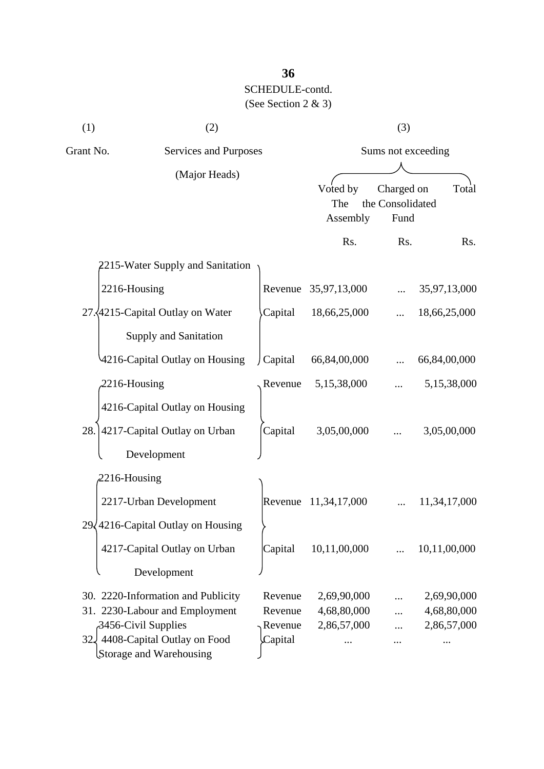## SCHEDULE-contd.
(See Section 2 & 3)

| (1) | (2) | | (3) | | |
|---|---|---|---|---|---|
| Grant No. | Services and Purposes (Major Heads) | | Sums not exceeding | | |
| | | | Voted by The Assembly | Charged on the Consolidated Fund | Total |
| | | | Rs. | Rs. | Rs. |
| 27. | 2215-Water Supply and Sanitation<br>2216-Housing | Revenue | 35,97,13,000 | ... | 35,97,13,000 |
| | 4215-Capital Outlay on Water Supply and Sanitation | Capital | 18,66,25,000 | ... | 18,66,25,000 |
| | 4216-Capital Outlay on Housing | Capital | 66,84,00,000 | ... | 66,84,00,000 |
| 28. | 2216-Housing | Revenue | 5,15,38,000 | ... | 5,15,38,000 |
| | 4216-Capital Outlay on Housing<br>4217-Capital Outlay on Urban Development | Capital | 3,05,00,000 | ... | 3,05,00,000 |
| 29. | 2216-Housing<br>2217-Urban Development | Revenue | 11,34,17,000 | ... | 11,34,17,000 |
| | 4216-Capital Outlay on Housing<br>4217-Capital Outlay on Urban Development | Capital | 10,11,00,000 | ... | 10,11,00,000 |
| 30. | 2220-Information and Publicity | Revenue | 2,69,90,000 | ... | 2,69,90,000 |
| 31. | 2230-Labour and Employment | Revenue | 4,68,80,000 | ... | 4,68,80,000 |
| 32. | 3456-Civil Supplies | Revenue | 2,86,57,000 | ... | 2,86,57,000 |
| | 4408-Capital Outlay on Food Storage and Warehousing | Capital | ... | ... | ... |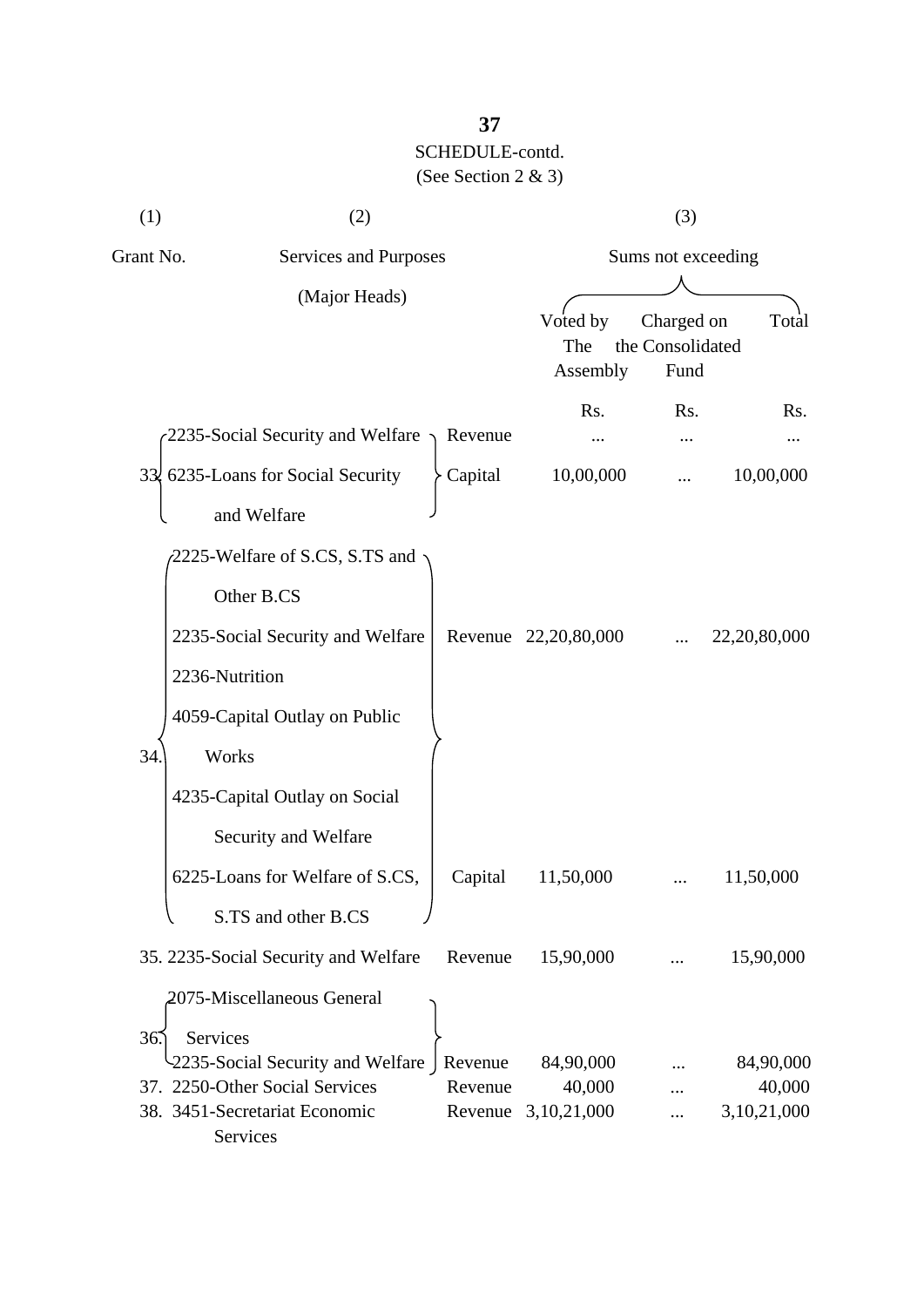SCHEDULE-contd.

(See Section 2 & 3)

| (1) | (2) | | (3) | | |
|---|---|---|---|---|---|
| Grant No. | Services and Purposes (Major Heads) | | Sums not exceeding | | |
| | | | Voted by The Assembly | Charged on the Consolidated Fund | Total |
| | | | Rs. | Rs. | Rs. |
| 33. | 2235-Social Security and Welfare | Revenue | ... | ... | ... |
| | 6235-Loans for Social Security and Welfare | Capital | 10,00,000 | ... | 10,00,000 |
| 34. | 2225-Welfare of S.CS, S.TS and Other B.CS<br>2235-Social Security and Welfare<br>2236-Nutrition | Revenue | 22,20,80,000 | ... | 22,20,80,000 |
| | 4059-Capital Outlay on Public Works<br>4235-Capital Outlay on Social Security and Welfare<br>6225-Loans for Welfare of S.CS, S.TS and other B.CS | Capital | 11,50,000 | ... | 11,50,000 |
| 35. | 2235-Social Security and Welfare | Revenue | 15,90,000 | ... | 15,90,000 |
| 36. | 2075-Miscellaneous General Services<br>2235-Social Security and Welfare | Revenue | 84,90,000 | ... | 84,90,000 |
| 37. | 2250-Other Social Services | Revenue | 40,000 | ... | 40,000 |
| 38. | 3451-Secretariat Economic Services | Revenue | 3,10,21,000 | ... | 3,10,21,000 |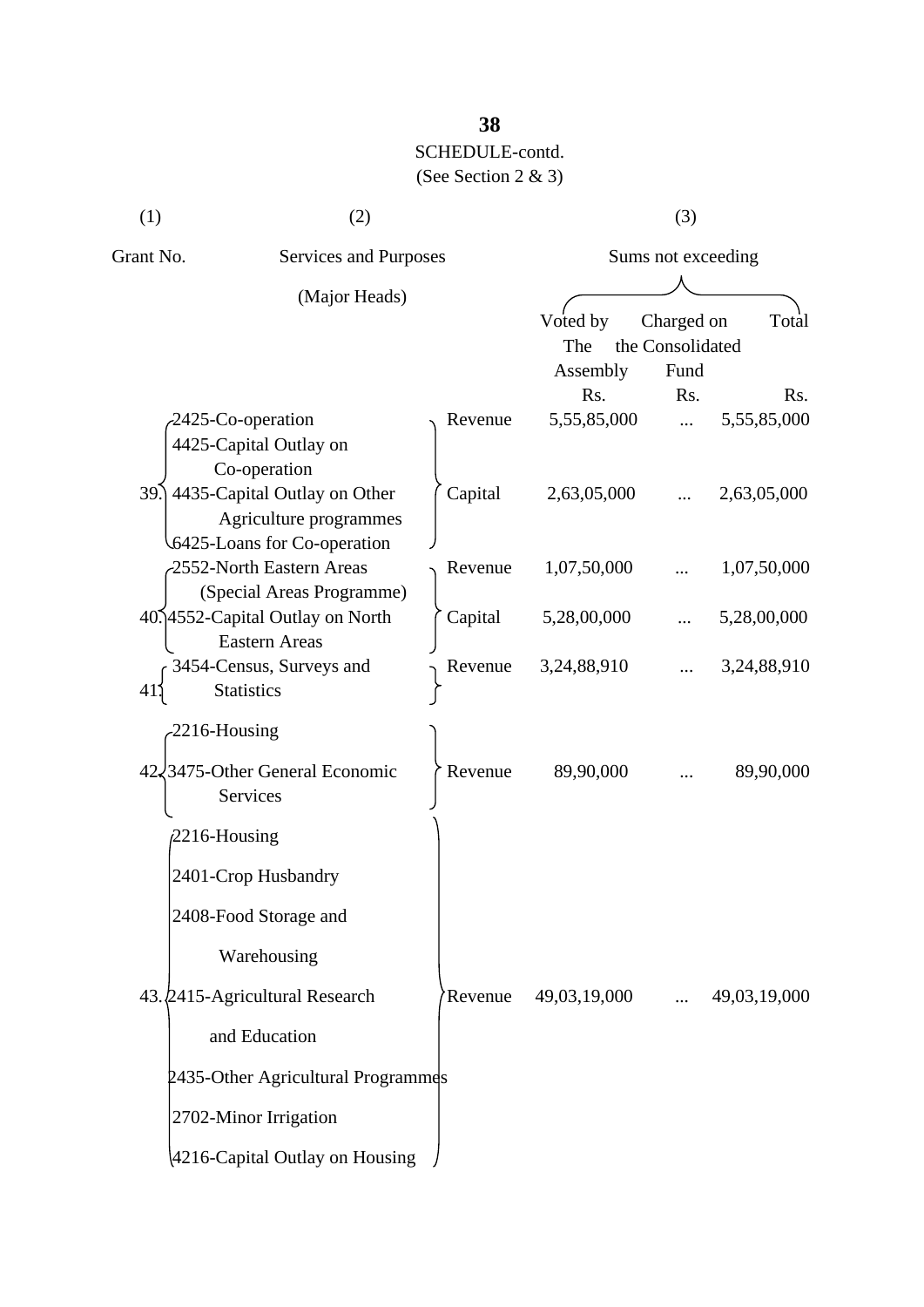SCHEDULE-contd.
(See Section 2 & 3)

| (1) | (2) | | (3) | | |
|---|---|---|---|---|---|
| Grant No. | Services and Purposes (Major Heads) | | Sums not exceeding | | |
| | | | Voted by The Assembly Rs. | Charged on the Consolidated Fund Rs. | Total Rs. |
| 39. | 2425-Co-operation | Revenue | 5,55,85,000 | ... | 5,55,85,000 |
| | 4425-Capital Outlay on Co-operation<br>4435-Capital Outlay on Other Agriculture programmes<br>6425-Loans for Co-operation | Capital | 2,63,05,000 | ... | 2,63,05,000 |
| 40. | 2552-North Eastern Areas (Special Areas Programme) | Revenue | 1,07,50,000 | ... | 1,07,50,000 |
| | 4552-Capital Outlay on North Eastern Areas | Capital | 5,28,00,000 | ... | 5,28,00,000 |
| 41. | 3454-Census, Surveys and Statistics | Revenue | 3,24,88,910 | ... | 3,24,88,910 |
| 42. | 2216-Housing<br>3475-Other General Economic Services | Revenue | 89,90,000 | ... | 89,90,000 |
| 43. | 2216-Housing<br>2401-Crop Husbandry<br>2408-Food Storage and Warehousing<br>2415-Agricultural Research and Education<br>2435-Other Agricultural Programmes<br>2702-Minor Irrigation<br>4216-Capital Outlay on Housing | Revenue | 49,03,19,000 | ... | 49,03,19,000 |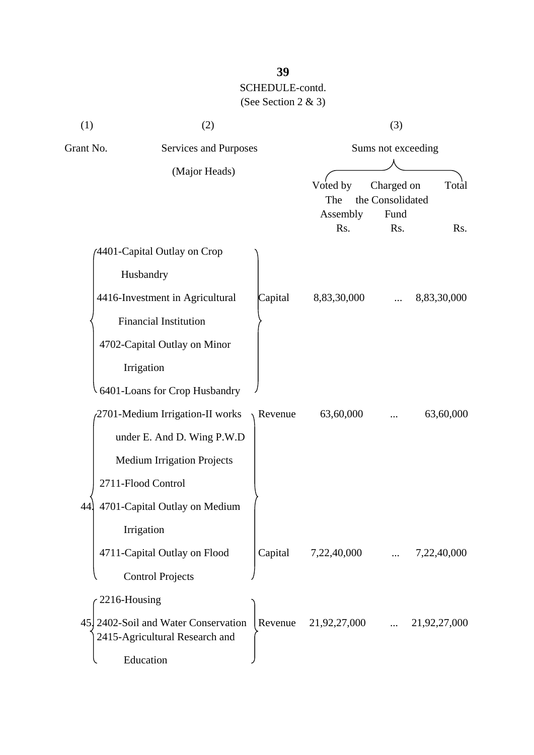SCHEDULE-contd.

(See Section 2 & 3)

| (1) | (2) | | (3) | | |
|---|---|---|---|---|---|
| Grant No. | Services and Purposes (Major Heads) | | Sums not exceeding | | |
| | | | Voted by The Assembly Rs. | Charged on the Consolidated Fund Rs. | Total Rs. |
| | 4401-Capital Outlay on Crop Husbandry<br>4416-Investment in Agricultural Financial Institution<br>4702-Capital Outlay on Minor Irrigation<br>6401-Loans for Crop Husbandry | Capital | 8,83,30,000 | ... | 8,83,30,000 |
| 44. | 2701-Medium Irrigation-II works under E. And D. Wing P.W.D Medium Irrigation Projects<br>2711-Flood Control | Revenue | 63,60,000 | ... | 63,60,000 |
| | 4701-Capital Outlay on Medium Irrigation<br>4711-Capital Outlay on Flood Control Projects | Capital | 7,22,40,000 | ... | 7,22,40,000 |
| 45. | 2216-Housing<br>2402-Soil and Water Conservation<br>2415-Agricultural Research and Education | Revenue | 21,92,27,000 | ... | 21,92,27,000 |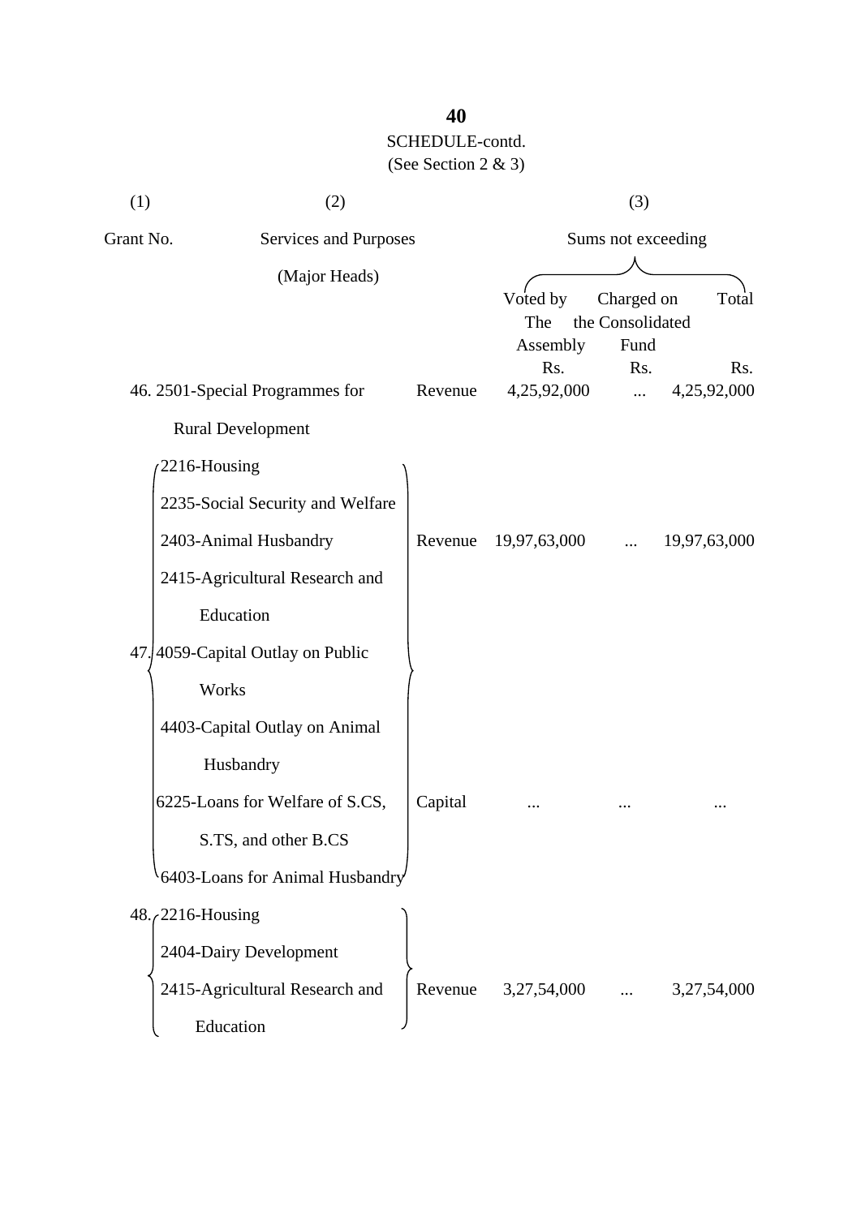## SCHEDULE-contd.

(See Section 2 & 3)

| (1) | (2) | | (3) | | |
|---|---|---|---|---|---|
| Grant No. | Services and Purposes (Major Heads) | | Sums not exceeding | | |
| | | | Voted by The Assembly | Charged on the Consolidated Fund | Total |
| | | | Rs. | Rs. | Rs. |
| 46. | 2501-Special Programmes for Rural Development | Revenue | 4,25,92,000 | ... | 4,25,92,000 |
| 47. | 2216-Housing<br>2235-Social Security and Welfare<br>2403-Animal Husbandry<br>2415-Agricultural Research and Education | Revenue | 19,97,63,000 | ... | 19,97,63,000 |
| | 4059-Capital Outlay on Public Works<br>4403-Capital Outlay on Animal Husbandry<br>6225-Loans for Welfare of S.CS, S.TS, and other B.CS<br>6403-Loans for Animal Husbandry | Capital | ... | ... | ... |
| 48. | 2216-Housing<br>2404-Dairy Development<br>2415-Agricultural Research and Education | Revenue | 3,27,54,000 | ... | 3,27,54,000 |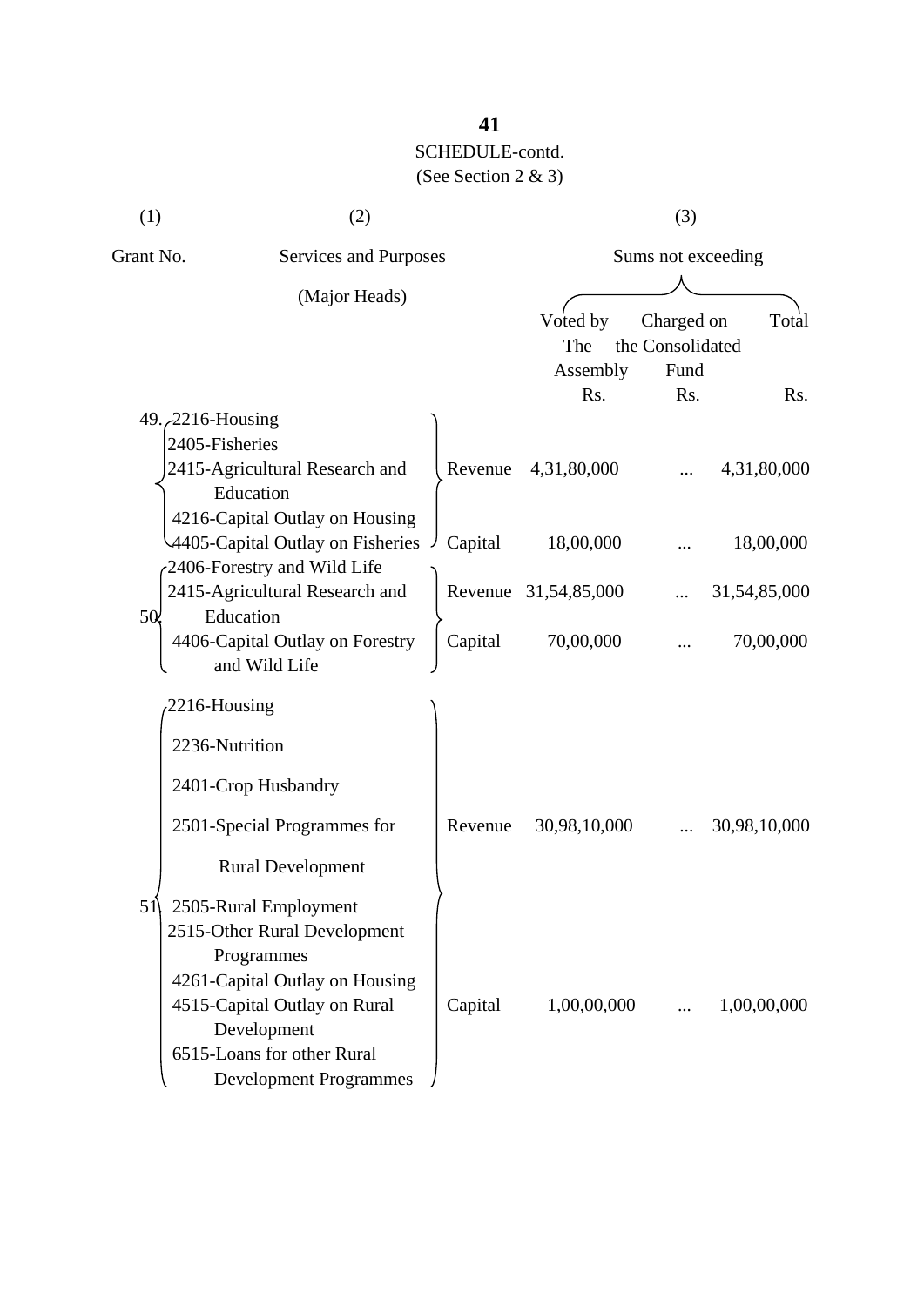SCHEDULE-contd.
(See Section 2 & 3)

| (1) | (2) | | (3) | | |
|---|---|---|---|---|---|
| Grant No. | Services and Purposes (Major Heads) | | Sums not exceeding | | |
| | | | Voted by The Assembly Rs. | Charged on the Consolidated Fund Rs. | Total Rs. |
| 49. | 2216-Housing<br>2405-Fisheries<br>2415-Agricultural Research and Education | Revenue | 4,31,80,000 | ... | 4,31,80,000 |
| | 4216-Capital Outlay on Housing<br>4405-Capital Outlay on Fisheries | Capital | 18,00,000 | ... | 18,00,000 |
| 50. | 2406-Forestry and Wild Life<br>2415-Agricultural Research and Education | Revenue | 31,54,85,000 | ... | 31,54,85,000 |
| | 4406-Capital Outlay on Forestry and Wild Life | Capital | 70,00,000 | ... | 70,00,000 |
| 51. | 2216-Housing<br>2236-Nutrition<br>2401-Crop Husbandry<br>2501-Special Programmes for Rural Development<br>2505-Rural Employment<br>2515-Other Rural Development Programmes | Revenue | 30,98,10,000 | ... | 30,98,10,000 |
| | 4261-Capital Outlay on Housing<br>4515-Capital Outlay on Rural Development<br>6515-Loans for other Rural Development Programmes | Capital | 1,00,00,000 | ... | 1,00,00,000 |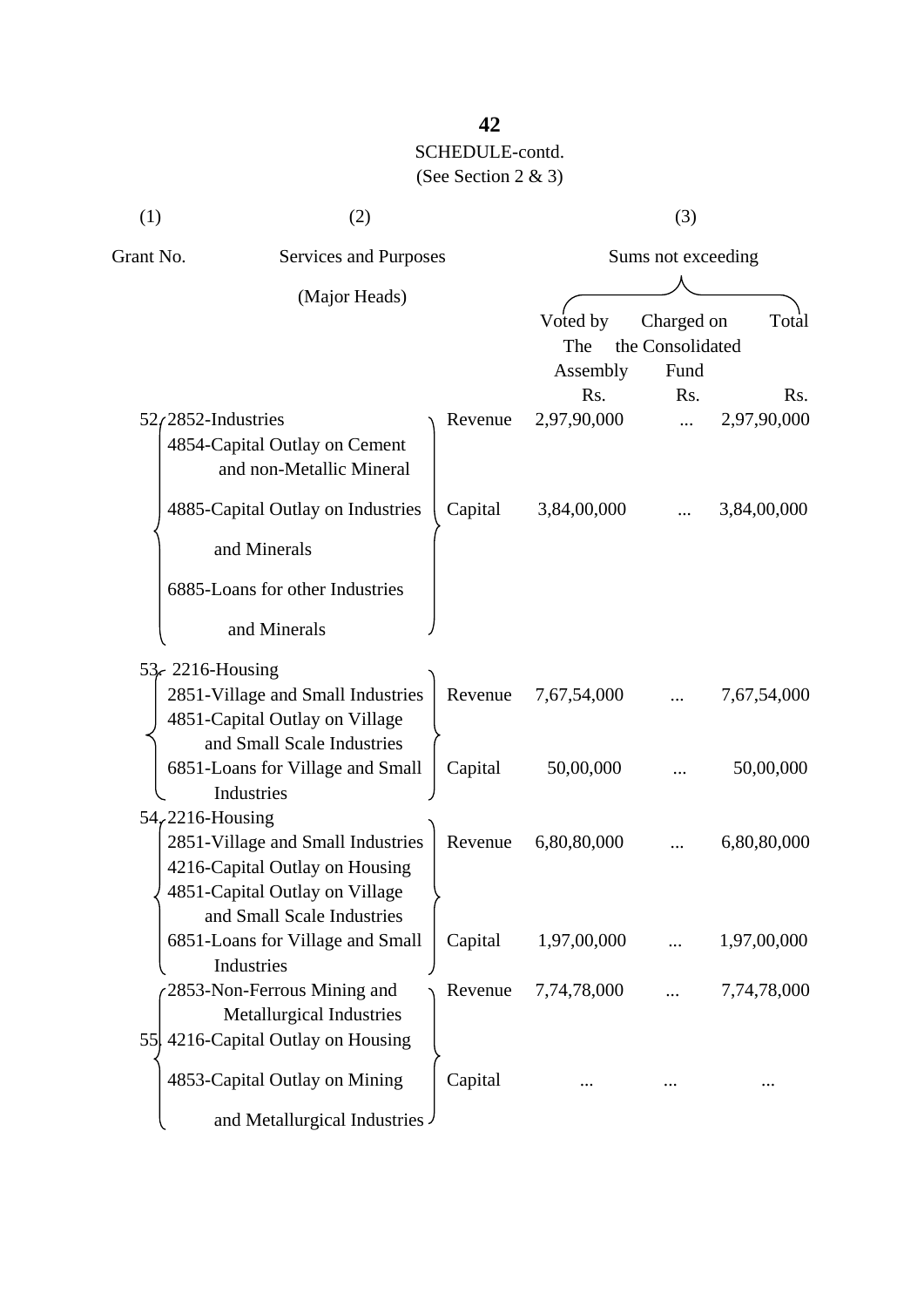SCHEDULE-contd.

(See Section 2 & 3)

| (1) | (2) | | (3) | | |
|---|---|---|---|---|---|
| Grant No. | Services and Purposes (Major Heads) | | Sums not exceeding | | |
| | | | Voted by The Assembly Rs. | Charged on the Consolidated Fund Rs. | Total Rs. |
| 52 | 2852-Industries<br>4854-Capital Outlay on Cement and non-Metallic Mineral<br>4885-Capital Outlay on Industries and Minerals<br>6885-Loans for other Industries and Minerals | Revenue | 2,97,90,000 | ... | 2,97,90,000 |
| | | Capital | 3,84,00,000 | ... | 3,84,00,000 |
| 53 | 2216-Housing<br>2851-Village and Small Industries<br>4851-Capital Outlay on Village and Small Scale Industries<br>6851-Loans for Village and Small Industries | Revenue | 7,67,54,000 | ... | 7,67,54,000 |
| | | Capital | 50,00,000 | ... | 50,00,000 |
| 54 | 2216-Housing<br>2851-Village and Small Industries<br>4216-Capital Outlay on Housing<br>4851-Capital Outlay on Village and Small Scale Industries<br>6851-Loans for Village and Small Industries | Revenue | 6,80,80,000 | ... | 6,80,80,000 |
| | | Capital | 1,97,00,000 | ... | 1,97,00,000 |
| 55 | 2853-Non-Ferrous Mining and Metallurgical Industries<br>4216-Capital Outlay on Housing<br>4853-Capital Outlay on Mining and Metallurgical Industries | Revenue | 7,74,78,000 | ... | 7,74,78,000 |
| | | Capital | ... | ... | ... |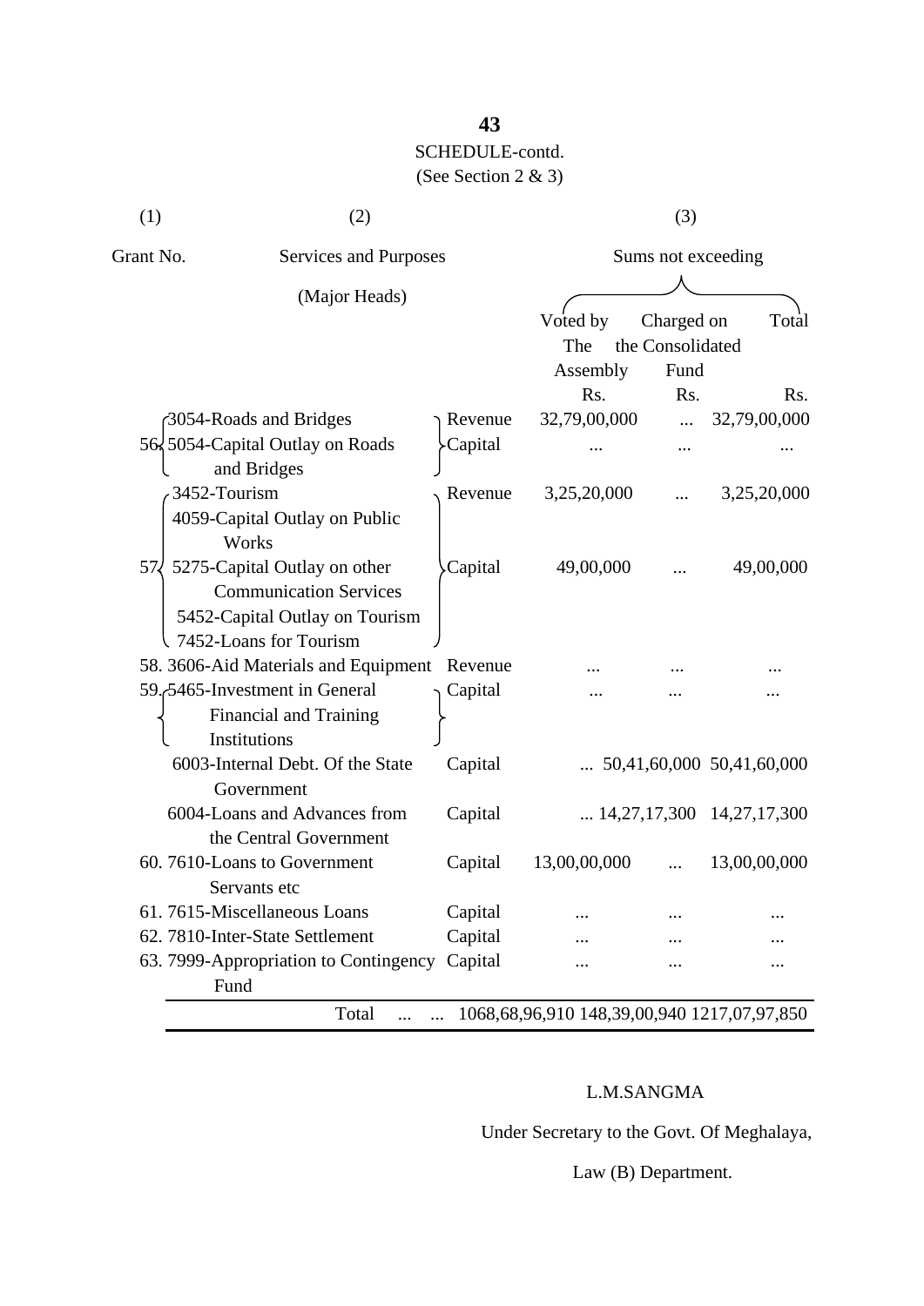SCHEDULE-contd.

(See Section 2 & 3)

| (1) | (2) | | (3) | | |
|---|---|---|---|---|---|
| Grant No. | Services and Purposes (Major Heads) | | Sums not exceeding | | |
| | | | Voted by The Assembly | Charged on the Consolidated Fund | Total |
| | | | Rs. | Rs. | Rs. |
| 56. | 3054-Roads and Bridges | Revenue | 32,79,00,000 | ... | 32,79,00,000 |
| | 5054-Capital Outlay on Roads and Bridges | Capital | ... | ... | ... |
| 57. | 3452-Tourism | Revenue | 3,25,20,000 | ... | 3,25,20,000 |
| | 4059-Capital Outlay on Public Works<br>5275-Capital Outlay on other Communication Services<br>5452-Capital Outlay on Tourism<br>7452-Loans for Tourism | Capital | 49,00,000 | ... | 49,00,000 |
| 58. | 3606-Aid Materials and Equipment | Revenue | ... | ... | ... |
| 59. | 5465-Investment in General Financial and Training Institutions | Capital | ... | ... | ... |
| | 6003-Internal Debt. Of the State Government | Capital | ... | 50,41,60,000 | 50,41,60,000 |
| | 6004-Loans and Advances from the Central Government | Capital | ... | 14,27,17,300 | 14,27,17,300 |
| 60. | 7610-Loans to Government Servants etc | Capital | 13,00,00,000 | ... | 13,00,00,000 |
| 61. | 7615-Miscellaneous Loans | Capital | ... | ... | ... |
| 62. | 7810-Inter-State Settlement | Capital | ... | ... | ... |
| 63. | 7999-Appropriation to Contingency Fund | Capital | ... | ... | ... |
| | Total ... | ... | 1068,68,96,910 | 148,39,00,940 | 1217,07,97,850 |

L.M.SANGMA

Under Secretary to the Govt. Of Meghalaya,

Law (B) Department.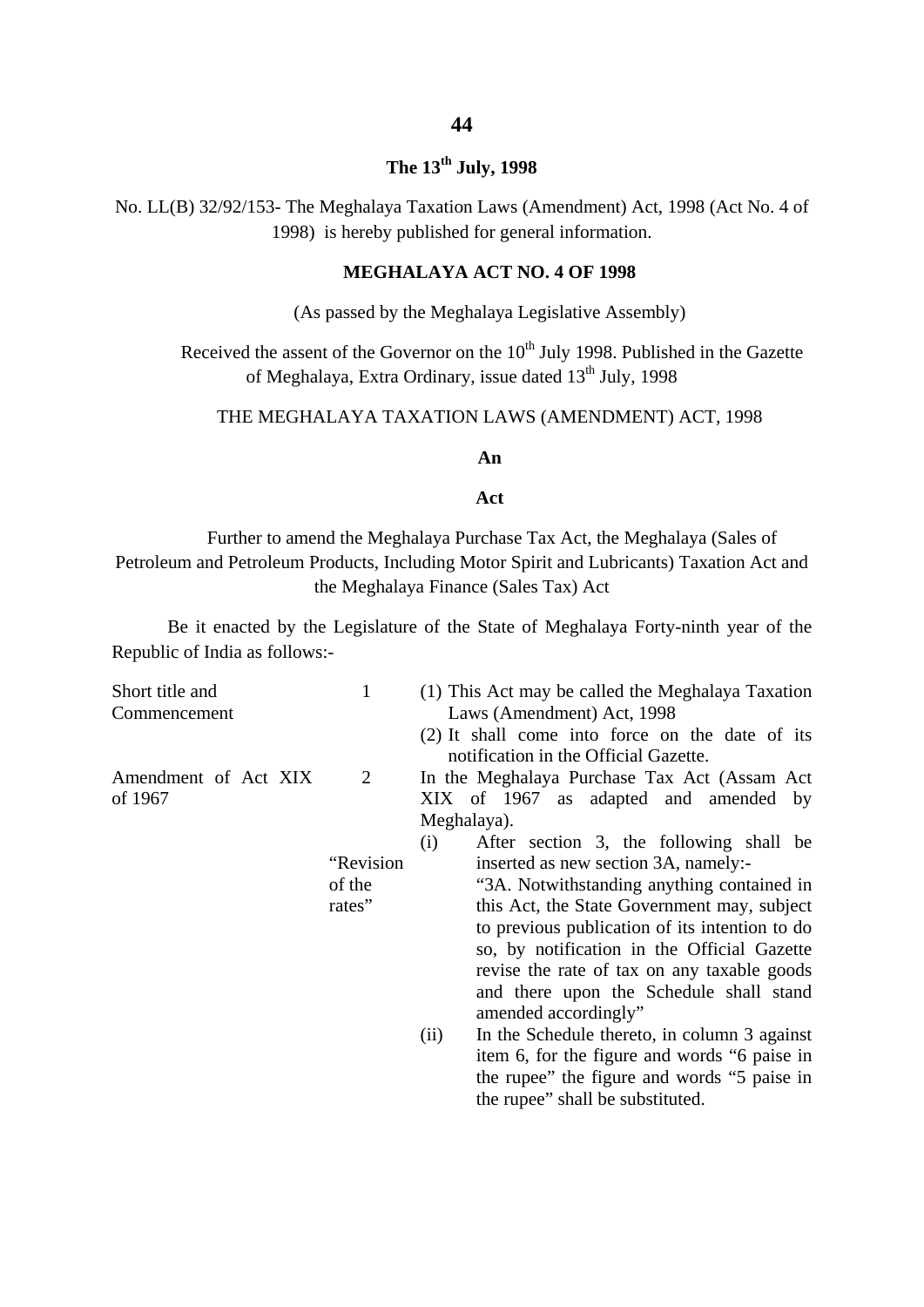**The 13th July, 1998**

No. LL(B) 32/92/153- The Meghalaya Taxation Laws (Amendment) Act, 1998 (Act No. 4 of 1998) is hereby published for general information.

**MEGHALAYA ACT NO. 4 OF 1998**

(As passed by the Meghalaya Legislative Assembly)

Received the assent of the Governor on the 10th July 1998. Published in the Gazette of Meghalaya, Extra Ordinary, issue dated 13th July, 1998

THE MEGHALAYA TAXATION LAWS (AMENDMENT) ACT, 1998

**An**

**Act**

Further to amend the Meghalaya Purchase Tax Act, the Meghalaya (Sales of Petroleum and Petroleum Products, Including Motor Spirit and Lubricants) Taxation Act and the Meghalaya Finance (Sales Tax) Act

Be it enacted by the Legislature of the State of Meghalaya Forty-ninth year of the Republic of India as follows:-

Short title and Commencement

1. (1) This Act may be called the Meghalaya Taxation Laws (Amendment) Act, 1998

   (2) It shall come into force on the date of its notification in the Official Gazette.

Amendment of Act XIX of 1967

2. In the Meghalaya Purchase Tax Act (Assam Act XIX of 1967 as adapted and amended by Meghalaya).

   (i) After section 3, the following shall be inserted as new section 3A, namely:-

   "Revision of the rates"

   "3A. Notwithstanding anything contained in this Act, the State Government may, subject to previous publication of its intention to do so, by notification in the Official Gazette revise the rate of tax on any taxable goods and there upon the Schedule shall stand amended accordingly"

   (ii) In the Schedule thereto, in column 3 against item 6, for the figure and words "6 paise in the rupee" the figure and words "5 paise in the rupee" shall be substituted.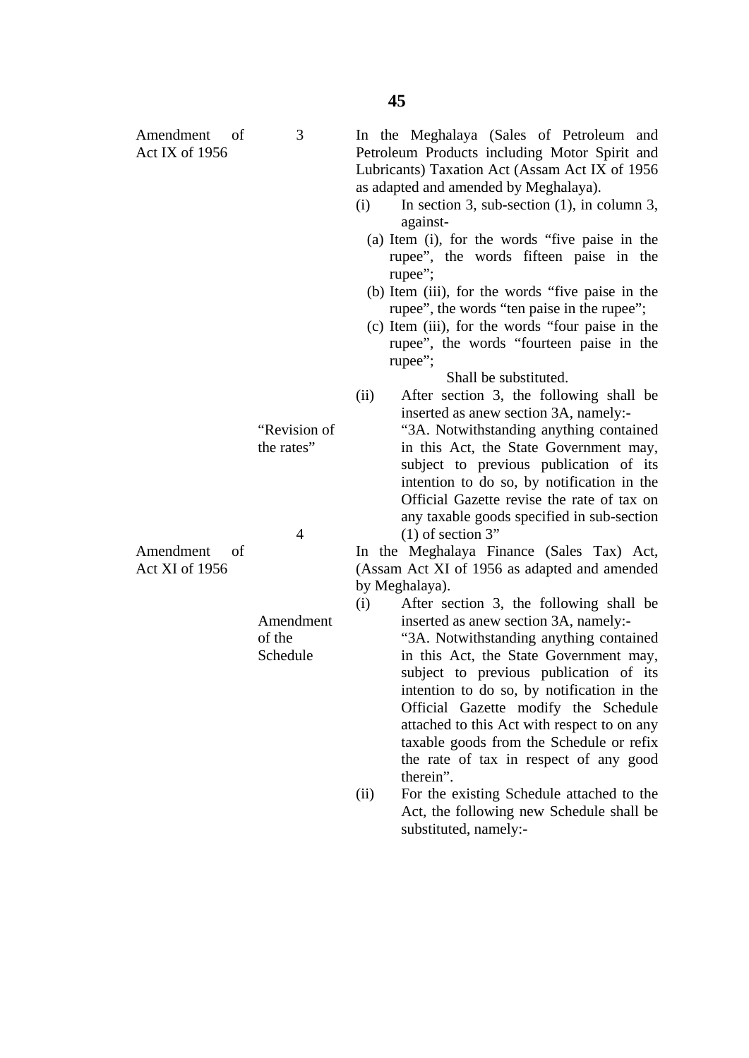Amendment of Act IX of 1956

3 In the Meghalaya (Sales of Petroleum and Petroleum Products including Motor Spirit and Lubricants) Taxation Act (Assam Act IX of 1956 as adapted and amended by Meghalaya).

(i) In section 3, sub-section (1), in column 3, against-

(a) Item (i), for the words "five paise in the rupee", the words fifteen paise in the rupee";

(b) Item (iii), for the words "five paise in the rupee", the words "ten paise in the rupee";

(c) Item (iii), for the words "four paise in the rupee", the words "fourteen paise in the rupee";

Shall be substituted.

(ii) After section 3, the following shall be inserted as anew section 3A, namely:-

"Revision of the rates"

"3A. Notwithstanding anything contained in this Act, the State Government may, subject to previous publication of its intention to do so, by notification in the Official Gazette revise the rate of tax on any taxable goods specified in sub-section (1) of section 3"

Amendment of Act XI of 1956

4 In the Meghalaya Finance (Sales Tax) Act, (Assam Act XI of 1956 as adapted and amended by Meghalaya).

(i) After section 3, the following shall be inserted as anew section 3A, namely:-

Amendment of the Schedule

"3A. Notwithstanding anything contained in this Act, the State Government may, subject to previous publication of its intention to do so, by notification in the Official Gazette modify the Schedule attached to this Act with respect to on any taxable goods from the Schedule or refix the rate of tax in respect of any good therein".

(ii) For the existing Schedule attached to the Act, the following new Schedule shall be substituted, namely:-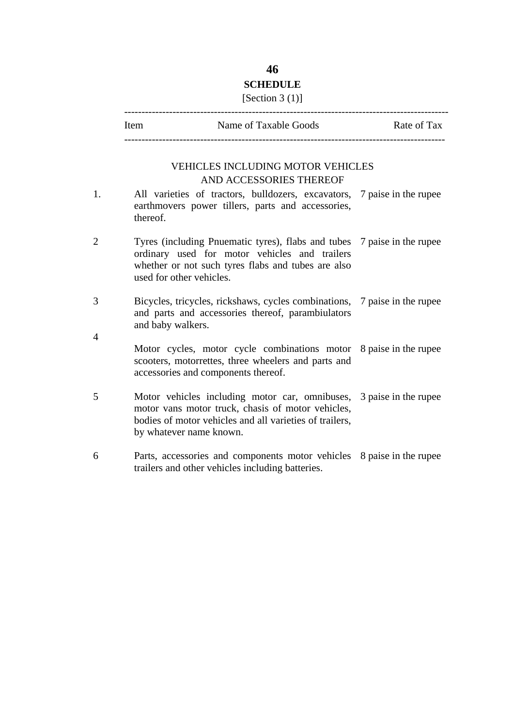# SCHEDULE

[Section 3 (1)]

| Item | Name of Taxable Goods | Rate of Tax |
|---|---|---|
| | VEHICLES INCLUDING MOTOR VEHICLES AND ACCESSORIES THEREOF | |
| 1. | All varieties of tractors, bulldozers, excavators, earthmovers power tillers, parts and accessories, thereof. | 7 paise in the rupee |
| 2 | Tyres (including Pnuematic tyres), flabs and tubes ordinary used for motor vehicles and trailers whether or not such tyres flabs and tubes are also used for other vehicles. | 7 paise in the rupee |
| 3 | Bicycles, tricycles, rickshaws, cycles combinations, and parts and accessories thereof, parambiulators and baby walkers. | 7 paise in the rupee |
| 4 | Motor cycles, motor cycle combinations motor scooters, motorrettes, three wheelers and parts and accessories and components thereof. | 8 paise in the rupee |
| 5 | Motor vehicles including motor car, omnibuses, motor vans motor truck, chasis of motor vehicles, bodies of motor vehicles and all varieties of trailers, by whatever name known. | 3 paise in the rupee |
| 6 | Parts, accessories and components motor vehicles trailers and other vehicles including batteries. | 8 paise in the rupee |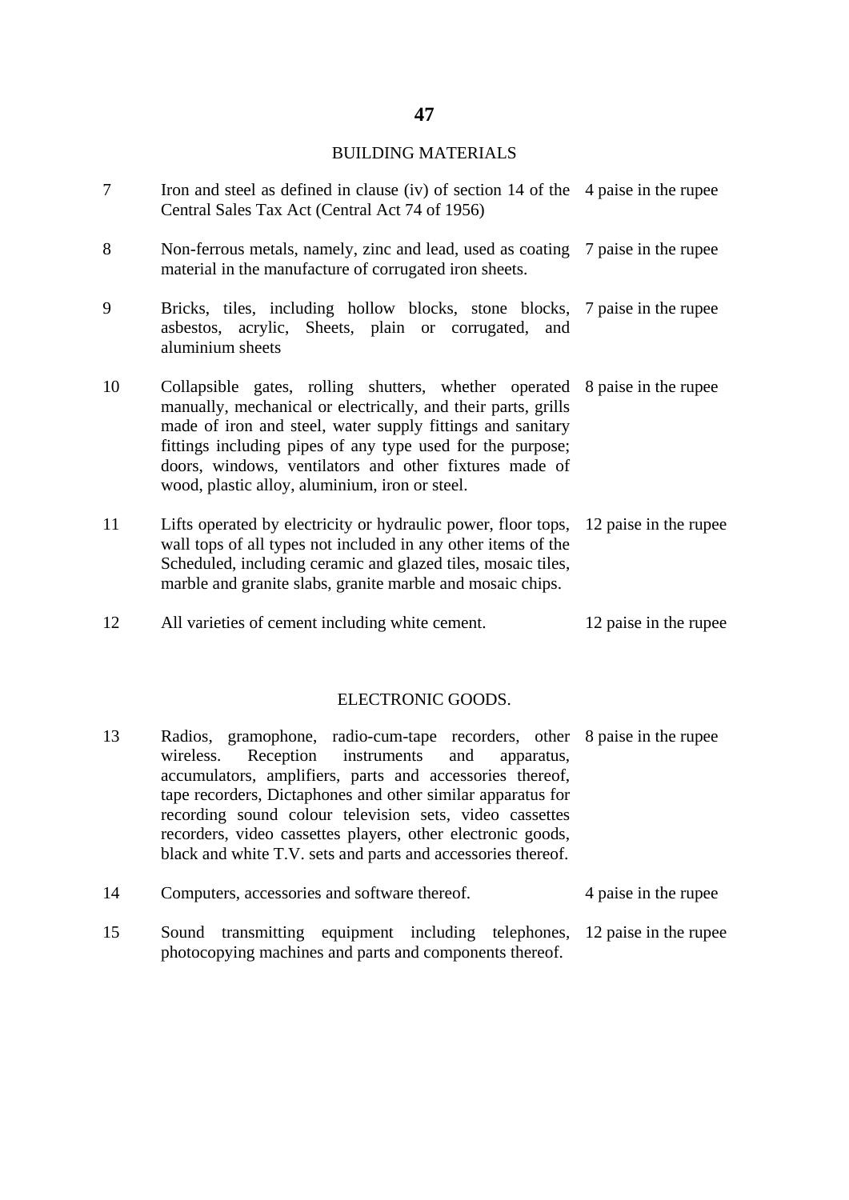BUILDING MATERIALS

| | | |
|---|---|---|
| 7 | Iron and steel as defined in clause (iv) of section 14 of the Central Sales Tax Act (Central Act 74 of 1956) | 4 paise in the rupee |
| 8 | Non-ferrous metals, namely, zinc and lead, used as coating material in the manufacture of corrugated iron sheets. | 7 paise in the rupee |
| 9 | Bricks, tiles, including hollow blocks, stone blocks, asbestos, acrylic, Sheets, plain or corrugated, and aluminium sheets | 7 paise in the rupee |
| 10 | Collapsible gates, rolling shutters, whether operated manually, mechanical or electrically, and their parts, grills made of iron and steel, water supply fittings and sanitary fittings including pipes of any type used for the purpose; doors, windows, ventilators and other fixtures made of wood, plastic alloy, aluminium, iron or steel. | 8 paise in the rupee |
| 11 | Lifts operated by electricity or hydraulic power, floor tops, wall tops of all types not included in any other items of the Scheduled, including ceramic and glazed tiles, mosaic tiles, marble and granite slabs, granite marble and mosaic chips. | 12 paise in the rupee |
| 12 | All varieties of cement including white cement. | 12 paise in the rupee |

ELECTRONIC GOODS.

| | | |
|---|---|---|
| 13 | Radios, gramophone, radio-cum-tape recorders, other wireless. Reception instruments and apparatus, accumulators, amplifiers, parts and accessories thereof, tape recorders, Dictaphones and other similar apparatus for recording sound colour television sets, video cassettes recorders, video cassettes players, other electronic goods, black and white T.V. sets and parts and accessories thereof. | 8 paise in the rupee |
| 14 | Computers, accessories and software thereof. | 4 paise in the rupee |
| 15 | Sound transmitting equipment including telephones, photocopying machines and parts and components thereof. | 12 paise in the rupee |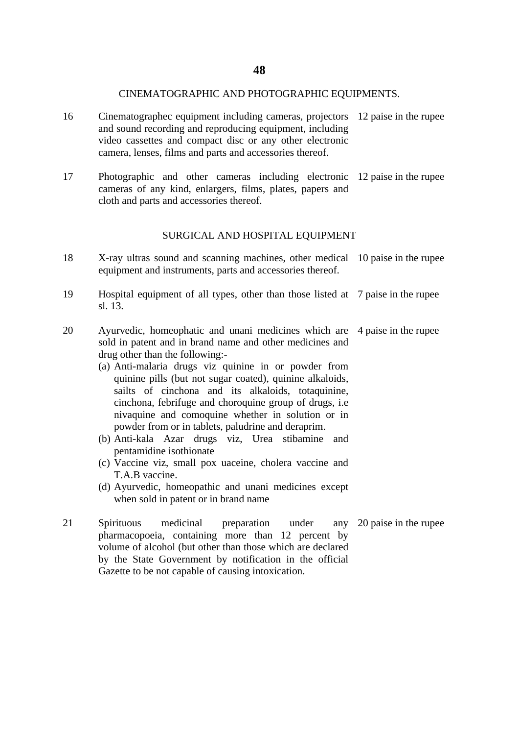## CINEMATOGRAPHIC AND PHOTOGRAPHIC EQUIPMENTS.

| | | |
|---|---|---|
| 16 | Cinematographec equipment including cameras, projectors and sound recording and reproducing equipment, including video cassettes and compact disc or any other electronic camera, lenses, films and parts and accessories thereof. | 12 paise in the rupee |
| 17 | Photographic and other cameras including electronic cameras of any kind, enlargers, films, plates, papers and cloth and parts and accessories thereof. | 12 paise in the rupee |

## SURGICAL AND HOSPITAL EQUIPMENT

| | | |
|---|---|---|
| 18 | X-ray ultras sound and scanning machines, other medical equipment and instruments, parts and accessories thereof. | 10 paise in the rupee |
| 19 | Hospital equipment of all types, other than those listed at sl. 13. | 7 paise in the rupee |
| 20 | Ayurvedic, homeophatic and unani medicines which are sold in patent and in brand name and other medicines and drug other than the following:-<br>(a) Anti-malaria drugs viz quinine in or powder from quinine pills (but not sugar coated), quinine alkaloids, sailts of cinchona and its alkaloids, totaquinine, cinchona, febrifuge and choroquine group of drugs, i.e nivaquine and comoquine whether in solution or in powder from or in tablets, paludrine and deraprim.<br>(b) Anti-kala Azar drugs viz, Urea stibamine and pentamidine isothionate<br>(c) Vaccine viz, small pox uaceine, cholera vaccine and T.A.B vaccine.<br>(d) Ayurvedic, homeopathic and unani medicines except when sold in patent or in brand name | 4 paise in the rupee |
| 21 | Spirituous medicinal preparation under any pharmacopoeia, containing more than 12 percent by volume of alcohol (but other than those which are declared by the State Government by notification in the official Gazette to be not capable of causing intoxication. | 20 paise in the rupee |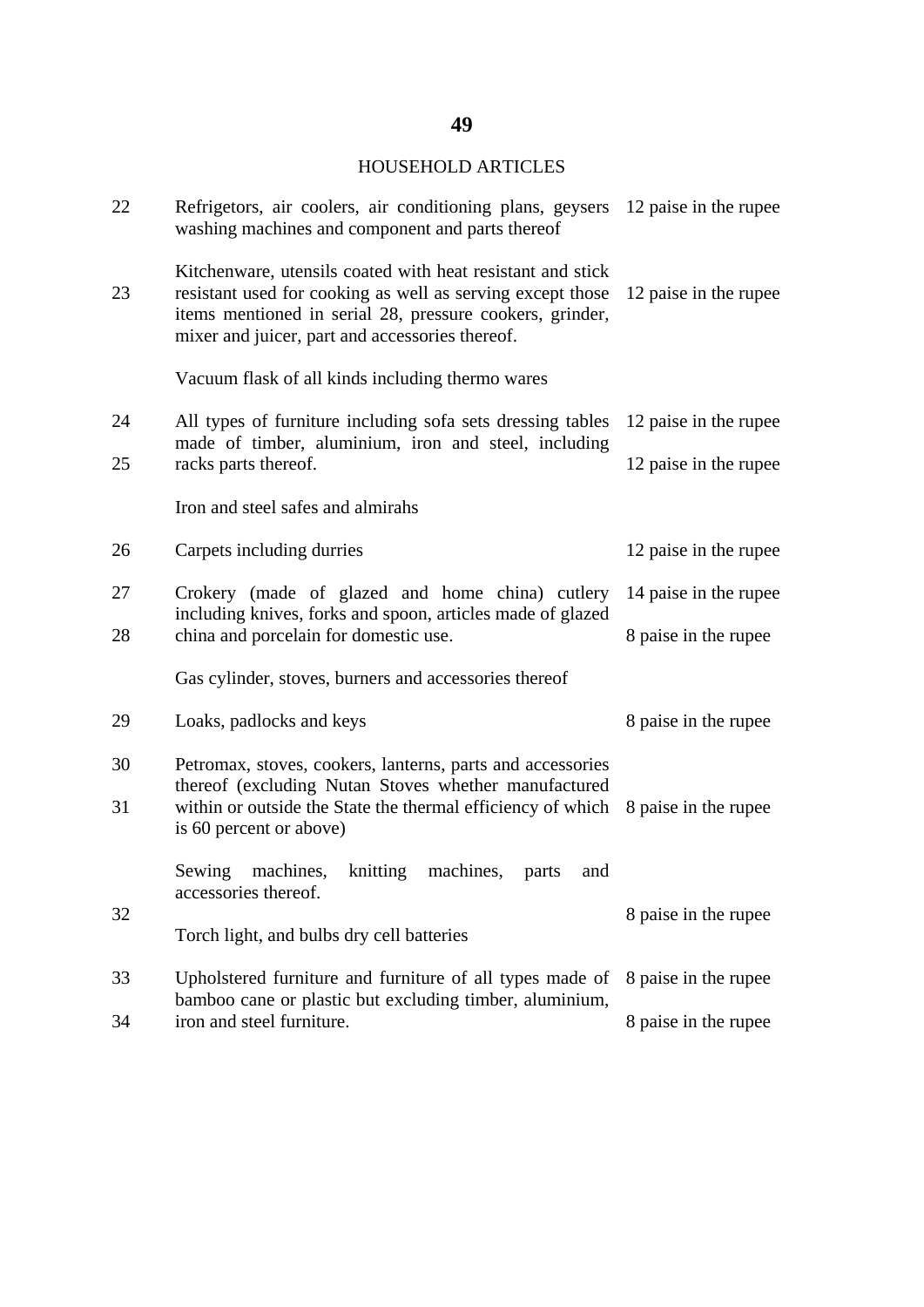HOUSEHOLD ARTICLES

| | | |
|---|---|---|
| 22 | Refrigetors, air coolers, air conditioning plans, geysers washing machines and component and parts thereof | 12 paise in the rupee |
| 23 | Kitchenware, utensils coated with heat resistant and stick resistant used for cooking as well as serving except those items mentioned in serial 28, pressure cookers, grinder, mixer and juicer, part and accessories thereof. | 12 paise in the rupee |
| | Vacuum flask of all kinds including thermo wares | |
| 24 | All types of furniture including sofa sets dressing tables made of timber, aluminium, iron and steel, including | 12 paise in the rupee |
| 25 | racks parts thereof. | 12 paise in the rupee |
| | Iron and steel safes and almirahs | |
| 26 | Carpets including durries | 12 paise in the rupee |
| 27 | Crokery (made of glazed and home china) cutlery including knives, forks and spoon, articles made of glazed | 14 paise in the rupee |
| 28 | china and porcelain for domestic use. | 8 paise in the rupee |
| | Gas cylinder, stoves, burners and accessories thereof | |
| 29 | Loaks, padlocks and keys | 8 paise in the rupee |
| 30 | Petromax, stoves, cookers, lanterns, parts and accessories thereof (excluding Nutan Stoves whether manufactured | |
| 31 | within or outside the State the thermal efficiency of which is 60 percent or above) | 8 paise in the rupee |
| | Sewing machines, knitting machines, parts and accessories thereof. | |
| 32 | | 8 paise in the rupee |
| | Torch light, and bulbs dry cell batteries | |
| 33 | Upholstered furniture and furniture of all types made of bamboo cane or plastic but excluding timber, aluminium, | 8 paise in the rupee |
| 34 | iron and steel furniture. | 8 paise in the rupee |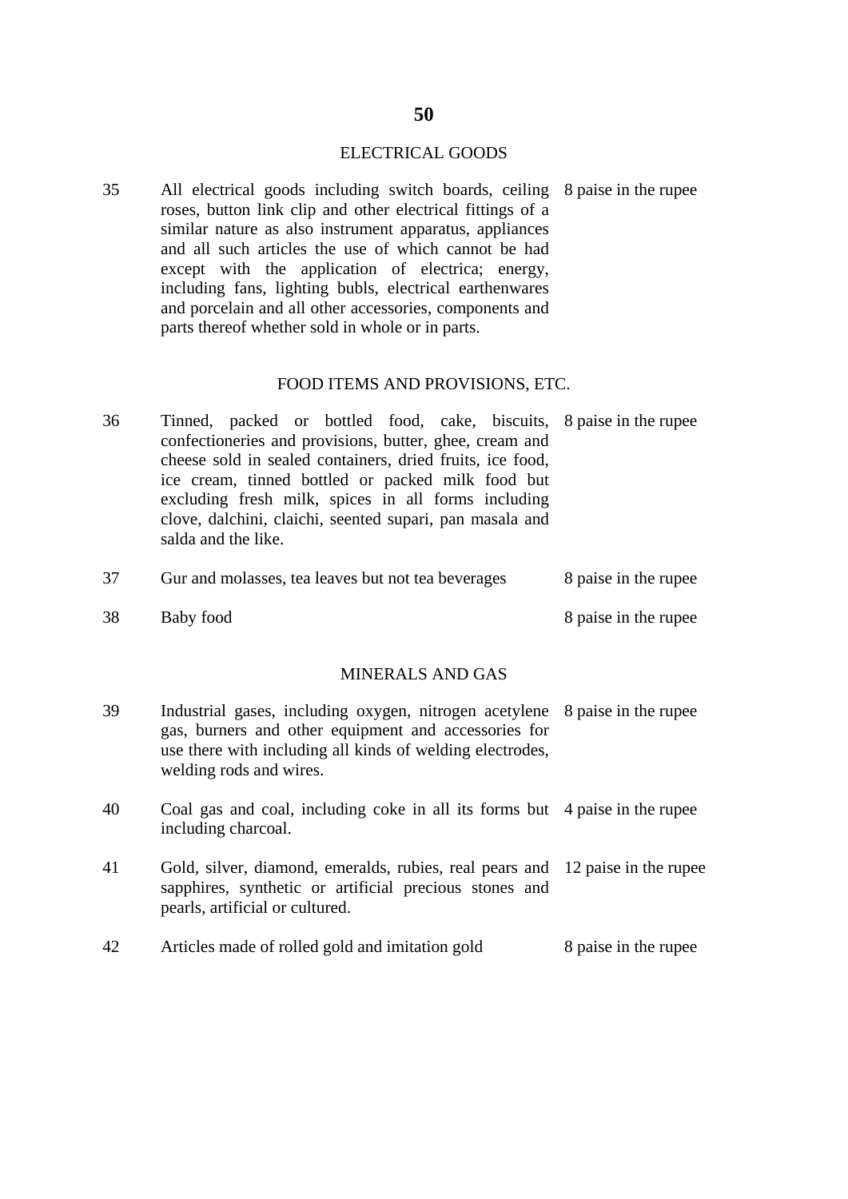## ELECTRICAL GOODS

| | | |
|---|---|---|
| 35 | All electrical goods including switch boards, ceiling roses, button link clip and other electrical fittings of a similar nature as also instrument apparatus, appliances and all such articles the use of which cannot be had except with the application of electrica; energy, including fans, lighting bubls, electrical earthenwares and porcelain and all other accessories, components and parts thereof whether sold in whole or in parts. | 8 paise in the rupee |

## FOOD ITEMS AND PROVISIONS, ETC.

| | | |
|---|---|---|
| 36 | Tinned, packed or bottled food, cake, biscuits, confectioneries and provisions, butter, ghee, cream and cheese sold in sealed containers, dried fruits, ice food, ice cream, tinned bottled or packed milk food but excluding fresh milk, spices in all forms including clove, dalchini, claichi, seented supari, pan masala and salda and the like. | 8 paise in the rupee |
| 37 | Gur and molasses, tea leaves but not tea beverages | 8 paise in the rupee |
| 38 | Baby food | 8 paise in the rupee |

## MINERALS AND GAS

| | | |
|---|---|---|
| 39 | Industrial gases, including oxygen, nitrogen acetylene gas, burners and other equipment and accessories for use there with including all kinds of welding electrodes, welding rods and wires. | 8 paise in the rupee |
| 40 | Coal gas and coal, including coke in all its forms but including charcoal. | 4 paise in the rupee |
| 41 | Gold, silver, diamond, emeralds, rubies, real pears and sapphires, synthetic or artificial precious stones and pearls, artificial or cultured. | 12 paise in the rupee |
| 42 | Articles made of rolled gold and imitation gold | 8 paise in the rupee |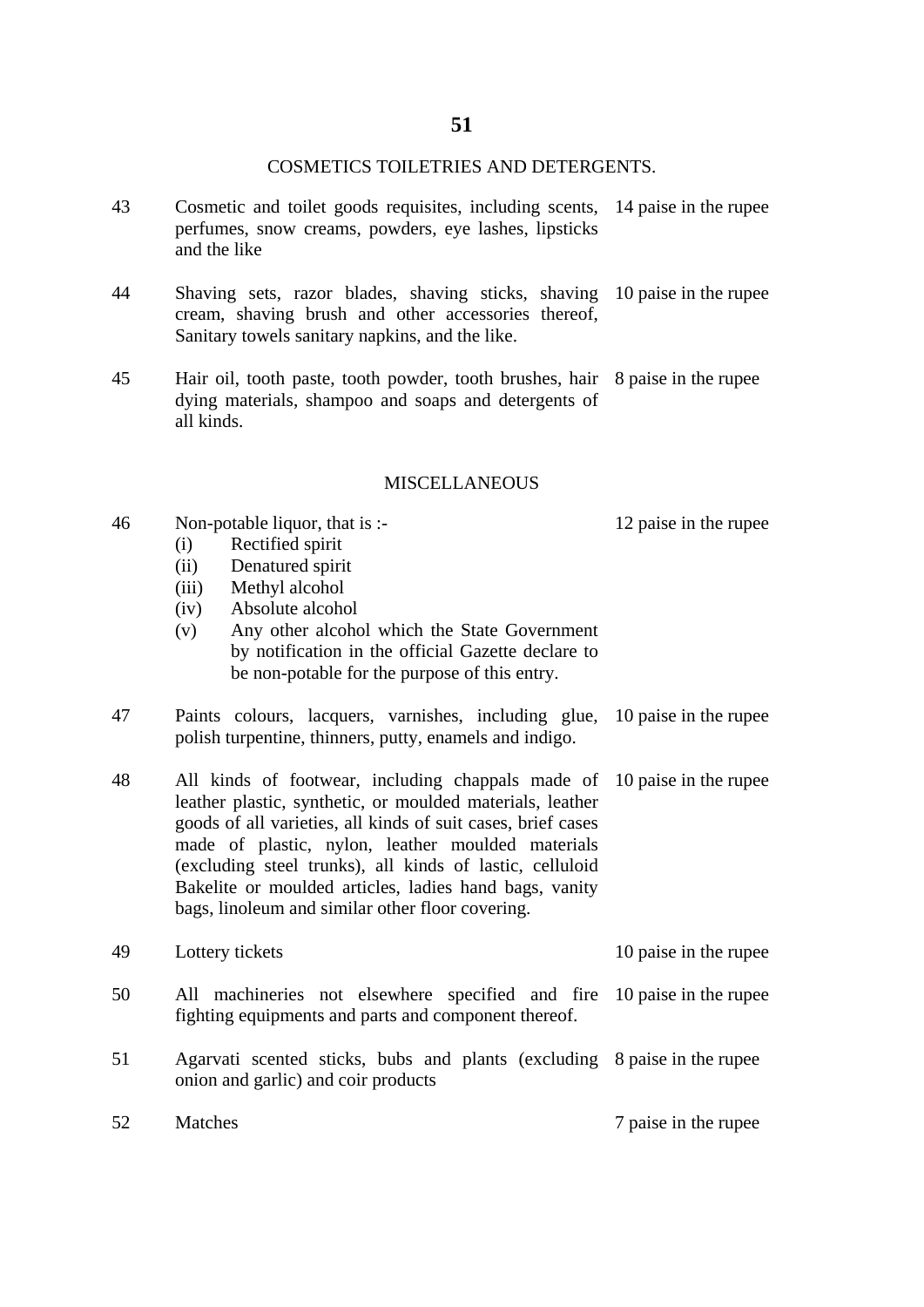## COSMETICS TOILETRIES AND DETERGENTS.

| | | |
|---|---|---|
| 43 | Cosmetic and toilet goods requisites, including scents, perfumes, snow creams, powders, eye lashes, lipsticks and the like | 14 paise in the rupee |
| 44 | Shaving sets, razor blades, shaving sticks, shaving cream, shaving brush and other accessories thereof, Sanitary towels sanitary napkins, and the like. | 10 paise in the rupee |
| 45 | Hair oil, tooth paste, tooth powder, tooth brushes, hair dying materials, shampoo and soaps and detergents of all kinds. | 8 paise in the rupee |

## MISCELLANEOUS

| | | |
|---|---|---|
| 46 | Non-potable liquor, that is :-<br>(i) Rectified spirit<br>(ii) Denatured spirit<br>(iii) Methyl alcohol<br>(iv) Absolute alcohol<br>(v) Any other alcohol which the State Government by notification in the official Gazette declare to be non-potable for the purpose of this entry. | 12 paise in the rupee |
| 47 | Paints colours, lacquers, varnishes, including glue, polish turpentine, thinners, putty, enamels and indigo. | 10 paise in the rupee |
| 48 | All kinds of footwear, including chappals made of leather plastic, synthetic, or moulded materials, leather goods of all varieties, all kinds of suit cases, brief cases made of plastic, nylon, leather moulded materials (excluding steel trunks), all kinds of lastic, celluloid Bakelite or moulded articles, ladies hand bags, vanity bags, linoleum and similar other floor covering. | 10 paise in the rupee |
| 49 | Lottery tickets | 10 paise in the rupee |
| 50 | All machineries not elsewhere specified and fire fighting equipments and parts and component thereof. | 10 paise in the rupee |
| 51 | Agarvati scented sticks, bubs and plants (excluding onion and garlic) and coir products | 8 paise in the rupee |
| 52 | Matches | 7 paise in the rupee |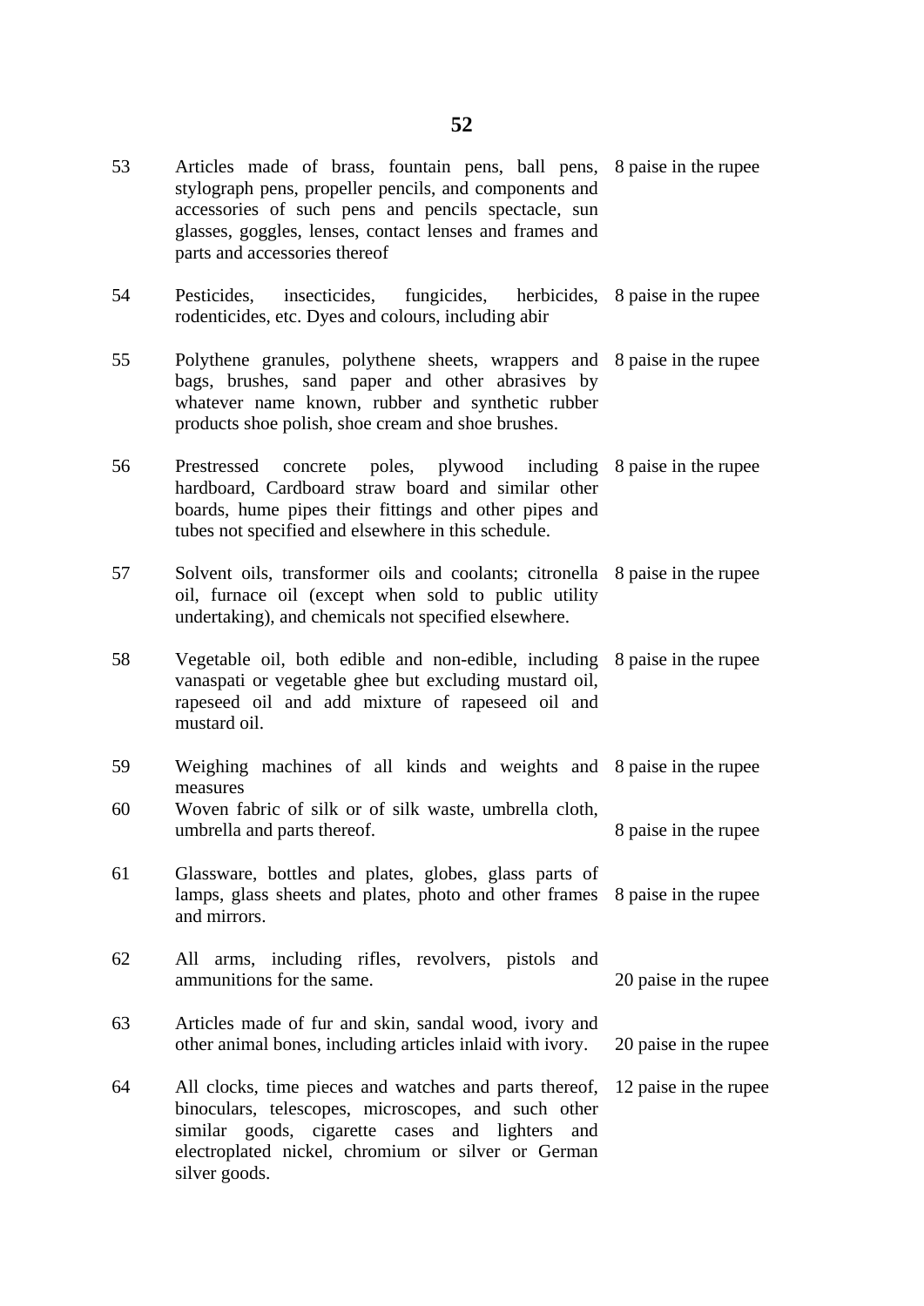| | | |
|---|---|---|
| 53 | Articles made of brass, fountain pens, ball pens, stylograph pens, propeller pencils, and components and accessories of such pens and pencils spectacle, sun glasses, goggles, lenses, contact lenses and frames and parts and accessories thereof | 8 paise in the rupee |
| 54 | Pesticides, insecticides, fungicides, herbicides, rodenticides, etc. Dyes and colours, including abir | 8 paise in the rupee |
| 55 | Polythene granules, polythene sheets, wrappers and bags, brushes, sand paper and other abrasives by whatever name known, rubber and synthetic rubber products shoe polish, shoe cream and shoe brushes. | 8 paise in the rupee |
| 56 | Prestressed concrete poles, plywood including hardboard, Cardboard straw board and similar other boards, hume pipes their fittings and other pipes and tubes not specified and elsewhere in this schedule. | 8 paise in the rupee |
| 57 | Solvent oils, transformer oils and coolants; citronella oil, furnace oil (except when sold to public utility undertaking), and chemicals not specified elsewhere. | 8 paise in the rupee |
| 58 | Vegetable oil, both edible and non-edible, including vanaspati or vegetable ghee but excluding mustard oil, rapeseed oil and add mixture of rapeseed oil and mustard oil. | 8 paise in the rupee |
| 59 | Weighing machines of all kinds and weights and measures | 8 paise in the rupee |
| 60 | Woven fabric of silk or of silk waste, umbrella cloth, umbrella and parts thereof. | 8 paise in the rupee |
| 61 | Glassware, bottles and plates, globes, glass parts of lamps, glass sheets and plates, photo and other frames and mirrors. | 8 paise in the rupee |
| 62 | All arms, including rifles, revolvers, pistols and ammunitions for the same. | 20 paise in the rupee |
| 63 | Articles made of fur and skin, sandal wood, ivory and other animal bones, including articles inlaid with ivory. | 20 paise in the rupee |
| 64 | All clocks, time pieces and watches and parts thereof, binoculars, telescopes, microscopes, and such other similar goods, cigarette cases and lighters and electroplated nickel, chromium or silver or German silver goods. | 12 paise in the rupee |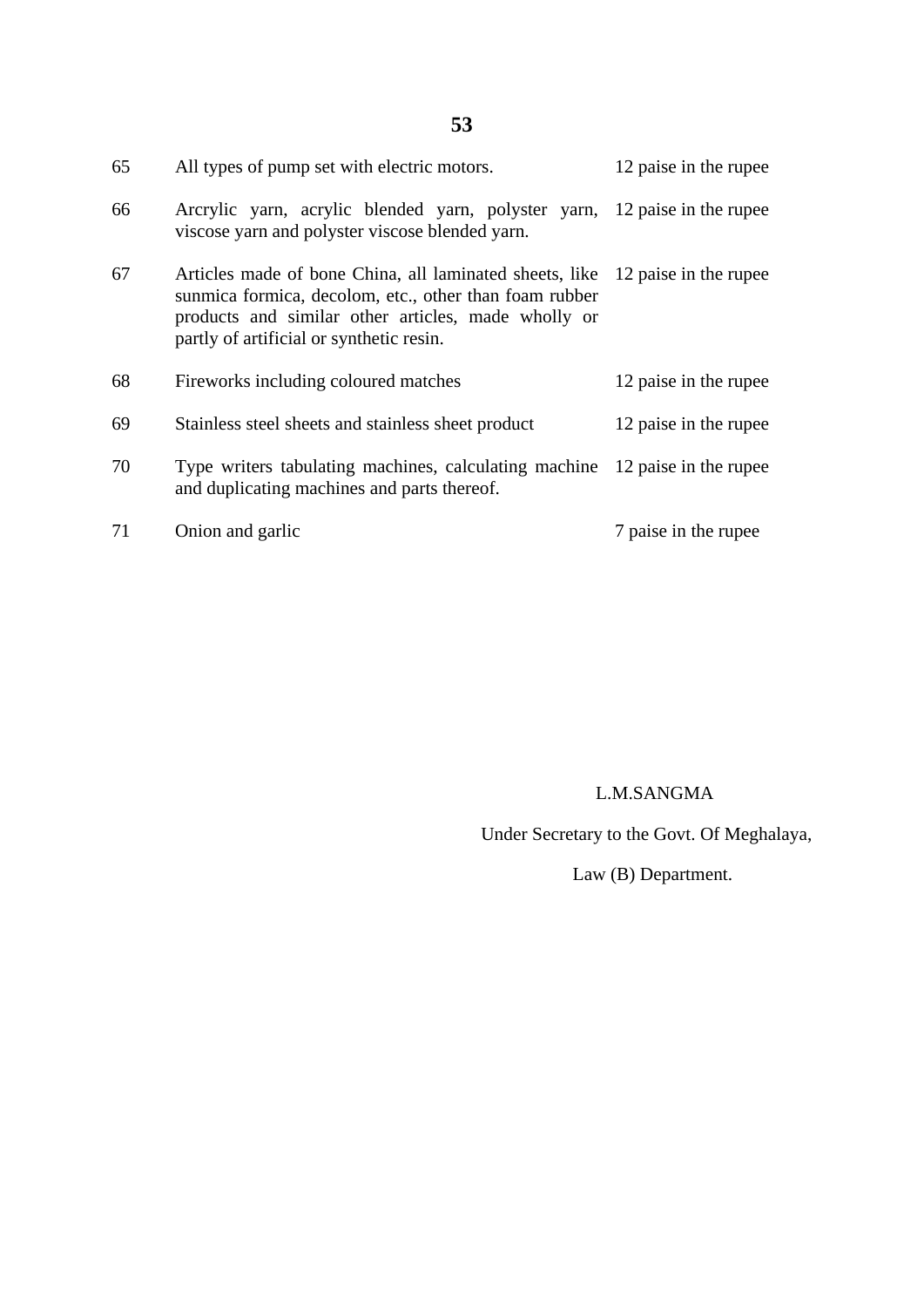| | | |
|---|---|---|
| 65 | All types of pump set with electric motors. | 12 paise in the rupee |
| 66 | Arcrylic yarn, acrylic blended yarn, polyster yarn, viscose yarn and polyster viscose blended yarn. | 12 paise in the rupee |
| 67 | Articles made of bone China, all laminated sheets, like sunmica formica, decolom, etc., other than foam rubber products and similar other articles, made wholly or partly of artificial or synthetic resin. | 12 paise in the rupee |
| 68 | Fireworks including coloured matches | 12 paise in the rupee |
| 69 | Stainless steel sheets and stainless sheet product | 12 paise in the rupee |
| 70 | Type writers tabulating machines, calculating machine and duplicating machines and parts thereof. | 12 paise in the rupee |
| 71 | Onion and garlic | 7 paise in the rupee |

L.M.SANGMA

Under Secretary to the Govt. Of Meghalaya,

Law (B) Department.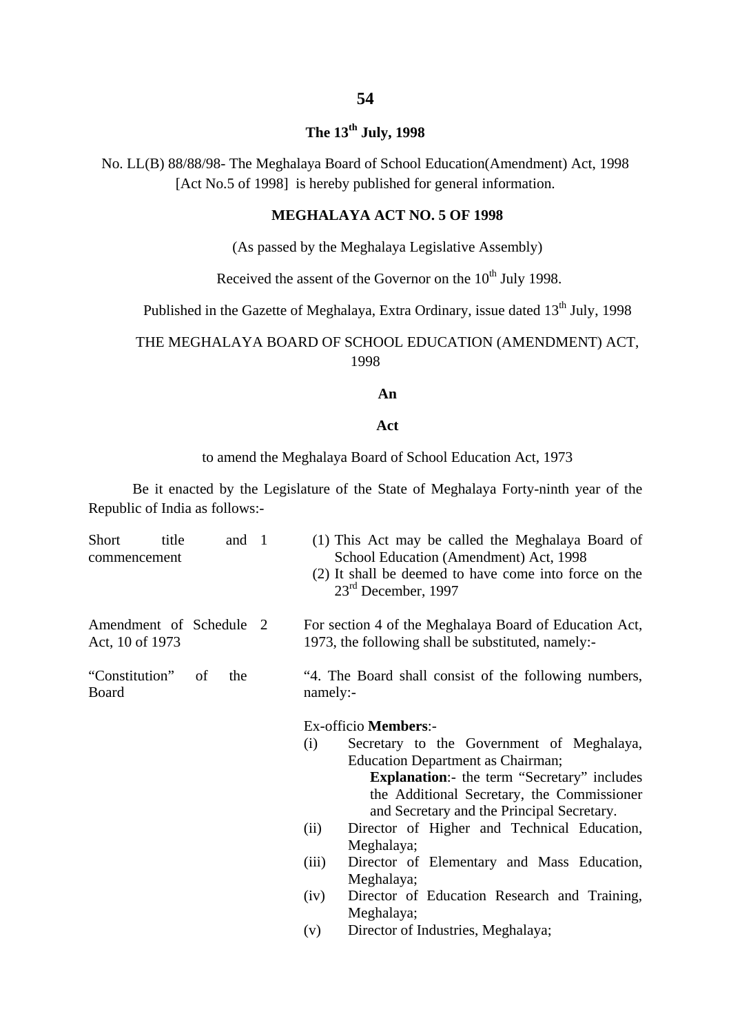**The 13th July, 1998**

No. LL(B) 88/88/98- The Meghalaya Board of School Education(Amendment) Act, 1998 [Act No.5 of 1998] is hereby published for general information.

**MEGHALAYA ACT NO. 5 OF 1998**

(As passed by the Meghalaya Legislative Assembly)

Received the assent of the Governor on the 10th July 1998.

Published in the Gazette of Meghalaya, Extra Ordinary, issue dated 13th July, 1998

THE MEGHALAYA BOARD OF SCHOOL EDUCATION (AMENDMENT) ACT, 1998

**An**

**Act**

to amend the Meghalaya Board of School Education Act, 1973

Be it enacted by the Legislature of the State of Meghalaya Forty-ninth year of the Republic of India as follows:-

Short title and commencement

1\. (1) This Act may be called the Meghalaya Board of School Education (Amendment) Act, 1998

(2) It shall be deemed to have come into force on the 23rd December, 1997

Amendment of Schedule Act, 10 of 1973

2\. For section 4 of the Meghalaya Board of Education Act, 1973, the following shall be substituted, namely:-

"Constitution" of the Board

"4. The Board shall consist of the following numbers, namely:-

Ex-officio **Members**:-

(i) Secretary to the Government of Meghalaya, Education Department as Chairman;

**Explanation**:- the term "Secretary" includes the Additional Secretary, the Commissioner and Secretary and the Principal Secretary.

(ii) Director of Higher and Technical Education, Meghalaya;

(iii) Director of Elementary and Mass Education, Meghalaya;

(iv) Director of Education Research and Training, Meghalaya;

(v) Director of Industries, Meghalaya;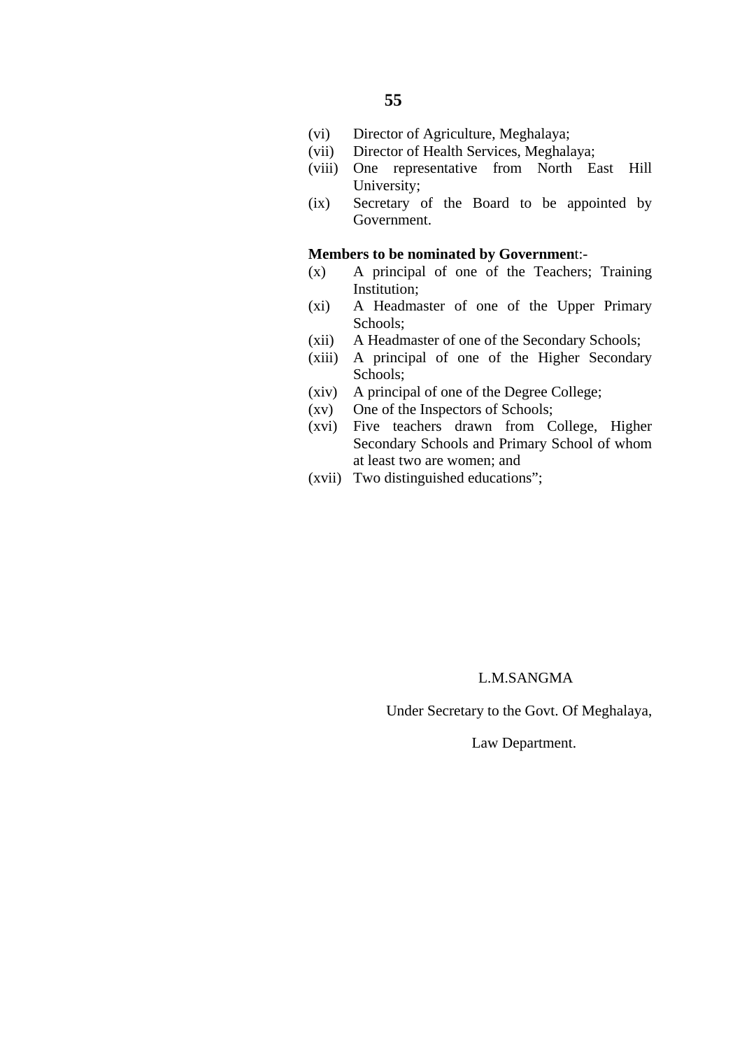(vi) Director of Agriculture, Meghalaya;

(vii) Director of Health Services, Meghalaya;

(viii) One representative from North East Hill University;

(ix) Secretary of the Board to be appointed by Government.

**Members to be nominated by Governmen**t:-

(x) A principal of one of the Teachers; Training Institution;

(xi) A Headmaster of one of the Upper Primary Schools;

(xii) A Headmaster of one of the Secondary Schools;

(xiii) A principal of one of the Higher Secondary Schools;

(xiv) A principal of one of the Degree College;

(xv) One of the Inspectors of Schools;

(xvi) Five teachers drawn from College, Higher Secondary Schools and Primary School of whom at least two are women; and

(xvii) Two distinguished educations";

L.M.SANGMA

Under Secretary to the Govt. Of Meghalaya,

Law Department.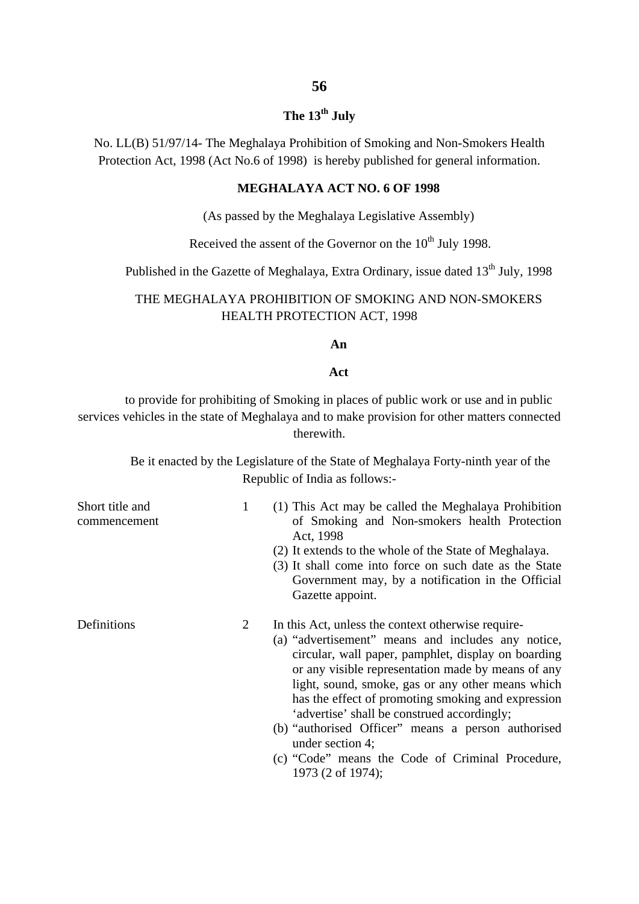**The 13th July**

No. LL(B) 51/97/14- The Meghalaya Prohibition of Smoking and Non-Smokers Health Protection Act, 1998 (Act No.6 of 1998) is hereby published for general information.

**MEGHALAYA ACT NO. 6 OF 1998**

(As passed by the Meghalaya Legislative Assembly)

Received the assent of the Governor on the 10th July 1998.

Published in the Gazette of Meghalaya, Extra Ordinary, issue dated 13th July, 1998

THE MEGHALAYA PROHIBITION OF SMOKING AND NON-SMOKERS HEALTH PROTECTION ACT, 1998

**An**

**Act**

to provide for prohibiting of Smoking in places of public work or use and in public services vehicles in the state of Meghalaya and to make provision for other matters connected therewith.

Be it enacted by the Legislature of the State of Meghalaya Forty-ninth year of the Republic of India as follows:-

**Short title and commencement**

1 (1) This Act may be called the Meghalaya Prohibition of Smoking and Non-smokers health Protection Act, 1998

(2) It extends to the whole of the State of Meghalaya.

(3) It shall come into force on such date as the State Government may, by a notification in the Official Gazette appoint.

**Definitions**

2 In this Act, unless the context otherwise require-

(a) "advertisement" means and includes any notice, circular, wall paper, pamphlet, display on boarding or any visible representation made by means of any light, sound, smoke, gas or any other means which has the effect of promoting smoking and expression 'advertise' shall be construed accordingly;

(b) "authorised Officer" means a person authorised under section 4;

(c) "Code" means the Code of Criminal Procedure, 1973 (2 of 1974);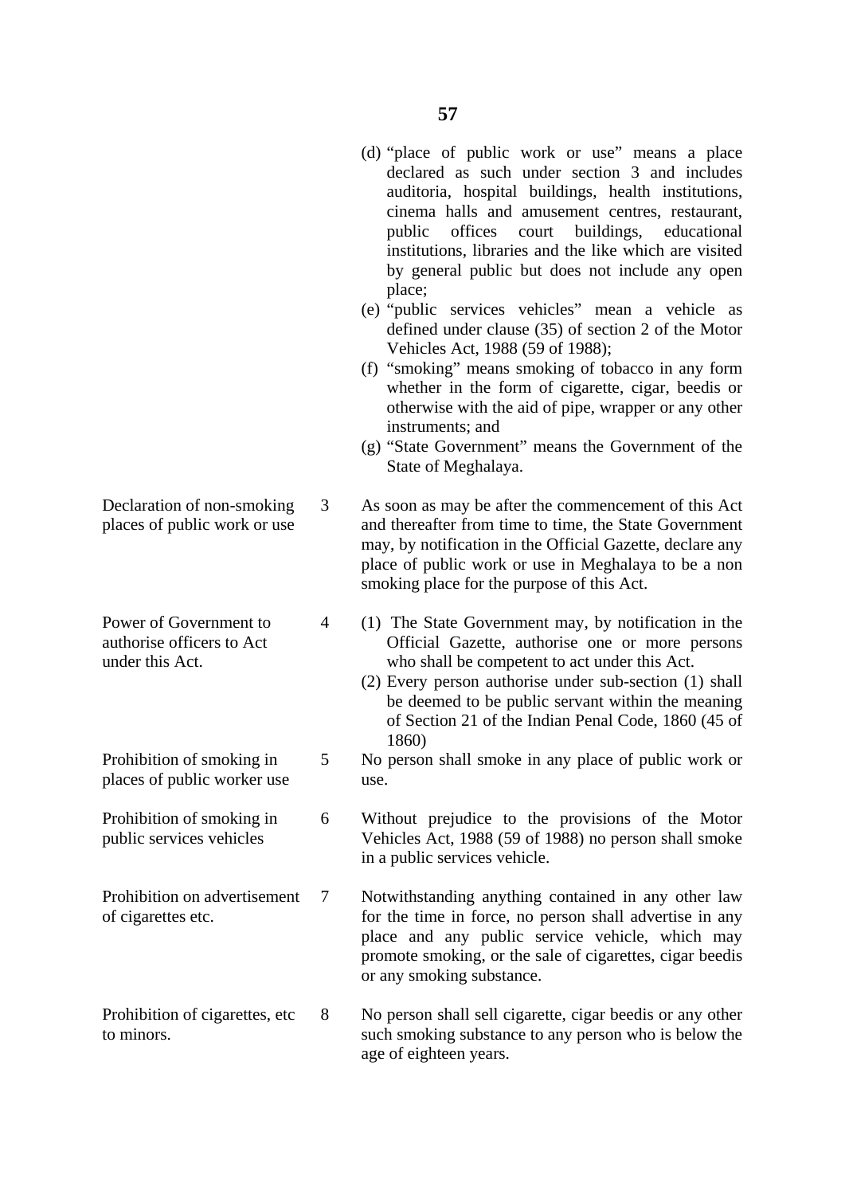(d) "place of public work or use" means a place declared as such under section 3 and includes auditoria, hospital buildings, health institutions, cinema halls and amusement centres, restaurant, public offices court buildings, educational institutions, libraries and the like which are visited by general public but does not include any open place;

(e) "public services vehicles" mean a vehicle as defined under clause (35) of section 2 of the Motor Vehicles Act, 1988 (59 of 1988);

(f) "smoking" means smoking of tobacco in any form whether in the form of cigarette, cigar, beedis or otherwise with the aid of pipe, wrapper or any other instruments; and

(g) "State Government" means the Government of the State of Meghalaya.

**Declaration of non-smoking places of public work or use**

3 As soon as may be after the commencement of this Act and thereafter from time to time, the State Government may, by notification in the Official Gazette, declare any place of public work or use in Meghalaya to be a non smoking place for the purpose of this Act.

**Power of Government to authorise officers to Act under this Act.**

4 (1) The State Government may, by notification in the Official Gazette, authorise one or more persons who shall be competent to act under this Act.

(2) Every person authorise under sub-section (1) shall be deemed to be public servant within the meaning of Section 21 of the Indian Penal Code, 1860 (45 of 1860)

**Prohibition of smoking in places of public worker use**

5 No person shall smoke in any place of public work or use.

**Prohibition of smoking in public services vehicles**

6 Without prejudice to the provisions of the Motor Vehicles Act, 1988 (59 of 1988) no person shall smoke in a public services vehicle.

**Prohibition on advertisement of cigarettes etc.**

7 Notwithstanding anything contained in any other law for the time in force, no person shall advertise in any place and any public service vehicle, which may promote smoking, or the sale of cigarettes, cigar beedis or any smoking substance.

**Prohibition of cigarettes, etc to minors.**

8 No person shall sell cigarette, cigar beedis or any other such smoking substance to any person who is below the age of eighteen years.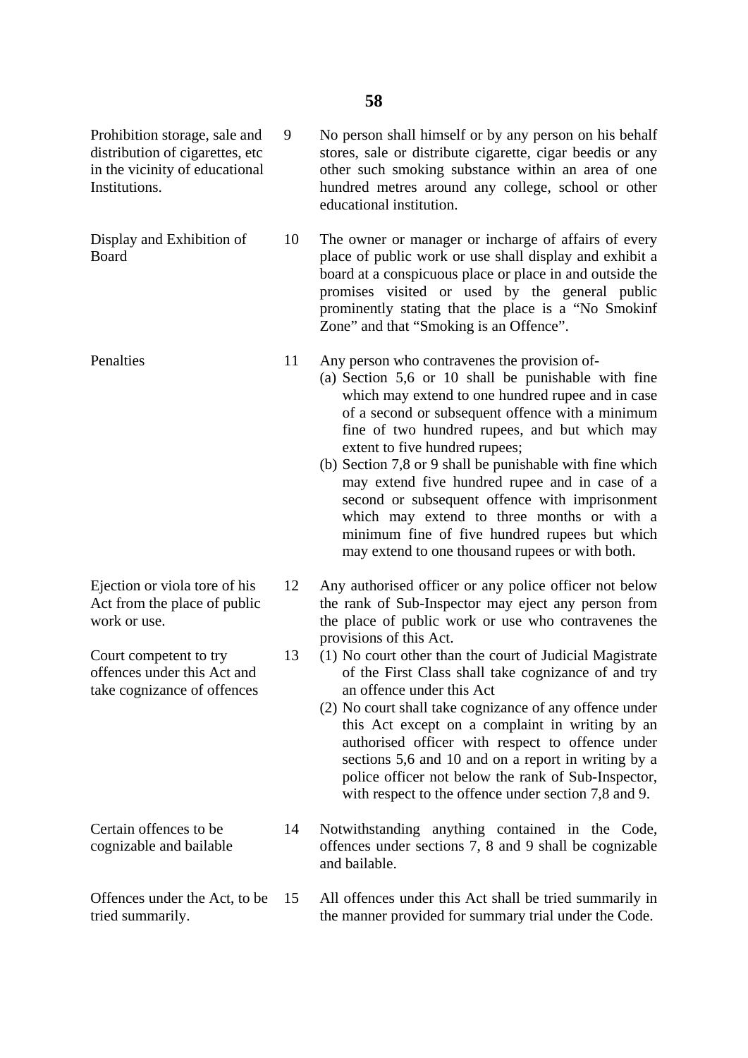| Marginal note | Section | Provision |
|---|---|---|
| Prohibition storage, sale and distribution of cigarettes, etc in the vicinity of educational Institutions. | 9 | No person shall himself or by any person on his behalf stores, sale or distribute cigarette, cigar beedis or any other such smoking substance within an area of one hundred metres around any college, school or other educational institution. |
| Display and Exhibition of Board | 10 | The owner or manager or incharge of affairs of every place of public work or use shall display and exhibit a board at a conspicuous place or place in and outside the promises visited or used by the general public prominently stating that the place is a "No Smokinf Zone" and that "Smoking is an Offence". |
| Penalties | 11 | Any person who contravenes the provision of-<br>(a) Section 5,6 or 10 shall be punishable with fine which may extend to one hundred rupee and in case of a second or subsequent offence with a minimum fine of two hundred rupees, and but which may extent to five hundred rupees;<br>(b) Section 7,8 or 9 shall be punishable with fine which may extend five hundred rupee and in case of a second or subsequent offence with imprisonment which may extend to three months or with a minimum fine of five hundred rupees but which may extend to one thousand rupees or with both. |
| Ejection or viola tore of his Act from the place of public work or use. | 12 | Any authorised officer or any police officer not below the rank of Sub-Inspector may eject any person from the place of public work or use who contravenes the provisions of this Act. |
| Court competent to try offences under this Act and take cognizance of offences | 13 | (1) No court other than the court of Judicial Magistrate of the First Class shall take cognizance of and try an offence under this Act<br>(2) No court shall take cognizance of any offence under this Act except on a complaint in writing by an authorised officer with respect to offence under sections 5,6 and 10 and on a report in writing by a police officer not below the rank of Sub-Inspector, with respect to the offence under section 7,8 and 9. |
| Certain offences to be cognizable and bailable | 14 | Notwithstanding anything contained in the Code, offences under sections 7, 8 and 9 shall be cognizable and bailable. |
| Offences under the Act, to be tried summarily. | 15 | All offences under this Act shall be tried summarily in the manner provided for summary trial under the Code. |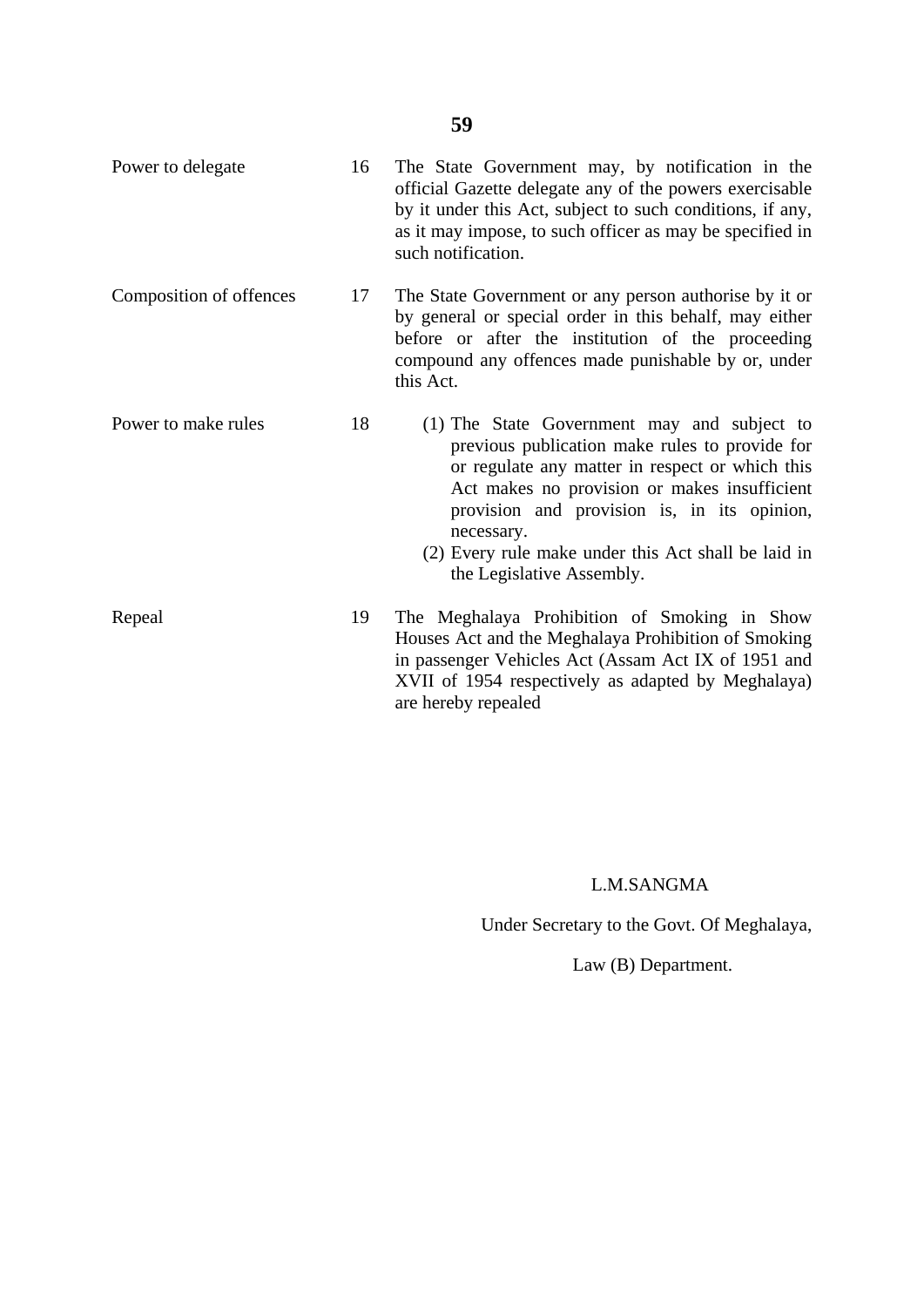| | | |
|---|---|---|
| Power to delegate | 16 | The State Government may, by notification in the official Gazette delegate any of the powers exercisable by it under this Act, subject to such conditions, if any, as it may impose, to such officer as may be specified in such notification. |
| Composition of offences | 17 | The State Government or any person authorise by it or by general or special order in this behalf, may either before or after the institution of the proceeding compound any offences made punishable by or, under this Act. |
| Power to make rules | 18 | (1) The State Government may and subject to previous publication make rules to provide for or regulate any matter in respect or which this Act makes no provision or makes insufficient provision and provision is, in its opinion, necessary.<br>(2) Every rule make under this Act shall be laid in the Legislative Assembly. |
| Repeal | 19 | The Meghalaya Prohibition of Smoking in Show Houses Act and the Meghalaya Prohibition of Smoking in passenger Vehicles Act (Assam Act IX of 1951 and XVII of 1954 respectively as adapted by Meghalaya) are hereby repealed |

L.M.SANGMA

Under Secretary to the Govt. Of Meghalaya,

Law (B) Department.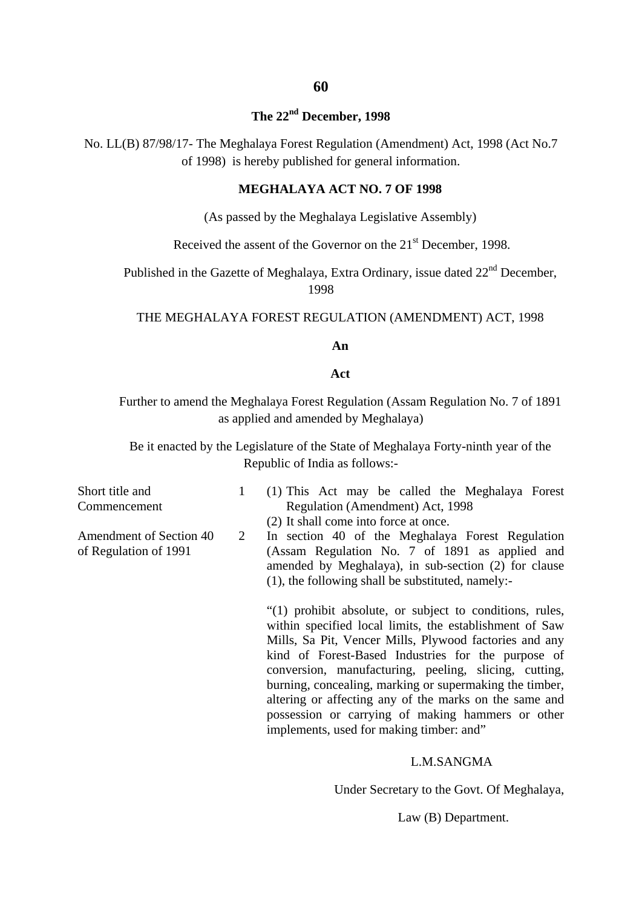**The 22nd December, 1998**

No. LL(B) 87/98/17- The Meghalaya Forest Regulation (Amendment) Act, 1998 (Act No.7 of 1998) is hereby published for general information.

**MEGHALAYA ACT NO. 7 OF 1998**

(As passed by the Meghalaya Legislative Assembly)

Received the assent of the Governor on the 21st December, 1998.

Published in the Gazette of Meghalaya, Extra Ordinary, issue dated 22nd December, 1998

THE MEGHALAYA FOREST REGULATION (AMENDMENT) ACT, 1998

**An**

**Act**

Further to amend the Meghalaya Forest Regulation (Assam Regulation No. 7 of 1891 as applied and amended by Meghalaya)

Be it enacted by the Legislature of the State of Meghalaya Forty-ninth year of the Republic of India as follows:-

| | | |
|---|---|---|
| Short title and Commencement | 1 | (1) This Act may be called the Meghalaya Forest Regulation (Amendment) Act, 1998<br>(2) It shall come into force at once. |
| Amendment of Section 40 of Regulation of 1991 | 2 | In section 40 of the Meghalaya Forest Regulation (Assam Regulation No. 7 of 1891 as applied and amended by Meghalaya), in sub-section (2) for clause (1), the following shall be substituted, namely:-<br><br>"(1) prohibit absolute, or subject to conditions, rules, within specified local limits, the establishment of Saw Mills, Sa Pit, Vencer Mills, Plywood factories and any kind of Forest-Based Industries for the purpose of conversion, manufacturing, peeling, slicing, cutting, burning, concealing, marking or supermaking the timber, altering or affecting any of the marks on the same and possession or carrying of making hammers or other implements, used for making timber: and" |

L.M.SANGMA

Under Secretary to the Govt. Of Meghalaya,

Law (B) Department.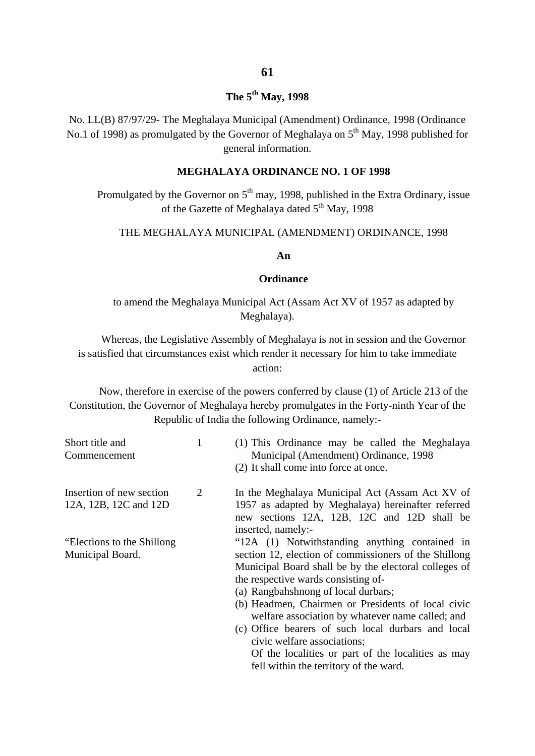**The 5th May, 1998**

No. LL(B) 87/97/29- The Meghalaya Municipal (Amendment) Ordinance, 1998 (Ordinance No.1 of 1998) as promulgated by the Governor of Meghalaya on 5th May, 1998 published for general information.

**MEGHALAYA ORDINANCE NO. 1 OF 1998**

Promulgated by the Governor on 5th may, 1998, published in the Extra Ordinary, issue of the Gazette of Meghalaya dated 5th May, 1998

THE MEGHALAYA MUNICIPAL (AMENDMENT) ORDINANCE, 1998

**An**

**Ordinance**

to amend the Meghalaya Municipal Act (Assam Act XV of 1957 as adapted by Meghalaya).

Whereas, the Legislative Assembly of Meghalaya is not in session and the Governor is satisfied that circumstances exist which render it necessary for him to take immediate action:

Now, therefore in exercise of the powers conferred by clause (1) of Article 213 of the Constitution, the Governor of Meghalaya hereby promulgates in the Forty-ninth Year of the Republic of India the following Ordinance, namely:-

| | | |
|---|---|---|
| Short title and Commencement | 1 | (1) This Ordinance may be called the Meghalaya Municipal (Amendment) Ordinance, 1998<br>(2) It shall come into force at once. |
| Insertion of new section 12A, 12B, 12C and 12D | 2 | In the Meghalaya Municipal Act (Assam Act XV of 1957 as adapted by Meghalaya) hereinafter referred new sections 12A, 12B, 12C and 12D shall be inserted, namely:- |
| "Elections to the Shillong Municipal Board. | | "12A (1) Notwithstanding anything contained in section 12, election of commissioners of the Shillong Municipal Board shall be by the electoral colleges of the respective wards consisting of-<br>(a) Rangbahshnong of local durbars;<br>(b) Headmen, Chairmen or Presidents of local civic welfare association by whatever name called; and<br>(c) Office bearers of such local durbars and local civic welfare associations;<br>Of the localities or part of the localities as may fell within the territory of the ward. |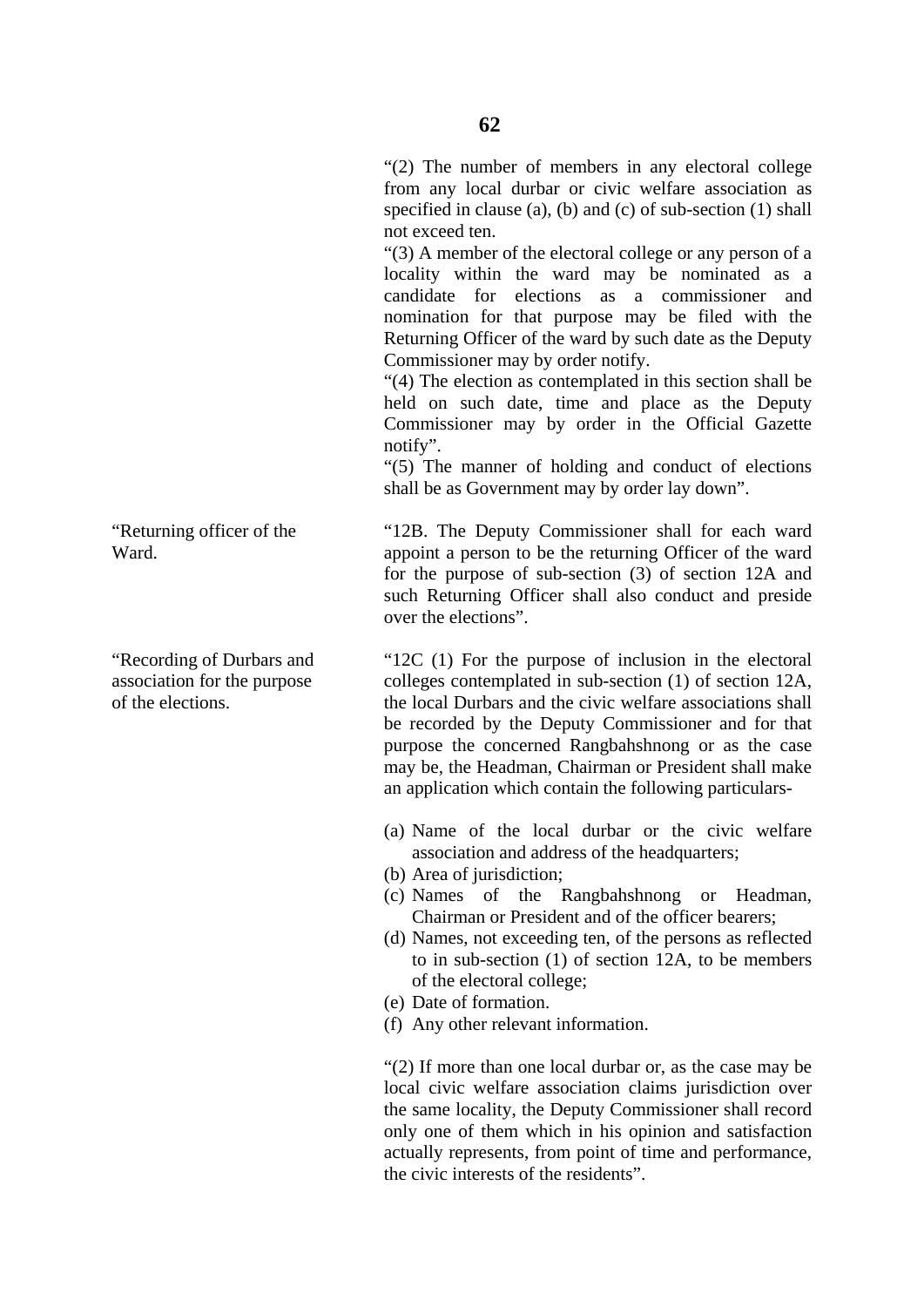"(2) The number of members in any electoral college from any local durbar or civic welfare association as specified in clause (a), (b) and (c) of sub-section (1) shall not exceed ten.

"(3) A member of the electoral college or any person of a locality within the ward may be nominated as a candidate for elections as a commissioner and nomination for that purpose may be filed with the Returning Officer of the ward by such date as the Deputy Commissioner may by order notify.

"(4) The election as contemplated in this section shall be held on such date, time and place as the Deputy Commissioner may by order in the Official Gazette notify".

"(5) The manner of holding and conduct of elections shall be as Government may by order lay down".

"Returning officer of the Ward.

"12B. The Deputy Commissioner shall for each ward appoint a person to be the returning Officer of the ward for the purpose of sub-section (3) of section 12A and such Returning Officer shall also conduct and preside over the elections".

"Recording of Durbars and association for the purpose of the elections.

"12C (1) For the purpose of inclusion in the electoral colleges contemplated in sub-section (1) of section 12A, the local Durbars and the civic welfare associations shall be recorded by the Deputy Commissioner and for that purpose the concerned Rangbahshnong or as the case may be, the Headman, Chairman or President shall make an application which contain the following particulars-

(a) Name of the local durbar or the civic welfare association and address of the headquarters;
(b) Area of jurisdiction;
(c) Names of the Rangbahshnong or Headman, Chairman or President and of the officer bearers;
(d) Names, not exceeding ten, of the persons as reflected to in sub-section (1) of section 12A, to be members of the electoral college;
(e) Date of formation.
(f) Any other relevant information.

"(2) If more than one local durbar or, as the case may be local civic welfare association claims jurisdiction over the same locality, the Deputy Commissioner shall record only one of them which in his opinion and satisfaction actually represents, from point of time and performance, the civic interests of the residents".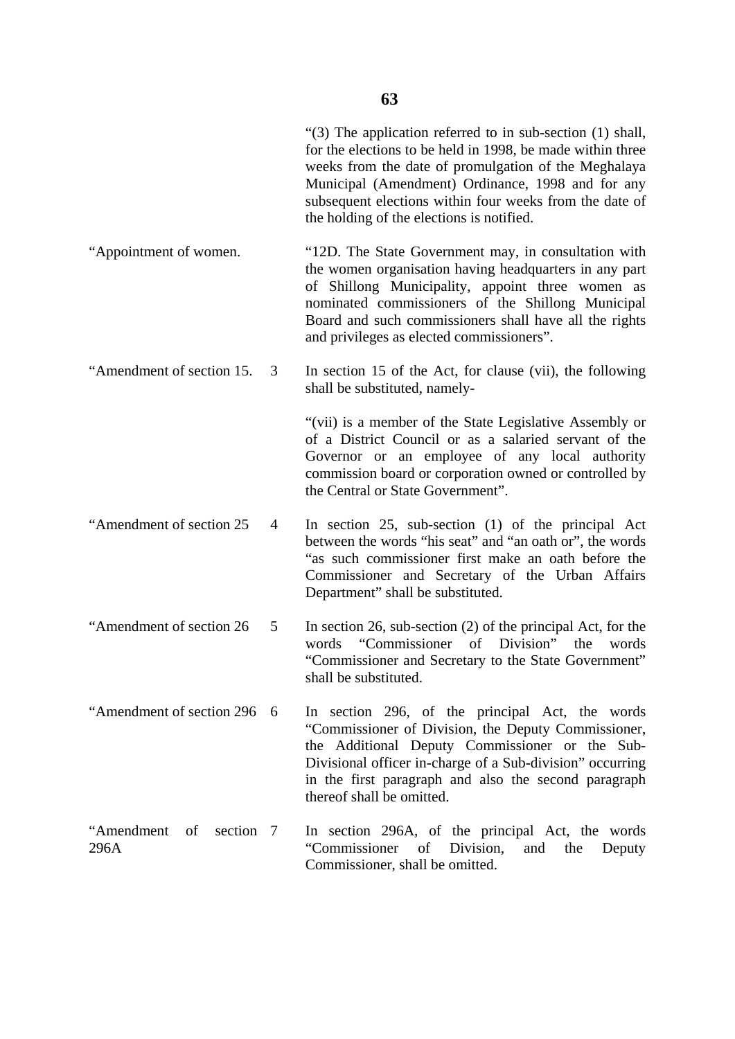"(3) The application referred to in sub-section (1) shall, for the elections to be held in 1998, be made within three weeks from the date of promulgation of the Meghalaya Municipal (Amendment) Ordinance, 1998 and for any subsequent elections within four weeks from the date of the holding of the elections is notified.

"Appointment of women. "12D. The State Government may, in consultation with the women organisation having headquarters in any part of Shillong Municipality, appoint three women as nominated commissioners of the Shillong Municipal Board and such commissioners shall have all the rights and privileges as elected commissioners".

"Amendment of section 15. 3 In section 15 of the Act, for clause (vii), the following shall be substituted, namely-

"(vii) is a member of the State Legislative Assembly or of a District Council or as a salaried servant of the Governor or an employee of any local authority commission board or corporation owned or controlled by the Central or State Government".

"Amendment of section 25 4 In section 25, sub-section (1) of the principal Act between the words "his seat" and "an oath or", the words "as such commissioner first make an oath before the Commissioner and Secretary of the Urban Affairs Department" shall be substituted.

"Amendment of section 26 5 In section 26, sub-section (2) of the principal Act, for the words "Commissioner of Division" the words "Commissioner and Secretary to the State Government" shall be substituted.

"Amendment of section 296 6 In section 296, of the principal Act, the words "Commissioner of Division, the Deputy Commissioner, the Additional Deputy Commissioner or the Sub-Divisional officer in-charge of a Sub-division" occurring in the first paragraph and also the second paragraph thereof shall be omitted.

"Amendment of section 296A 7 In section 296A, of the principal Act, the words "Commissioner of Division, and the Deputy Commissioner, shall be omitted.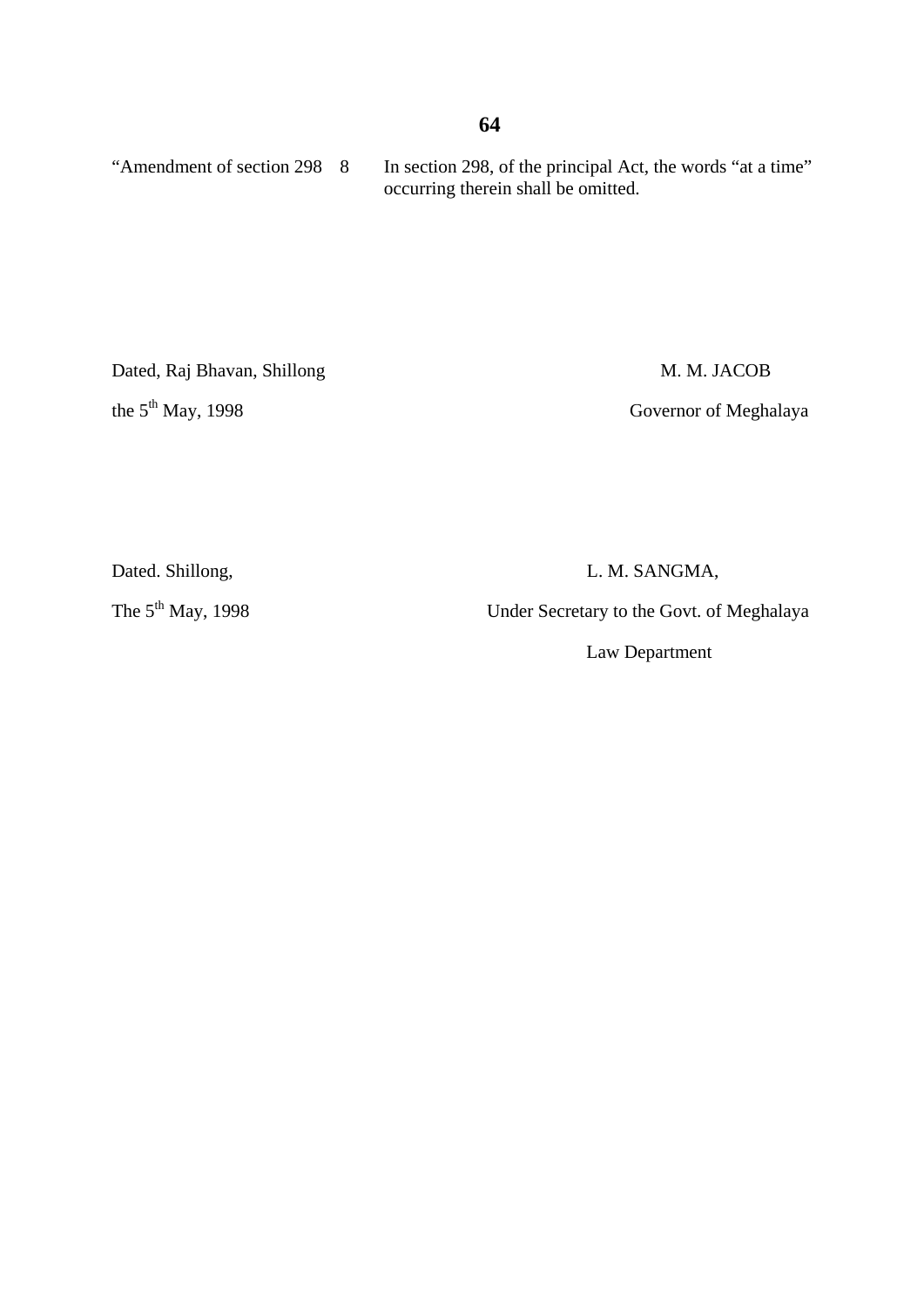"Amendment of section 298 8 In section 298, of the principal Act, the words "at a time" occurring therein shall be omitted.

Dated, Raj Bhavan, Shillong

the 5th May, 1998

M. M. JACOB

Governor of Meghalaya

Dated. Shillong,

The 5th May, 1998

L. M. SANGMA,

Under Secretary to the Govt. of Meghalaya

Law Department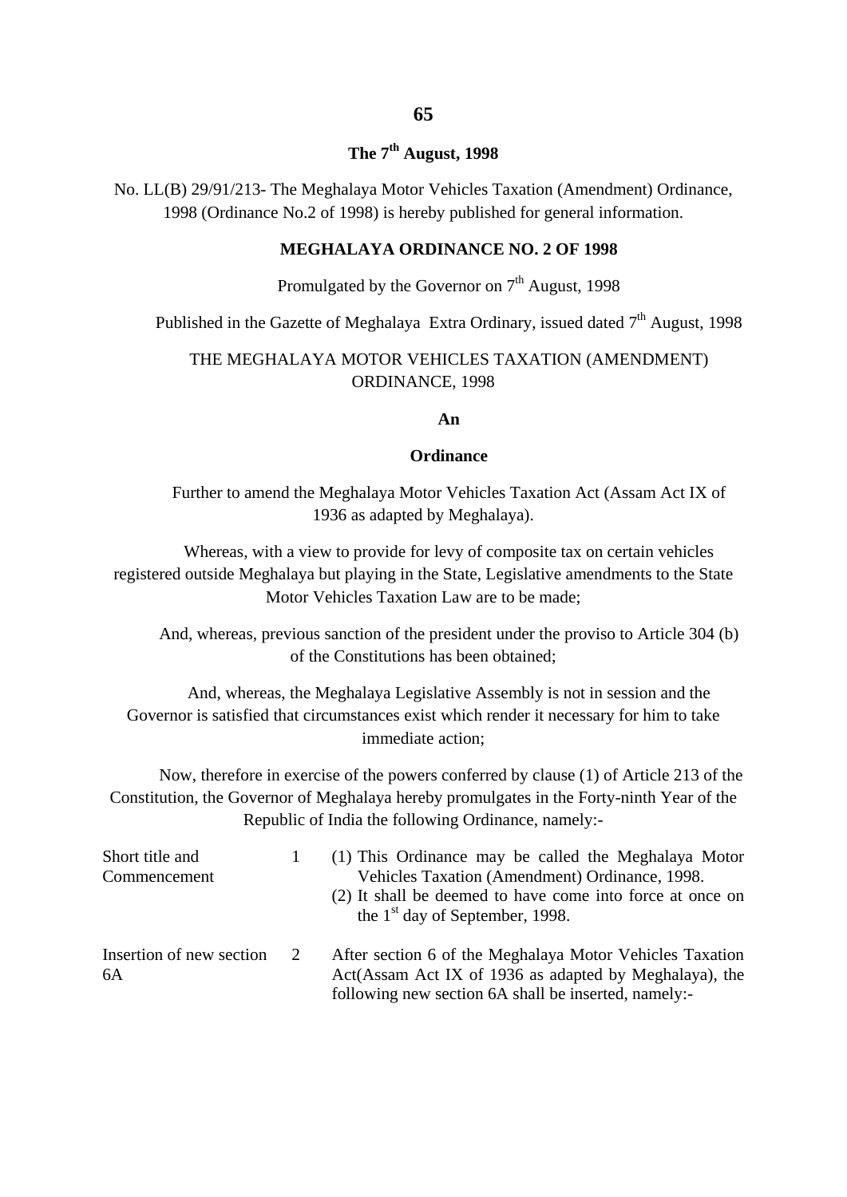**The 7th August, 1998**

No. LL(B) 29/91/213- The Meghalaya Motor Vehicles Taxation (Amendment) Ordinance, 1998 (Ordinance No.2 of 1998) is hereby published for general information.

**MEGHALAYA ORDINANCE NO. 2 OF 1998**

Promulgated by the Governor on 7th August, 1998

Published in the Gazette of Meghalaya Extra Ordinary, issued dated 7th August, 1998

THE MEGHALAYA MOTOR VEHICLES TAXATION (AMENDMENT) ORDINANCE, 1998

**An**

**Ordinance**

Further to amend the Meghalaya Motor Vehicles Taxation Act (Assam Act IX of 1936 as adapted by Meghalaya).

Whereas, with a view to provide for levy of composite tax on certain vehicles registered outside Meghalaya but playing in the State, Legislative amendments to the State Motor Vehicles Taxation Law are to be made;

And, whereas, previous sanction of the president under the proviso to Article 304 (b) of the Constitutions has been obtained;

And, whereas, the Meghalaya Legislative Assembly is not in session and the Governor is satisfied that circumstances exist which render it necessary for him to take immediate action;

Now, therefore in exercise of the powers conferred by clause (1) of Article 213 of the Constitution, the Governor of Meghalaya hereby promulgates in the Forty-ninth Year of the Republic of India the following Ordinance, namely:-

| | | |
|---|---|---|
| Short title and Commencement | 1 | (1) This Ordinance may be called the Meghalaya Motor Vehicles Taxation (Amendment) Ordinance, 1998.<br>(2) It shall be deemed to have come into force at once on the 1st day of September, 1998. |
| Insertion of new section 6A | 2 | After section 6 of the Meghalaya Motor Vehicles Taxation Act(Assam Act IX of 1936 as adapted by Meghalaya), the following new section 6A shall be inserted, namely:- |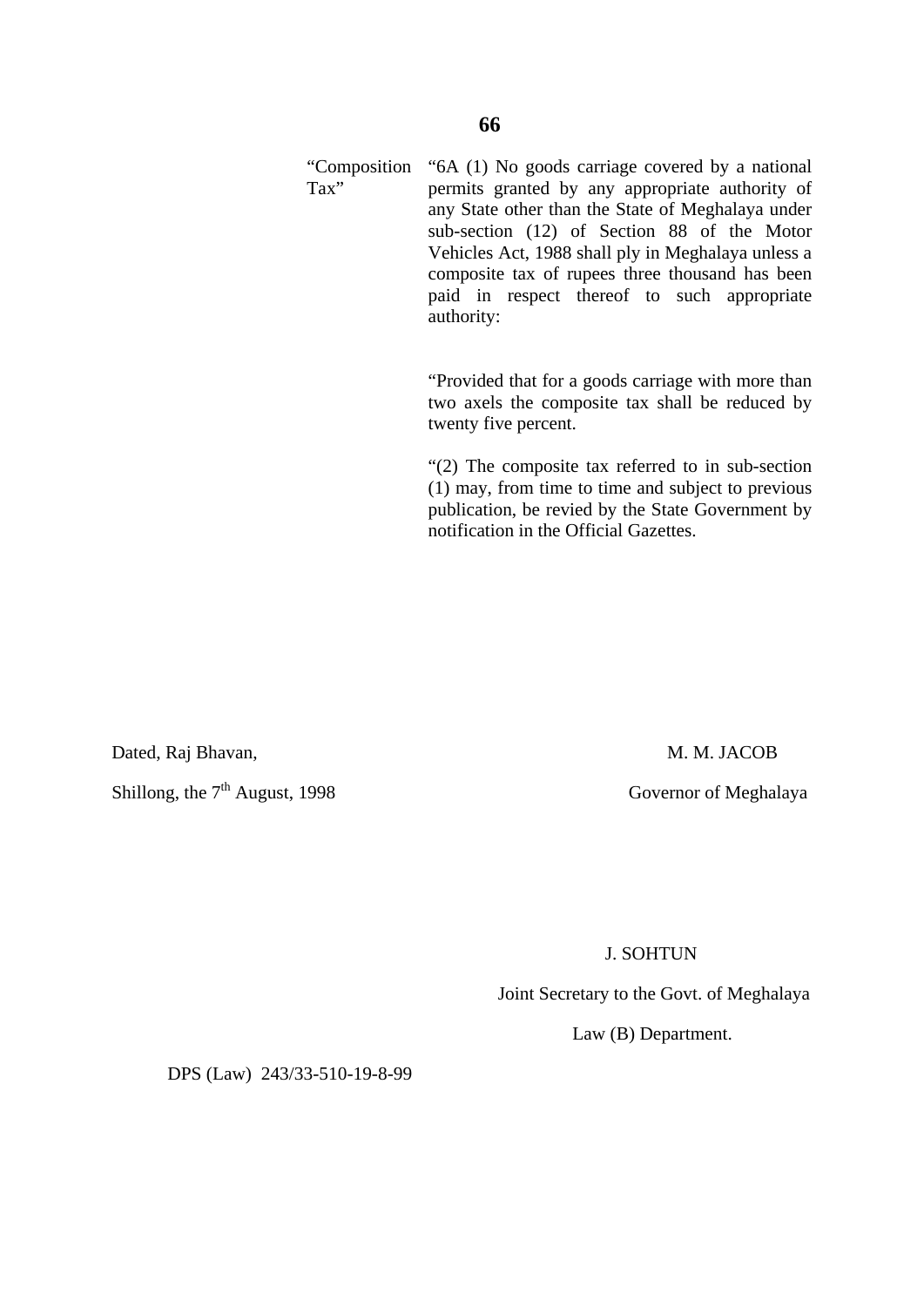"Composition Tax"

"6A (1) No goods carriage covered by a national permits granted by any appropriate authority of any State other than the State of Meghalaya under sub-section (12) of Section 88 of the Motor Vehicles Act, 1988 shall ply in Meghalaya unless a composite tax of rupees three thousand has been paid in respect thereof to such appropriate authority:

"Provided that for a goods carriage with more than two axels the composite tax shall be reduced by twenty five percent.

"(2) The composite tax referred to in sub-section (1) may, from time to time and subject to previous publication, be revied by the State Government by notification in the Official Gazettes.

Dated, Raj Bhavan,

Shillong, the 7th August, 1998

M. M. JACOB

Governor of Meghalaya

J. SOHTUN

Joint Secretary to the Govt. of Meghalaya

Law (B) Department.

DPS (Law) 243/33-510-19-8-99